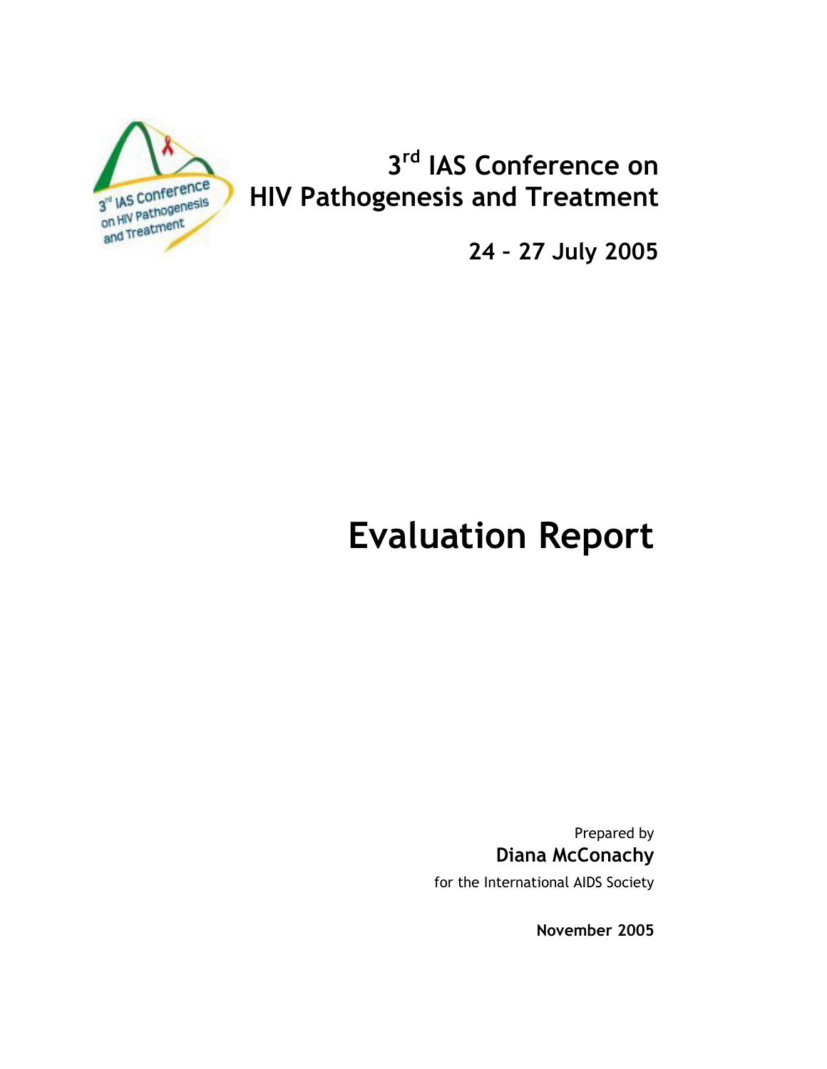# 3rd IAS Conference on HIV Pathogenesis and Treatment

**24 – 27 July 2005**

# Evaluation Report

Prepared by

**Diana McConachy**

for the International AIDS Society

**November 2005**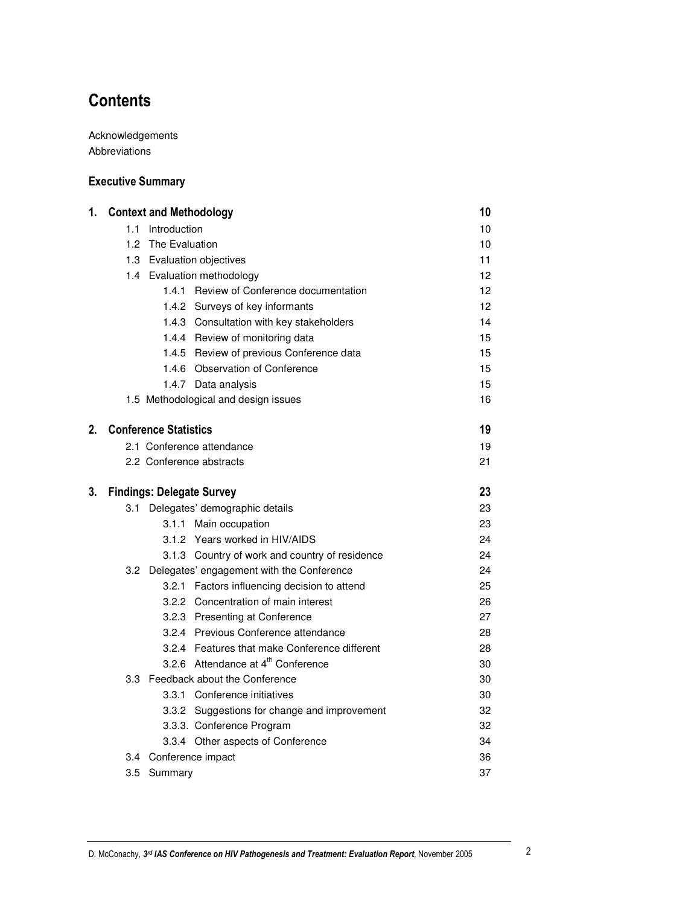# Contents

Acknowledgements
Abbreviations

**Executive Summary**

| | | |
|---|---|---|
| **1.** | **Context and Methodology** | **10** |
| | 1.1 Introduction | 10 |
| | 1.2 The Evaluation | 10 |
| | 1.3 Evaluation objectives | 11 |
| | 1.4 Evaluation methodology | 12 |
| | 1.4.1 Review of Conference documentation | 12 |
| | 1.4.2 Surveys of key informants | 12 |
| | 1.4.3 Consultation with key stakeholders | 14 |
| | 1.4.4 Review of monitoring data | 15 |
| | 1.4.5 Review of previous Conference data | 15 |
| | 1.4.6 Observation of Conference | 15 |
| | 1.4.7 Data analysis | 15 |
| | 1.5 Methodological and design issues | 16 |
| **2.** | **Conference Statistics** | **19** |
| | 2.1 Conference attendance | 19 |
| | 2.2 Conference abstracts | 21 |
| **3.** | **Findings: Delegate Survey** | **23** |
| | 3.1 Delegates' demographic details | 23 |
| | 3.1.1 Main occupation | 23 |
| | 3.1.2 Years worked in HIV/AIDS | 24 |
| | 3.1.3 Country of work and country of residence | 24 |
| | 3.2 Delegates' engagement with the Conference | 24 |
| | 3.2.1 Factors influencing decision to attend | 25 |
| | 3.2.2 Concentration of main interest | 26 |
| | 3.2.3 Presenting at Conference | 27 |
| | 3.2.4 Previous Conference attendance | 28 |
| | 3.2.4 Features that make Conference different | 28 |
| | 3.2.6 Attendance at 4th Conference | 30 |
| | 3.3 Feedback about the Conference | 30 |
| | 3.3.1 Conference initiatives | 30 |
| | 3.3.2 Suggestions for change and improvement | 32 |
| | 3.3.3. Conference Program | 32 |
| | 3.3.4 Other aspects of Conference | 34 |
| | 3.4 Conference impact | 36 |
| | 3.5 Summary | 37 |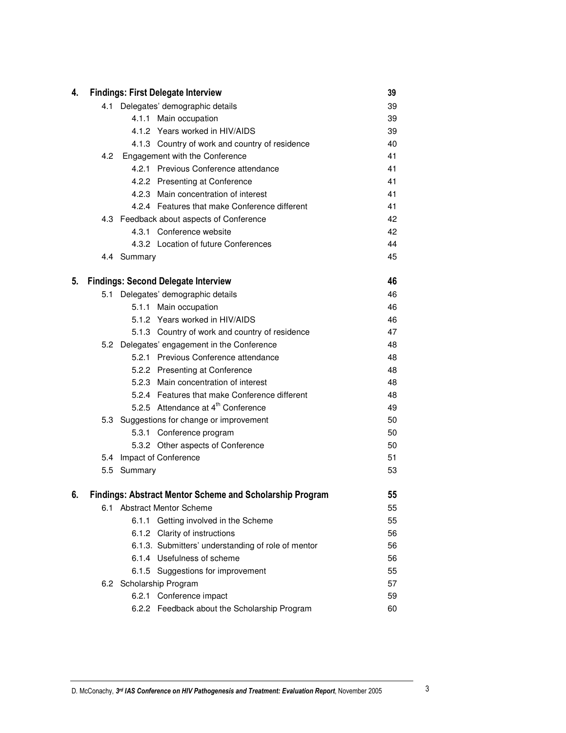| | | |
|---|---|---|
| **4.** | **Findings: First Delegate Interview** | **39** |
| 4.1 | Delegates' demographic details | 39 |
| 4.1.1 | Main occupation | 39 |
| 4.1.2 | Years worked in HIV/AIDS | 39 |
| 4.1.3 | Country of work and country of residence | 40 |
| 4.2 | Engagement with the Conference | 41 |
| 4.2.1 | Previous Conference attendance | 41 |
| 4.2.2 | Presenting at Conference | 41 |
| 4.2.3 | Main concentration of interest | 41 |
| 4.2.4 | Features that make Conference different | 41 |
| 4.3 | Feedback about aspects of Conference | 42 |
| 4.3.1 | Conference website | 42 |
| 4.3.2 | Location of future Conferences | 44 |
| 4.4 | Summary | 45 |
| **5.** | **Findings: Second Delegate Interview** | **46** |
| 5.1 | Delegates' demographic details | 46 |
| 5.1.1 | Main occupation | 46 |
| 5.1.2 | Years worked in HIV/AIDS | 46 |
| 5.1.3 | Country of work and country of residence | 47 |
| 5.2 | Delegates' engagement in the Conference | 48 |
| 5.2.1 | Previous Conference attendance | 48 |
| 5.2.2 | Presenting at Conference | 48 |
| 5.2.3 | Main concentration of interest | 48 |
| 5.2.4 | Features that make Conference different | 48 |
| 5.2.5 | Attendance at 4th Conference | 49 |
| 5.3 | Suggestions for change or improvement | 50 |
| 5.3.1 | Conference program | 50 |
| 5.3.2 | Other aspects of Conference | 50 |
| 5.4 | Impact of Conference | 51 |
| 5.5 | Summary | 53 |
| **6.** | **Findings: Abstract Mentor Scheme and Scholarship Program** | **55** |
| 6.1 | Abstract Mentor Scheme | 55 |
| 6.1.1 | Getting involved in the Scheme | 55 |
| 6.1.2 | Clarity of instructions | 56 |
| 6.1.3. | Submitters' understanding of role of mentor | 56 |
| 6.1.4 | Usefulness of scheme | 56 |
| 6.1.5 | Suggestions for improvement | 55 |
| 6.2 | Scholarship Program | 57 |
| 6.2.1 | Conference impact | 59 |
| 6.2.2 | Feedback about the Scholarship Program | 60 |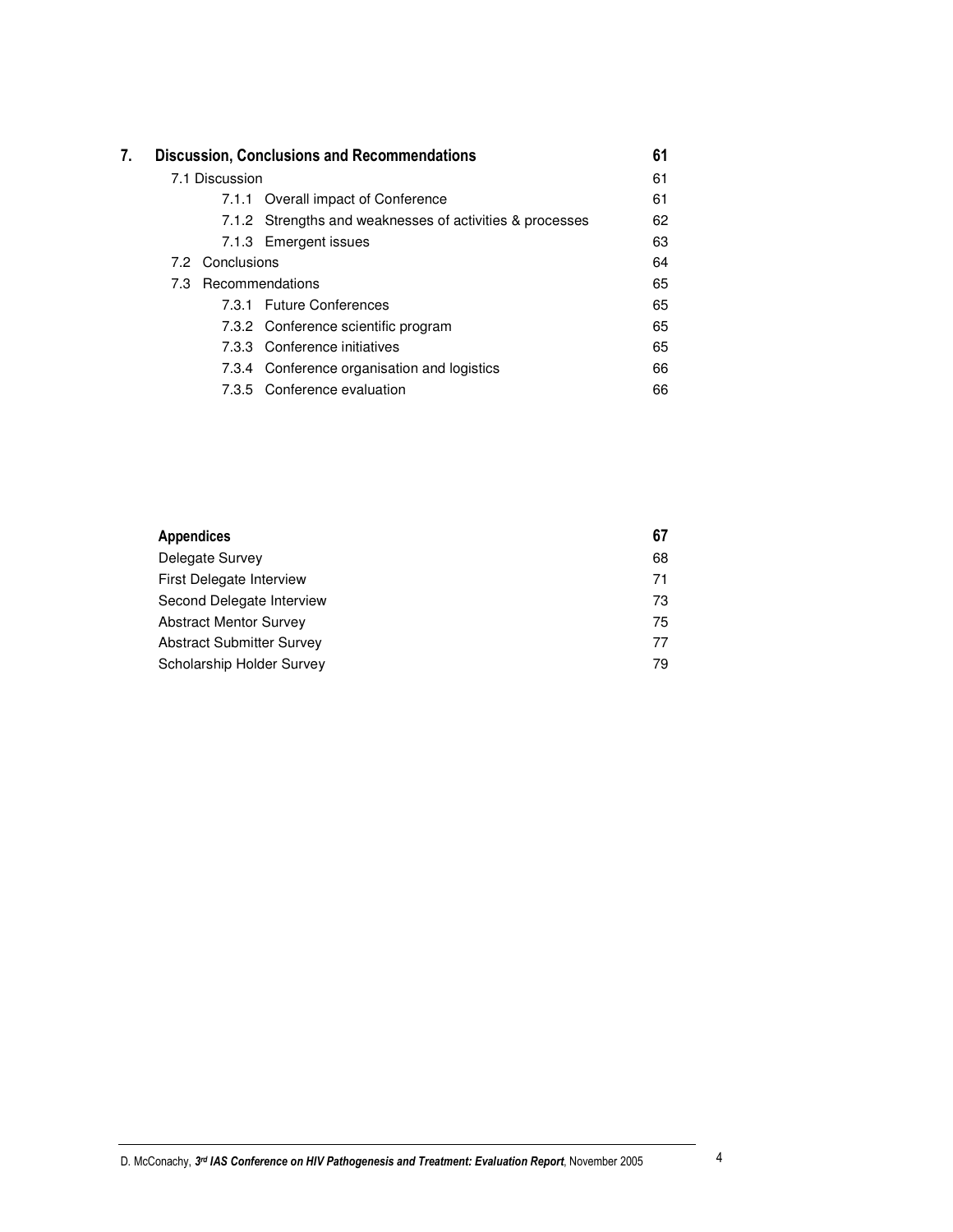| | | |
|---|---|---|
| **7.** | **Discussion, Conclusions and Recommendations** | **61** |
| | 7.1 Discussion | 61 |
| | 7.1.1 Overall impact of Conference | 61 |
| | 7.1.2 Strengths and weaknesses of activities & processes | 62 |
| | 7.1.3 Emergent issues | 63 |
| | 7.2 Conclusions | 64 |
| | 7.3 Recommendations | 65 |
| | 7.3.1 Future Conferences | 65 |
| | 7.3.2 Conference scientific program | 65 |
| | 7.3.3 Conference initiatives | 65 |
| | 7.3.4 Conference organisation and logistics | 66 |
| | 7.3.5 Conference evaluation | 66 |

| | |
|---|---|
| **Appendices** | **67** |
| Delegate Survey | 68 |
| First Delegate Interview | 71 |
| Second Delegate Interview | 73 |
| Abstract Mentor Survey | 75 |
| Abstract Submitter Survey | 77 |
| Scholarship Holder Survey | 79 |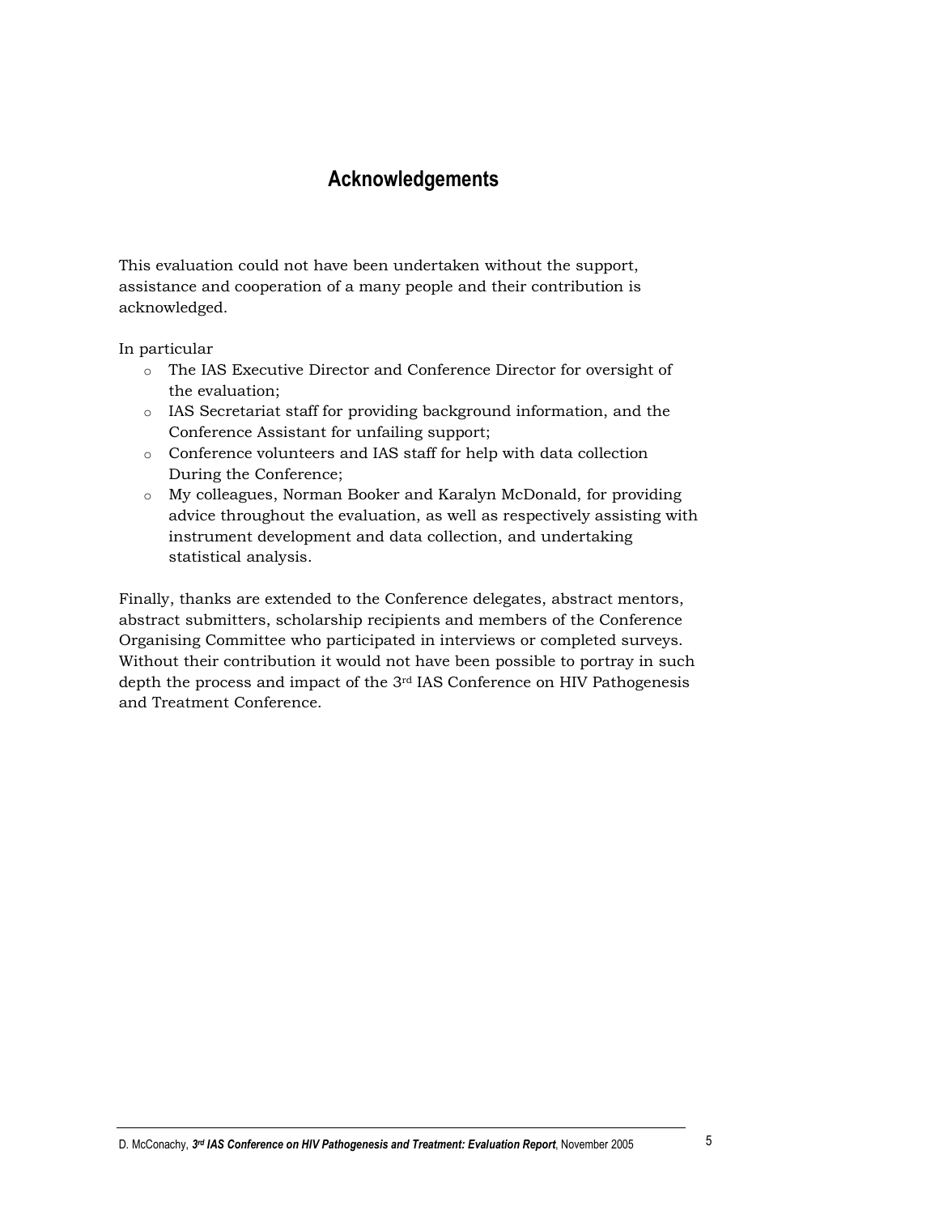## Acknowledgements

This evaluation could not have been undertaken without the support, assistance and cooperation of a many people and their contribution is acknowledged.

In particular

- The IAS Executive Director and Conference Director for oversight of the evaluation;
- IAS Secretariat staff for providing background information, and the Conference Assistant for unfailing support;
- Conference volunteers and IAS staff for help with data collection During the Conference;
- My colleagues, Norman Booker and Karalyn McDonald, for providing advice throughout the evaluation, as well as respectively assisting with instrument development and data collection, and undertaking statistical analysis.

Finally, thanks are extended to the Conference delegates, abstract mentors, abstract submitters, scholarship recipients and members of the Conference Organising Committee who participated in interviews or completed surveys. Without their contribution it would not have been possible to portray in such depth the process and impact of the 3rd IAS Conference on HIV Pathogenesis and Treatment Conference.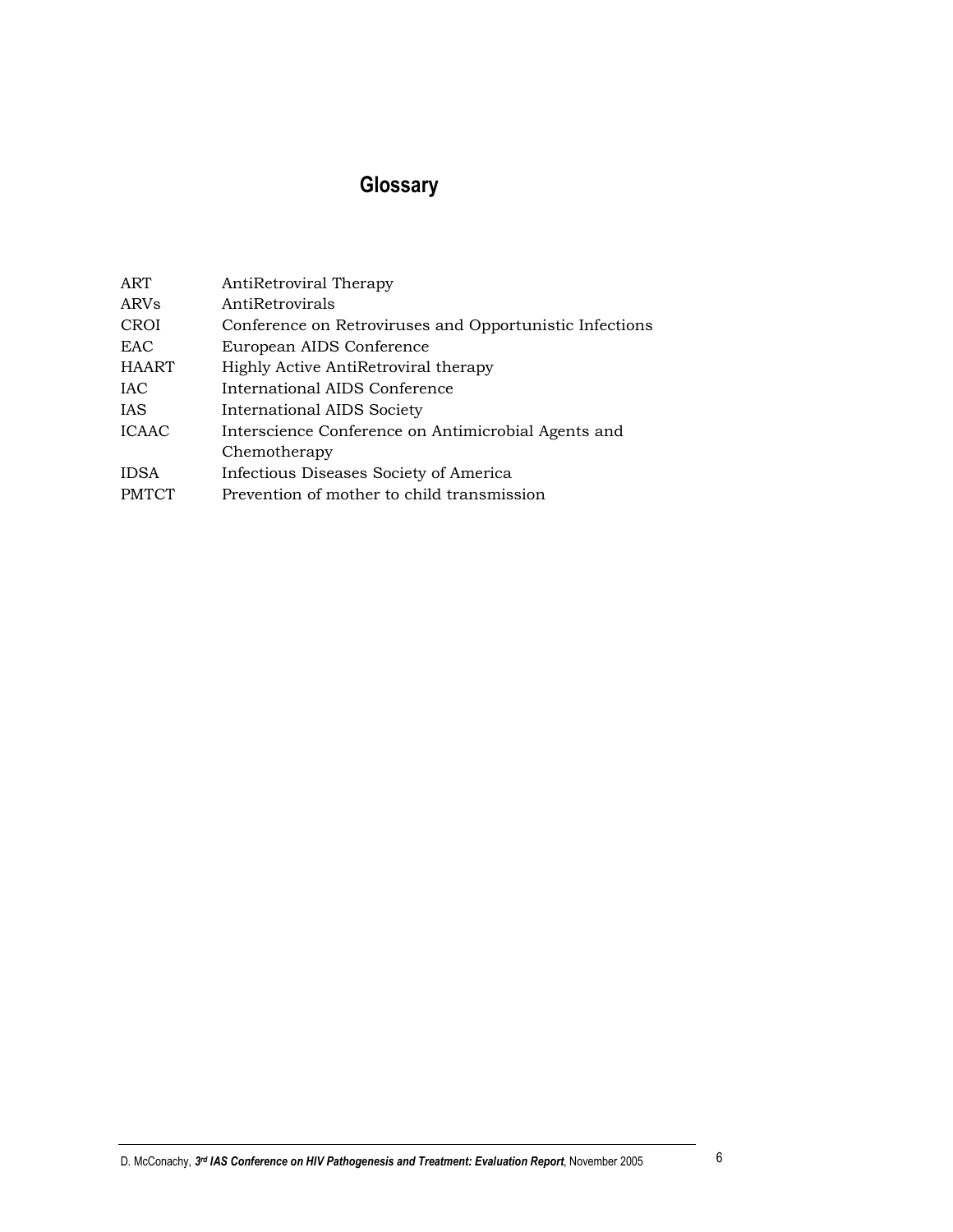# Glossary

| | |
|---|---|
| ART | AntiRetroviral Therapy |
| ARVs | AntiRetrovirals |
| CROI | Conference on Retroviruses and Opportunistic Infections |
| EAC | European AIDS Conference |
| HAART | Highly Active AntiRetroviral therapy |
| IAC | International AIDS Conference |
| IAS | International AIDS Society |
| ICAAC | Interscience Conference on Antimicrobial Agents and Chemotherapy |
| IDSA | Infectious Diseases Society of America |
| PMTCT | Prevention of mother to child transmission |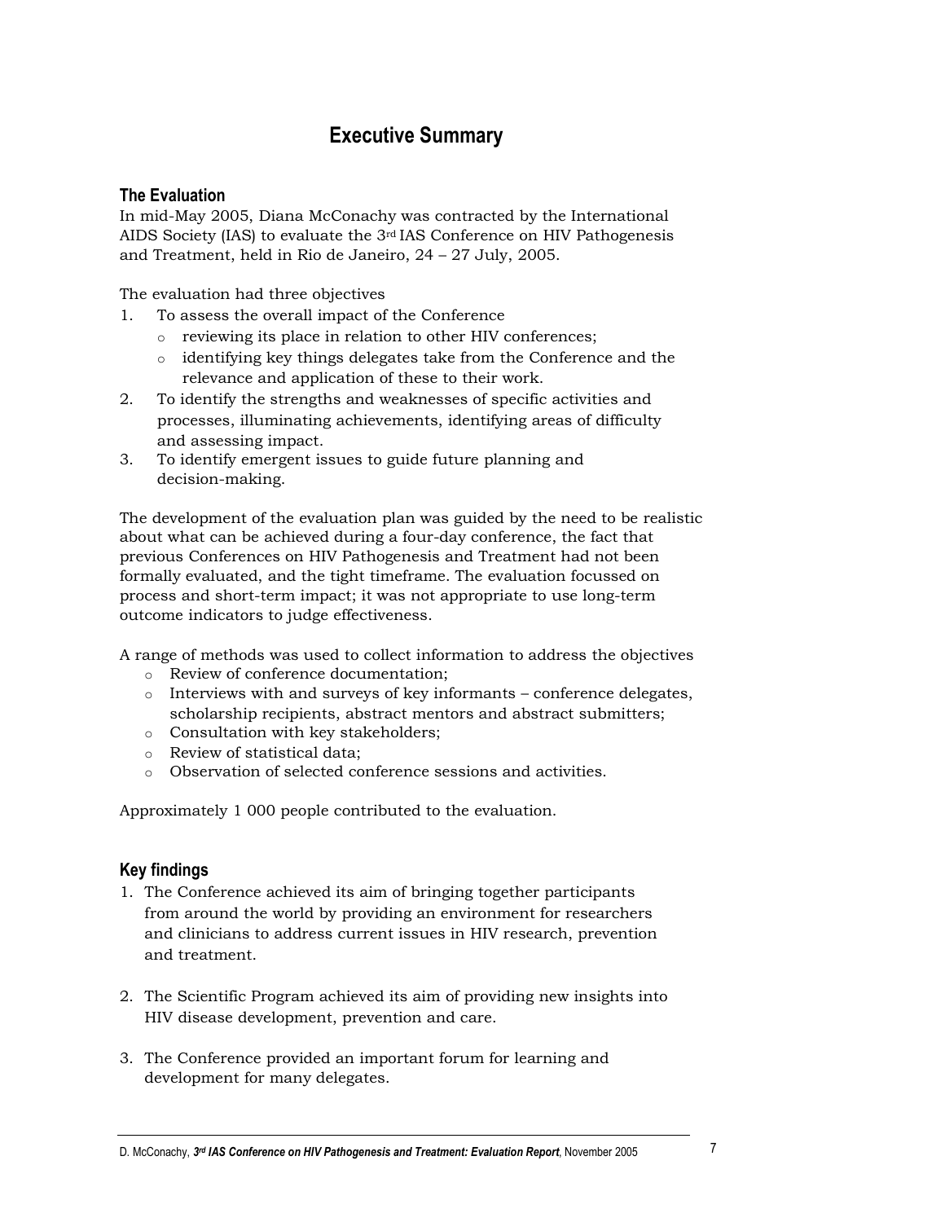# Executive Summary

## The Evaluation

In mid-May 2005, Diana McConachy was contracted by the International AIDS Society (IAS) to evaluate the 3rd IAS Conference on HIV Pathogenesis and Treatment, held in Rio de Janeiro, 24 – 27 July, 2005.

The evaluation had three objectives

1. To assess the overall impact of the Conference
   - reviewing its place in relation to other HIV conferences;
   - identifying key things delegates take from the Conference and the relevance and application of these to their work.
2. To identify the strengths and weaknesses of specific activities and processes, illuminating achievements, identifying areas of difficulty and assessing impact.
3. To identify emergent issues to guide future planning and decision-making.

The development of the evaluation plan was guided by the need to be realistic about what can be achieved during a four-day conference, the fact that previous Conferences on HIV Pathogenesis and Treatment had not been formally evaluated, and the tight timeframe. The evaluation focussed on process and short-term impact; it was not appropriate to use long-term outcome indicators to judge effectiveness.

A range of methods was used to collect information to address the objectives

- Review of conference documentation;
- Interviews with and surveys of key informants – conference delegates, scholarship recipients, abstract mentors and abstract submitters;
- Consultation with key stakeholders;
- Review of statistical data;
- Observation of selected conference sessions and activities.

Approximately 1 000 people contributed to the evaluation.

## Key findings

1. The Conference achieved its aim of bringing together participants from around the world by providing an environment for researchers and clinicians to address current issues in HIV research, prevention and treatment.

2. The Scientific Program achieved its aim of providing new insights into HIV disease development, prevention and care.

3. The Conference provided an important forum for learning and development for many delegates.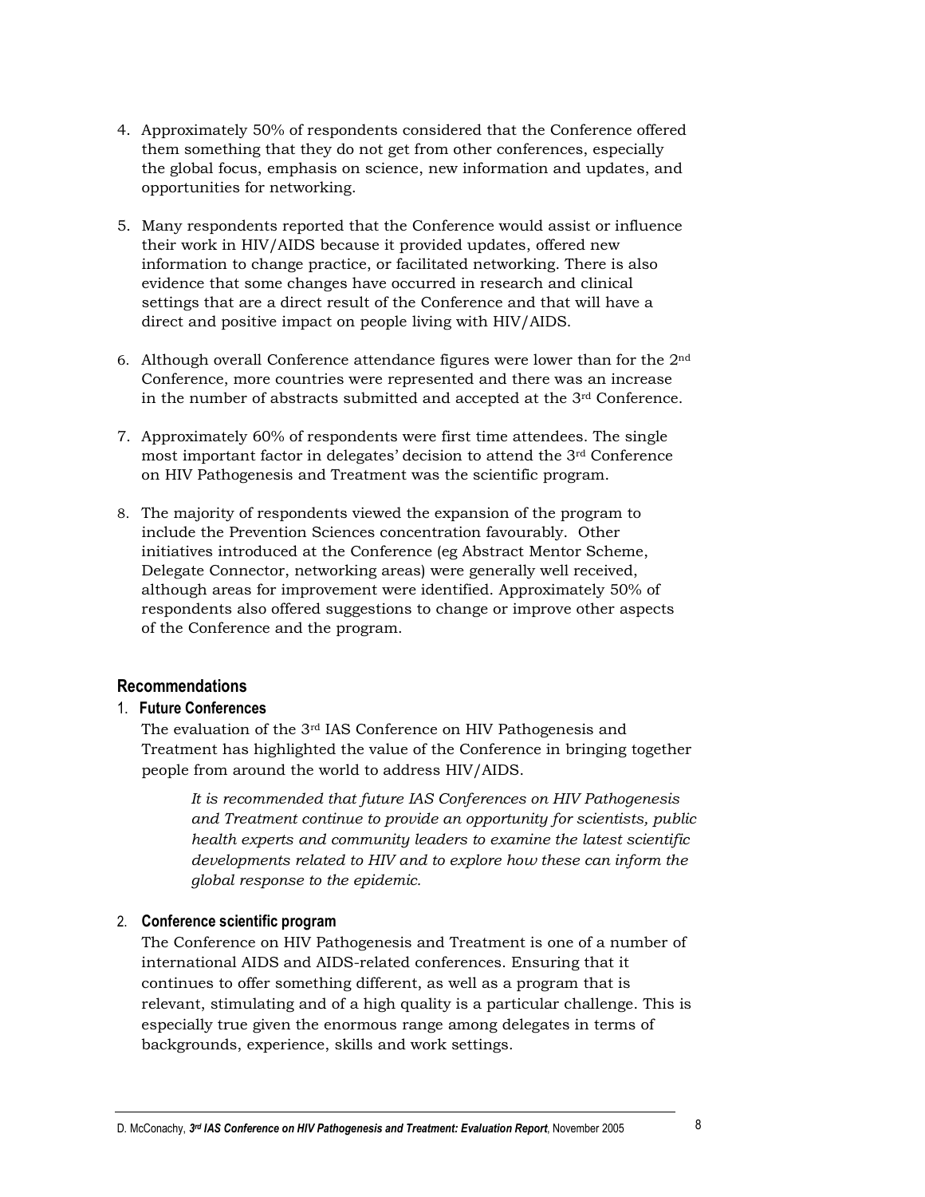4. Approximately 50% of respondents considered that the Conference offered them something that they do not get from other conferences, especially the global focus, emphasis on science, new information and updates, and opportunities for networking.

5. Many respondents reported that the Conference would assist or influence their work in HIV/AIDS because it provided updates, offered new information to change practice, or facilitated networking. There is also evidence that some changes have occurred in research and clinical settings that are a direct result of the Conference and that will have a direct and positive impact on people living with HIV/AIDS.

6. Although overall Conference attendance figures were lower than for the 2nd Conference, more countries were represented and there was an increase in the number of abstracts submitted and accepted at the 3rd Conference.

7. Approximately 60% of respondents were first time attendees. The single most important factor in delegates' decision to attend the 3rd Conference on HIV Pathogenesis and Treatment was the scientific program.

8. The majority of respondents viewed the expansion of the program to include the Prevention Sciences concentration favourably. Other initiatives introduced at the Conference (eg Abstract Mentor Scheme, Delegate Connector, networking areas) were generally well received, although areas for improvement were identified. Approximately 50% of respondents also offered suggestions to change or improve other aspects of the Conference and the program.

## Recommendations

### 1. Future Conferences

The evaluation of the 3rd IAS Conference on HIV Pathogenesis and Treatment has highlighted the value of the Conference in bringing together people from around the world to address HIV/AIDS.

> *It is recommended that future IAS Conferences on HIV Pathogenesis and Treatment continue to provide an opportunity for scientists, public health experts and community leaders to examine the latest scientific developments related to HIV and to explore how these can inform the global response to the epidemic.*

### 2. Conference scientific program

The Conference on HIV Pathogenesis and Treatment is one of a number of international AIDS and AIDS-related conferences. Ensuring that it continues to offer something different, as well as a program that is relevant, stimulating and of a high quality is a particular challenge. This is especially true given the enormous range among delegates in terms of backgrounds, experience, skills and work settings.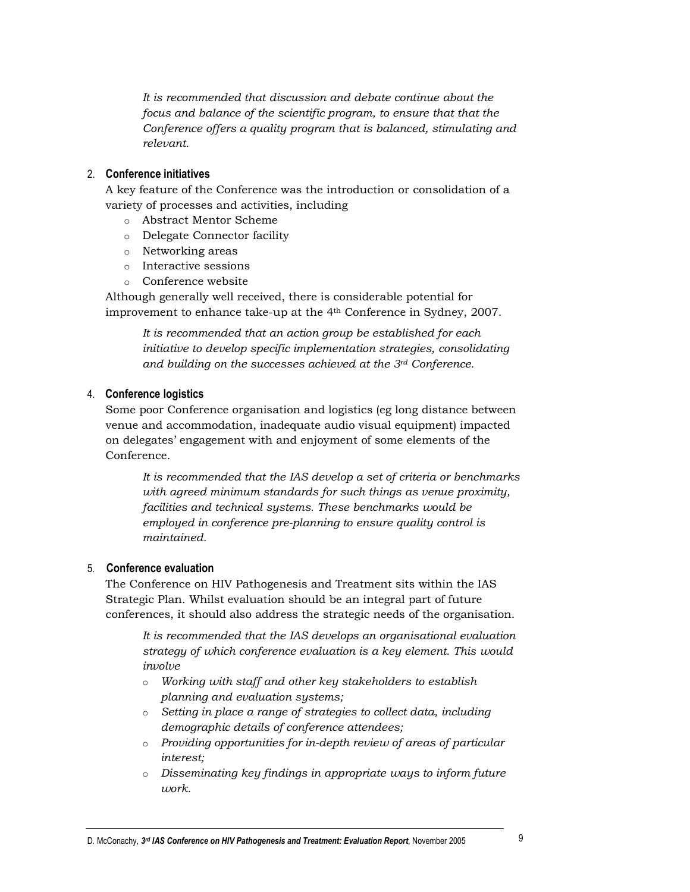*It is recommended that discussion and debate continue about the focus and balance of the scientific program, to ensure that that the Conference offers a quality program that is balanced, stimulating and relevant.*

2. **Conference initiatives**

A key feature of the Conference was the introduction or consolidation of a variety of processes and activities, including

- Abstract Mentor Scheme
- Delegate Connector facility
- Networking areas
- Interactive sessions
- Conference website

Although generally well received, there is considerable potential for improvement to enhance take-up at the 4th Conference in Sydney, 2007.

*It is recommended that an action group be established for each initiative to develop specific implementation strategies, consolidating and building on the successes achieved at the 3rd Conference.*

4. **Conference logistics**

Some poor Conference organisation and logistics (eg long distance between venue and accommodation, inadequate audio visual equipment) impacted on delegates' engagement with and enjoyment of some elements of the Conference.

*It is recommended that the IAS develop a set of criteria or benchmarks with agreed minimum standards for such things as venue proximity, facilities and technical systems. These benchmarks would be employed in conference pre-planning to ensure quality control is maintained.*

5. **Conference evaluation**

The Conference on HIV Pathogenesis and Treatment sits within the IAS Strategic Plan. Whilst evaluation should be an integral part of future conferences, it should also address the strategic needs of the organisation.

*It is recommended that the IAS develops an organisational evaluation strategy of which conference evaluation is a key element. This would involve*

- *Working with staff and other key stakeholders to establish planning and evaluation systems;*
- *Setting in place a range of strategies to collect data, including demographic details of conference attendees;*
- *Providing opportunities for in-depth review of areas of particular interest;*
- *Disseminating key findings in appropriate ways to inform future work.*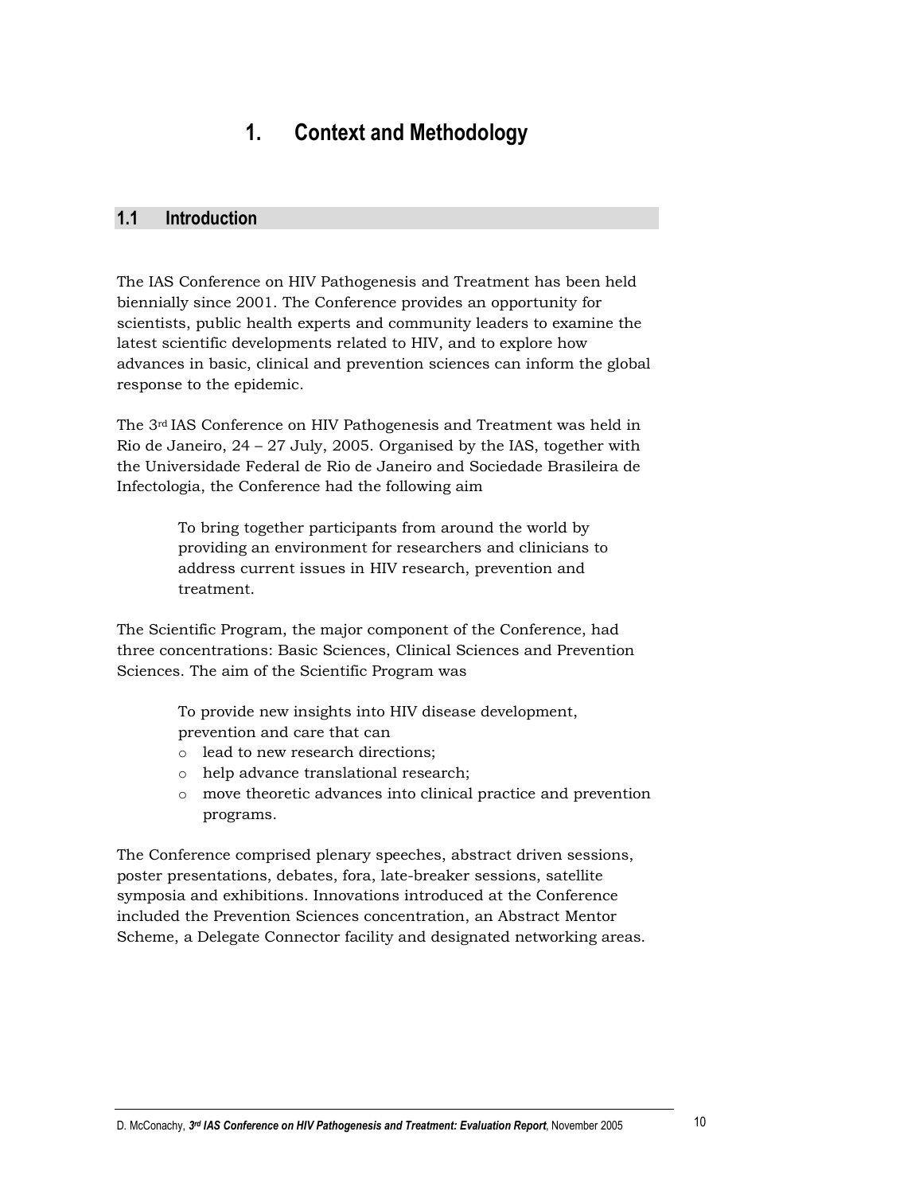# 1. Context and Methodology

## 1.1 Introduction

The IAS Conference on HIV Pathogenesis and Treatment has been held biennially since 2001. The Conference provides an opportunity for scientists, public health experts and community leaders to examine the latest scientific developments related to HIV, and to explore how advances in basic, clinical and prevention sciences can inform the global response to the epidemic.

The 3rd IAS Conference on HIV Pathogenesis and Treatment was held in Rio de Janeiro, 24 – 27 July, 2005. Organised by the IAS, together with the Universidade Federal de Rio de Janeiro and Sociedade Brasileira de Infectologia, the Conference had the following aim

> To bring together participants from around the world by providing an environment for researchers and clinicians to address current issues in HIV research, prevention and treatment.

The Scientific Program, the major component of the Conference, had three concentrations: Basic Sciences, Clinical Sciences and Prevention Sciences. The aim of the Scientific Program was

> To provide new insights into HIV disease development, prevention and care that can
> - lead to new research directions;
> - help advance translational research;
> - move theoretic advances into clinical practice and prevention programs.

The Conference comprised plenary speeches, abstract driven sessions, poster presentations, debates, fora, late-breaker sessions, satellite symposia and exhibitions. Innovations introduced at the Conference included the Prevention Sciences concentration, an Abstract Mentor Scheme, a Delegate Connector facility and designated networking areas.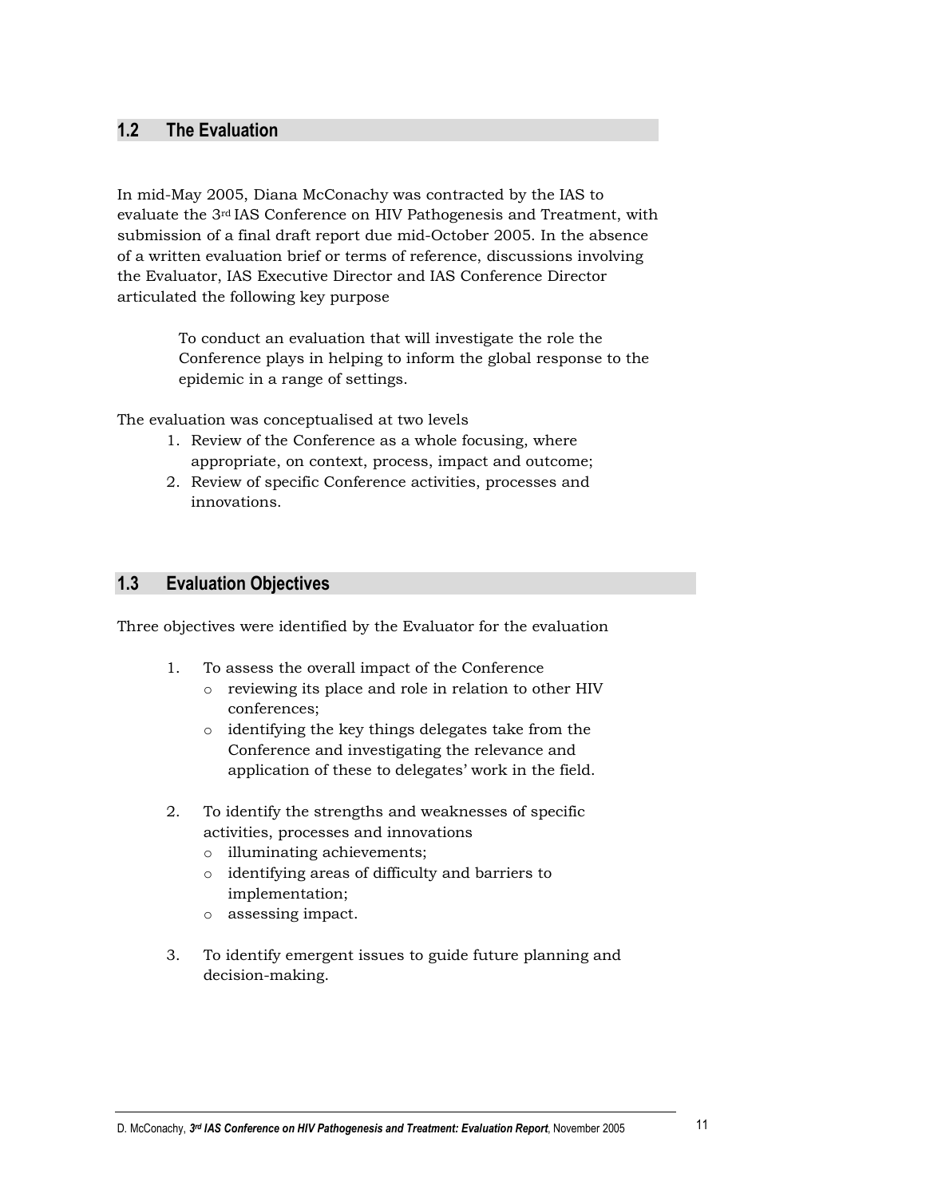## 1.2 The Evaluation

In mid-May 2005, Diana McConachy was contracted by the IAS to evaluate the 3rd IAS Conference on HIV Pathogenesis and Treatment, with submission of a final draft report due mid-October 2005. In the absence of a written evaluation brief or terms of reference, discussions involving the Evaluator, IAS Executive Director and IAS Conference Director articulated the following key purpose

> To conduct an evaluation that will investigate the role the Conference plays in helping to inform the global response to the epidemic in a range of settings.

The evaluation was conceptualised at two levels

1. Review of the Conference as a whole focusing, where appropriate, on context, process, impact and outcome;
2. Review of specific Conference activities, processes and innovations.

## 1.3 Evaluation Objectives

Three objectives were identified by the Evaluator for the evaluation

1. To assess the overall impact of the Conference
   - reviewing its place and role in relation to other HIV conferences;
   - identifying the key things delegates take from the Conference and investigating the relevance and application of these to delegates' work in the field.

2. To identify the strengths and weaknesses of specific activities, processes and innovations
   - illuminating achievements;
   - identifying areas of difficulty and barriers to implementation;
   - assessing impact.

3. To identify emergent issues to guide future planning and decision-making.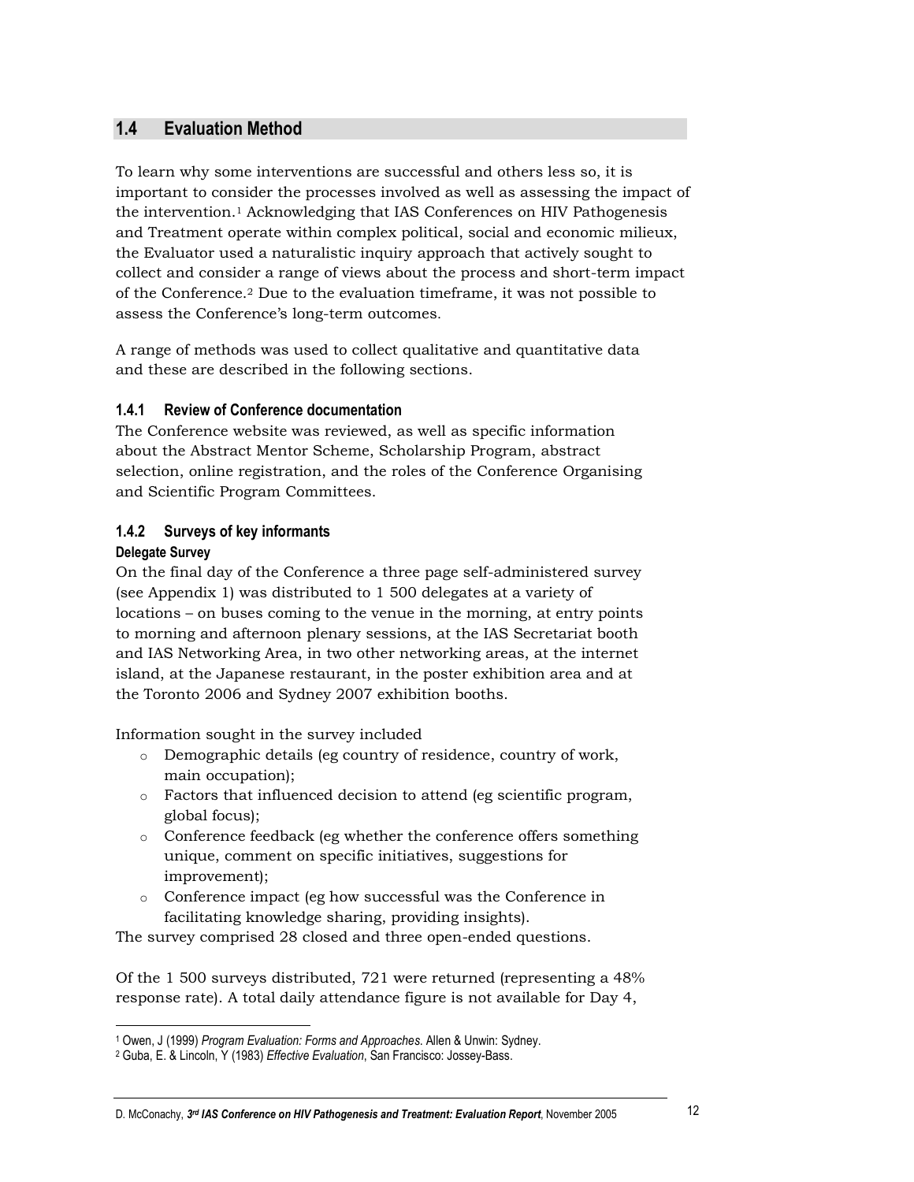## 1.4 Evaluation Method

To learn why some interventions are successful and others less so, it is important to consider the processes involved as well as assessing the impact of the intervention.[1] Acknowledging that IAS Conferences on HIV Pathogenesis and Treatment operate within complex political, social and economic milieux, the Evaluator used a naturalistic inquiry approach that actively sought to collect and consider a range of views about the process and short-term impact of the Conference.[2] Due to the evaluation timeframe, it was not possible to assess the Conference's long-term outcomes.

A range of methods was used to collect qualitative and quantitative data and these are described in the following sections.

### 1.4.1 Review of Conference documentation

The Conference website was reviewed, as well as specific information about the Abstract Mentor Scheme, Scholarship Program, abstract selection, online registration, and the roles of the Conference Organising and Scientific Program Committees.

### 1.4.2 Surveys of key informants

#### Delegate Survey

On the final day of the Conference a three page self-administered survey (see Appendix 1) was distributed to 1 500 delegates at a variety of locations – on buses coming to the venue in the morning, at entry points to morning and afternoon plenary sessions, at the IAS Secretariat booth and IAS Networking Area, in two other networking areas, at the internet island, at the Japanese restaurant, in the poster exhibition area and at the Toronto 2006 and Sydney 2007 exhibition booths.

Information sought in the survey included

- Demographic details (eg country of residence, country of work, main occupation);
- Factors that influenced decision to attend (eg scientific program, global focus);
- Conference feedback (eg whether the conference offers something unique, comment on specific initiatives, suggestions for improvement);
- Conference impact (eg how successful was the Conference in facilitating knowledge sharing, providing insights).

The survey comprised 28 closed and three open-ended questions.

Of the 1 500 surveys distributed, 721 were returned (representing a 48% response rate). A total daily attendance figure is not available for Day 4,

---

[1] Owen, J (1999) *Program Evaluation: Forms and Approaches*. Allen & Unwin: Sydney.

[2] Guba, E. & Lincoln, Y (1983) *Effective Evaluation*, San Francisco: Jossey-Bass.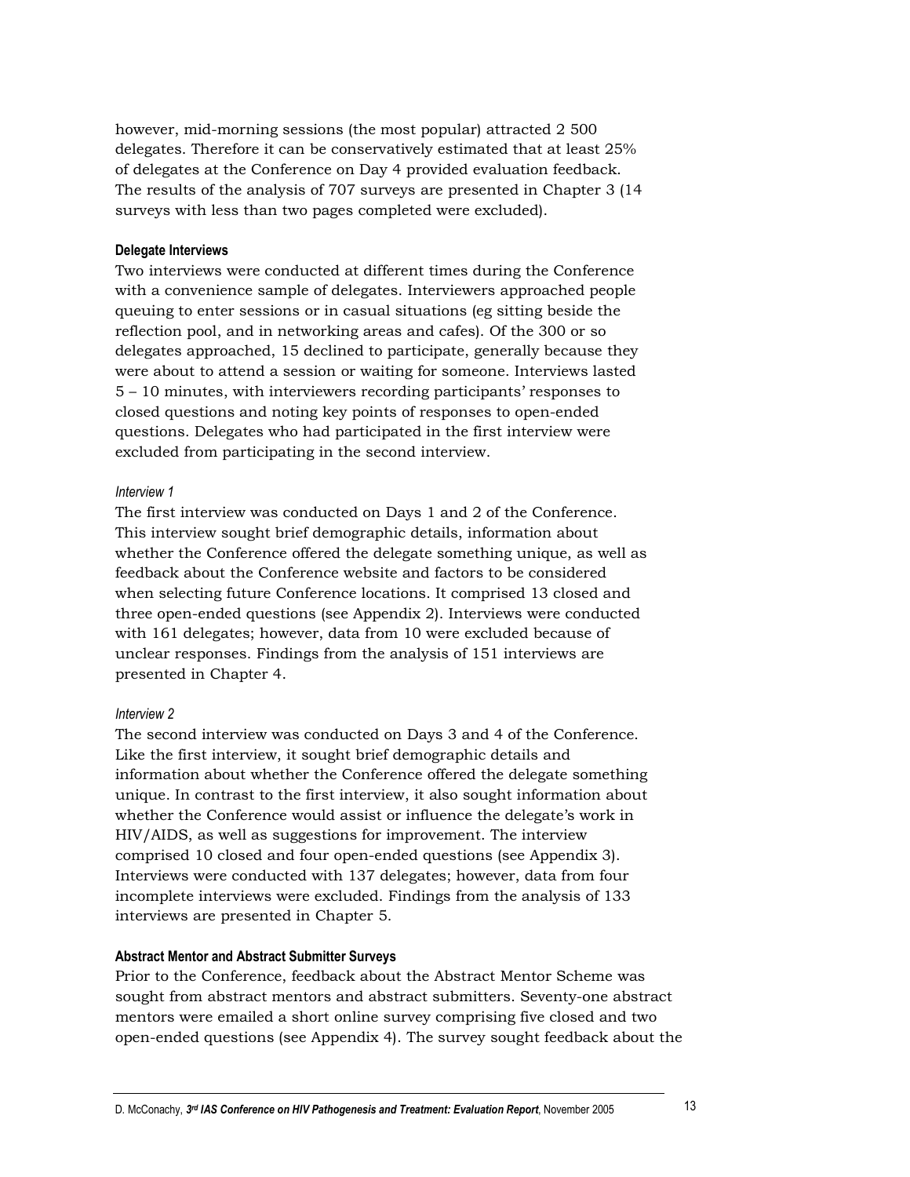however, mid-morning sessions (the most popular) attracted 2 500 delegates. Therefore it can be conservatively estimated that at least 25% of delegates at the Conference on Day 4 provided evaluation feedback. The results of the analysis of 707 surveys are presented in Chapter 3 (14 surveys with less than two pages completed were excluded).

#### Delegate Interviews

Two interviews were conducted at different times during the Conference with a convenience sample of delegates. Interviewers approached people queuing to enter sessions or in casual situations (eg sitting beside the reflection pool, and in networking areas and cafes). Of the 300 or so delegates approached, 15 declined to participate, generally because they were about to attend a session or waiting for someone. Interviews lasted 5 – 10 minutes, with interviewers recording participants' responses to closed questions and noting key points of responses to open-ended questions. Delegates who had participated in the first interview were excluded from participating in the second interview.

*Interview 1*

The first interview was conducted on Days 1 and 2 of the Conference. This interview sought brief demographic details, information about whether the Conference offered the delegate something unique, as well as feedback about the Conference website and factors to be considered when selecting future Conference locations. It comprised 13 closed and three open-ended questions (see Appendix 2). Interviews were conducted with 161 delegates; however, data from 10 were excluded because of unclear responses. Findings from the analysis of 151 interviews are presented in Chapter 4.

*Interview 2*

The second interview was conducted on Days 3 and 4 of the Conference. Like the first interview, it sought brief demographic details and information about whether the Conference offered the delegate something unique. In contrast to the first interview, it also sought information about whether the Conference would assist or influence the delegate's work in HIV/AIDS, as well as suggestions for improvement. The interview comprised 10 closed and four open-ended questions (see Appendix 3). Interviews were conducted with 137 delegates; however, data from four incomplete interviews were excluded. Findings from the analysis of 133 interviews are presented in Chapter 5.

#### Abstract Mentor and Abstract Submitter Surveys

Prior to the Conference, feedback about the Abstract Mentor Scheme was sought from abstract mentors and abstract submitters. Seventy-one abstract mentors were emailed a short online survey comprising five closed and two open-ended questions (see Appendix 4). The survey sought feedback about the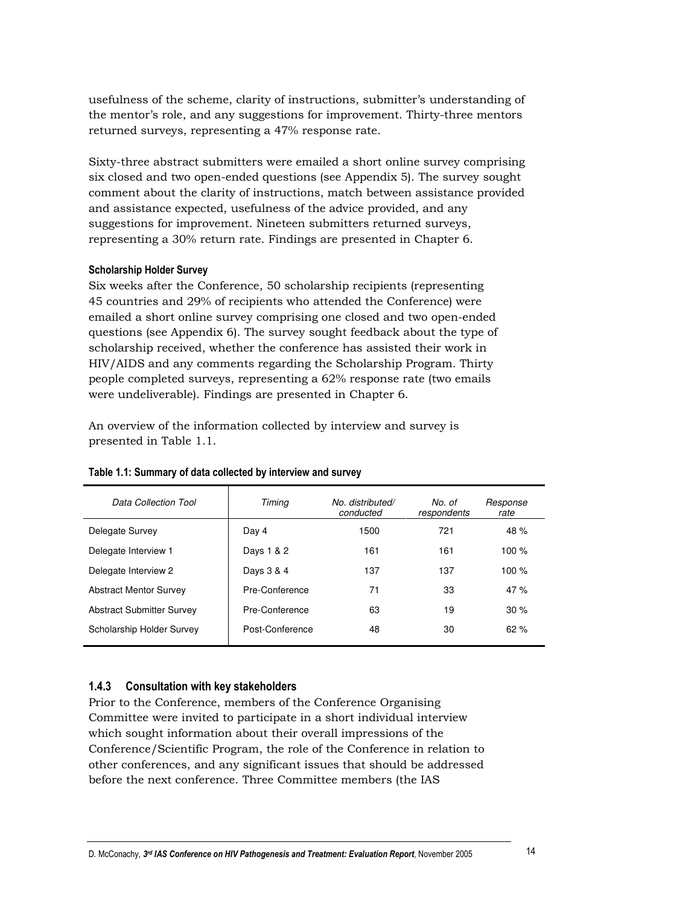usefulness of the scheme, clarity of instructions, submitter's understanding of the mentor's role, and any suggestions for improvement. Thirty-three mentors returned surveys, representing a 47% response rate.

Sixty-three abstract submitters were emailed a short online survey comprising six closed and two open-ended questions (see Appendix 5). The survey sought comment about the clarity of instructions, match between assistance provided and assistance expected, usefulness of the advice provided, and any suggestions for improvement. Nineteen submitters returned surveys, representing a 30% return rate. Findings are presented in Chapter 6.

#### Scholarship Holder Survey

Six weeks after the Conference, 50 scholarship recipients (representing 45 countries and 29% of recipients who attended the Conference) were emailed a short online survey comprising one closed and two open-ended questions (see Appendix 6). The survey sought feedback about the type of scholarship received, whether the conference has assisted their work in HIV/AIDS and any comments regarding the Scholarship Program. Thirty people completed surveys, representing a 62% response rate (two emails were undeliverable). Findings are presented in Chapter 6.

An overview of the information collected by interview and survey is presented in Table 1.1.

**Table 1.1: Summary of data collected by interview and survey**

| *Data Collection Tool* | *Timing* | *No. distributed/ conducted* | *No. of respondents* | *Response rate* |
|---|---|---|---|---|
| Delegate Survey | Day 4 | 1500 | 721 | 48 % |
| Delegate Interview 1 | Days 1 & 2 | 161 | 161 | 100 % |
| Delegate Interview 2 | Days 3 & 4 | 137 | 137 | 100 % |
| Abstract Mentor Survey | Pre-Conference | 71 | 33 | 47 % |
| Abstract Submitter Survey | Pre-Conference | 63 | 19 | 30 % |
| Scholarship Holder Survey | Post-Conference | 48 | 30 | 62 % |

### 1.4.3 Consultation with key stakeholders

Prior to the Conference, members of the Conference Organising Committee were invited to participate in a short individual interview which sought information about their overall impressions of the Conference/Scientific Program, the role of the Conference in relation to other conferences, and any significant issues that should be addressed before the next conference. Three Committee members (the IAS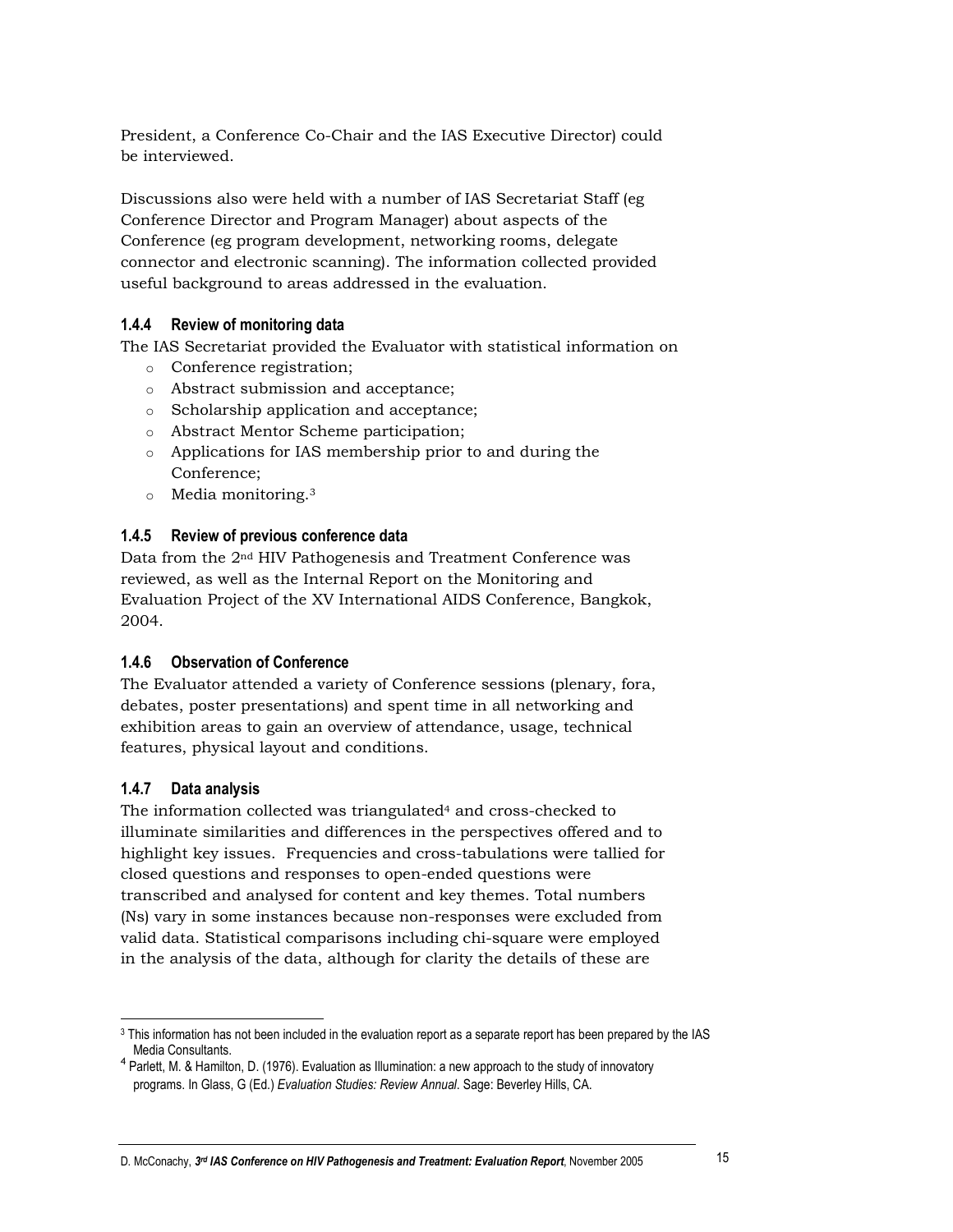President, a Conference Co-Chair and the IAS Executive Director) could be interviewed.

Discussions also were held with a number of IAS Secretariat Staff (eg Conference Director and Program Manager) about aspects of the Conference (eg program development, networking rooms, delegate connector and electronic scanning). The information collected provided useful background to areas addressed in the evaluation.

### 1.4.4 Review of monitoring data

The IAS Secretariat provided the Evaluator with statistical information on

- Conference registration;
- Abstract submission and acceptance;
- Scholarship application and acceptance;
- Abstract Mentor Scheme participation;
- Applications for IAS membership prior to and during the Conference;
- Media monitoring.[3]

### 1.4.5 Review of previous conference data

Data from the 2nd HIV Pathogenesis and Treatment Conference was reviewed, as well as the Internal Report on the Monitoring and Evaluation Project of the XV International AIDS Conference, Bangkok, 2004.

### 1.4.6 Observation of Conference

The Evaluator attended a variety of Conference sessions (plenary, fora, debates, poster presentations) and spent time in all networking and exhibition areas to gain an overview of attendance, usage, technical features, physical layout and conditions.

### 1.4.7 Data analysis

The information collected was triangulated[4] and cross-checked to illuminate similarities and differences in the perspectives offered and to highlight key issues. Frequencies and cross-tabulations were tallied for closed questions and responses to open-ended questions were transcribed and analysed for content and key themes. Total numbers (Ns) vary in some instances because non-responses were excluded from valid data. Statistical comparisons including chi-square were employed in the analysis of the data, although for clarity the details of these are

---

[3] This information has not been included in the evaluation report as a separate report has been prepared by the IAS Media Consultants.

[4] Parlett, M. & Hamilton, D. (1976). Evaluation as Illumination: a new approach to the study of innovatory programs. In Glass, G (Ed.) *Evaluation Studies: Review Annual*. Sage: Beverley Hills, CA.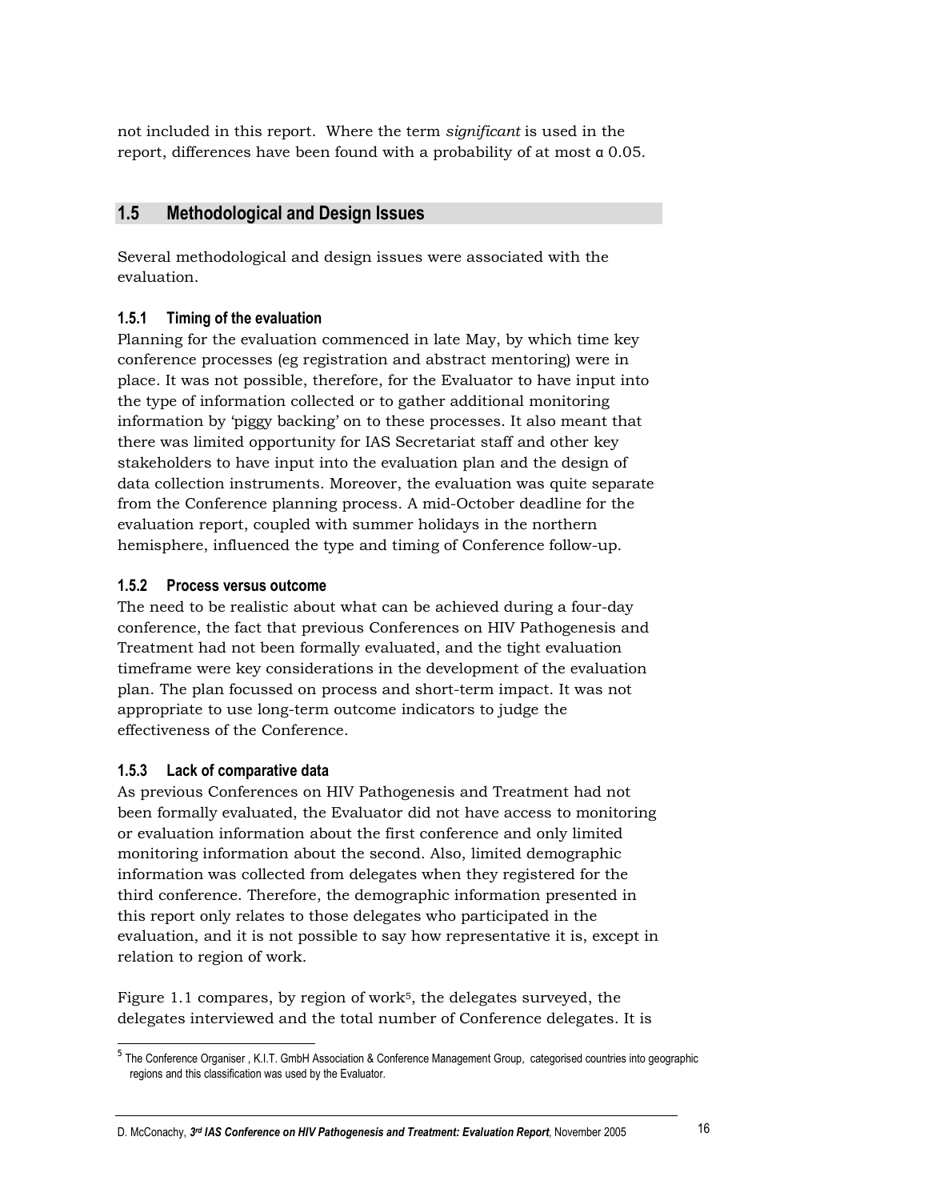not included in this report. Where the term *significant* is used in the report, differences have been found with a probability of at most α 0.05.

## 1.5 Methodological and Design Issues

Several methodological and design issues were associated with the evaluation.

### 1.5.1 Timing of the evaluation

Planning for the evaluation commenced in late May, by which time key conference processes (eg registration and abstract mentoring) were in place. It was not possible, therefore, for the Evaluator to have input into the type of information collected or to gather additional monitoring information by 'piggy backing' on to these processes. It also meant that there was limited opportunity for IAS Secretariat staff and other key stakeholders to have input into the evaluation plan and the design of data collection instruments. Moreover, the evaluation was quite separate from the Conference planning process. A mid-October deadline for the evaluation report, coupled with summer holidays in the northern hemisphere, influenced the type and timing of Conference follow-up.

### 1.5.2 Process versus outcome

The need to be realistic about what can be achieved during a four-day conference, the fact that previous Conferences on HIV Pathogenesis and Treatment had not been formally evaluated, and the tight evaluation timeframe were key considerations in the development of the evaluation plan. The plan focussed on process and short-term impact. It was not appropriate to use long-term outcome indicators to judge the effectiveness of the Conference.

### 1.5.3 Lack of comparative data

As previous Conferences on HIV Pathogenesis and Treatment had not been formally evaluated, the Evaluator did not have access to monitoring or evaluation information about the first conference and only limited monitoring information about the second. Also, limited demographic information was collected from delegates when they registered for the third conference. Therefore, the demographic information presented in this report only relates to those delegates who participated in the evaluation, and it is not possible to say how representative it is, except in relation to region of work.

Figure 1.1 compares, by region of work[5], the delegates surveyed, the delegates interviewed and the total number of Conference delegates. It is

[5] The Conference Organiser , K.I.T. GmbH Association & Conference Management Group, categorised countries into geographic regions and this classification was used by the Evaluator.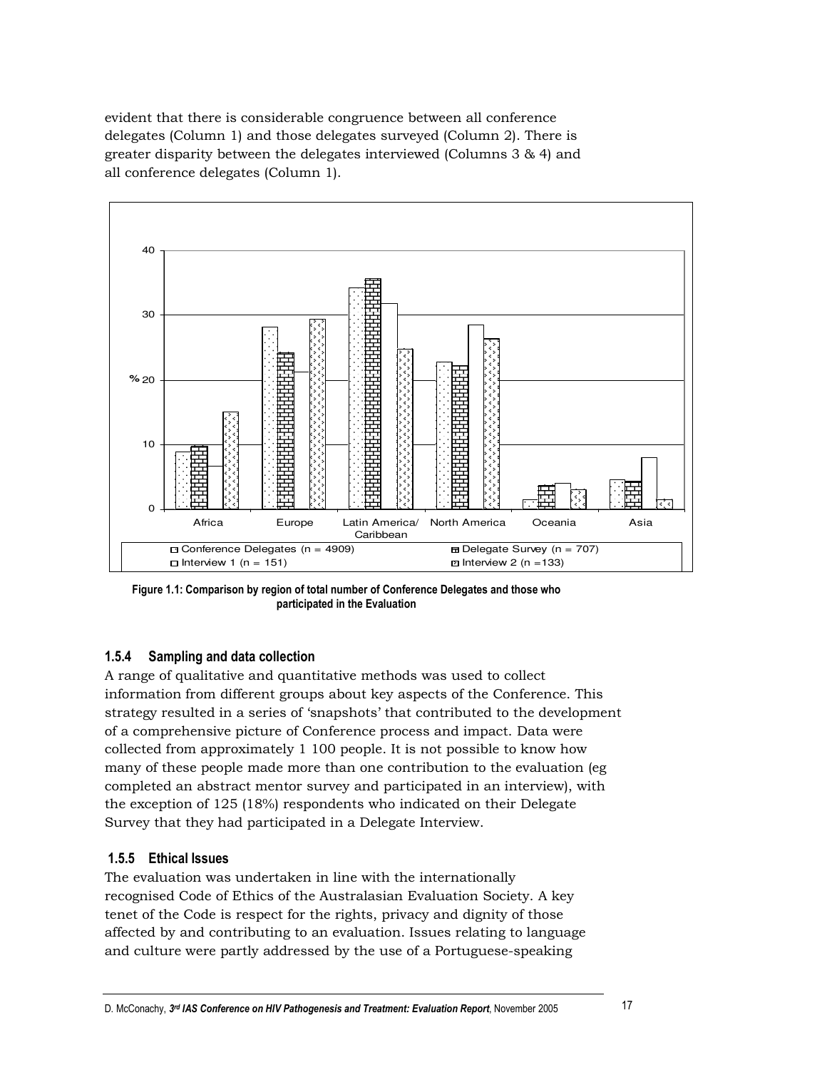evident that there is considerable congruence between all conference delegates (Column 1) and those delegates surveyed (Column 2). There is greater disparity between the delegates interviewed (Columns 3 & 4) and all conference delegates (Column 1).

**Figure 1.1: Comparison by region of total number of Conference Delegates and those who participated in the Evaluation**

### 1.5.4 Sampling and data collection

A range of qualitative and quantitative methods was used to collect information from different groups about key aspects of the Conference. This strategy resulted in a series of 'snapshots' that contributed to the development of a comprehensive picture of Conference process and impact. Data were collected from approximately 1 100 people. It is not possible to know how many of these people made more than one contribution to the evaluation (eg completed an abstract mentor survey and participated in an interview), with the exception of 125 (18%) respondents who indicated on their Delegate Survey that they had participated in a Delegate Interview.

### 1.5.5 Ethical Issues

The evaluation was undertaken in line with the internationally recognised Code of Ethics of the Australasian Evaluation Society. A key tenet of the Code is respect for the rights, privacy and dignity of those affected by and contributing to an evaluation. Issues relating to language and culture were partly addressed by the use of a Portuguese-speaking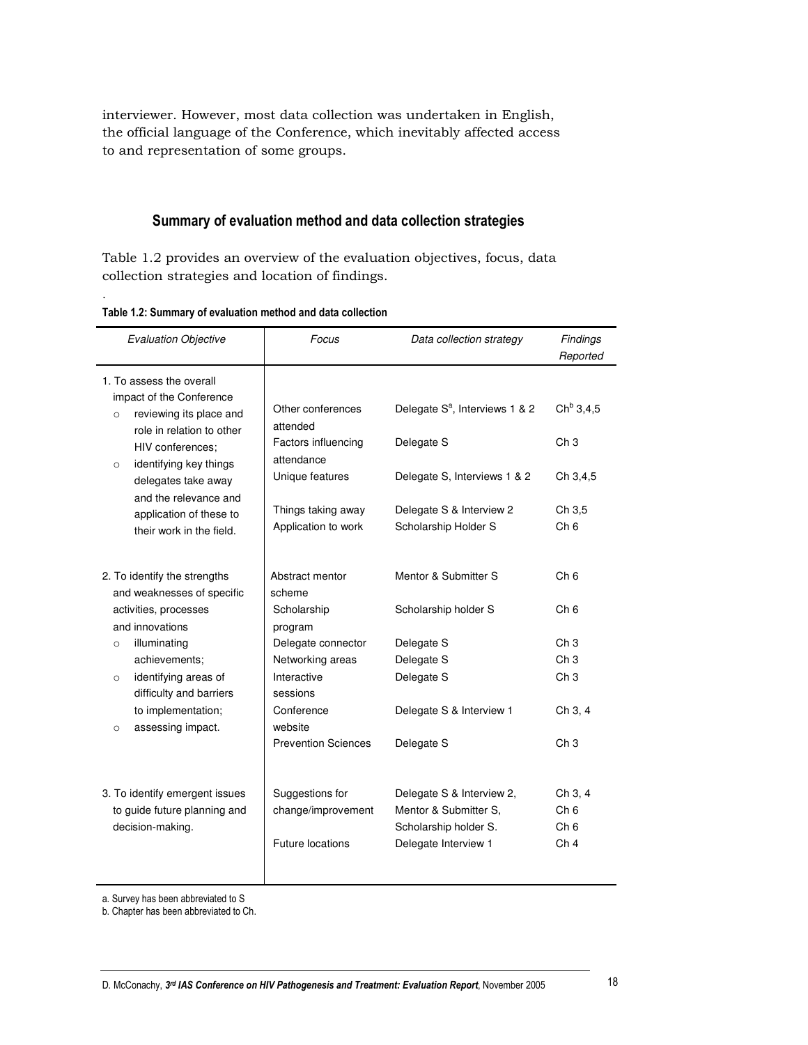interviewer. However, most data collection was undertaken in English, the official language of the Conference, which inevitably affected access to and representation of some groups.

## Summary of evaluation method and data collection strategies

Table 1.2 provides an overview of the evaluation objectives, focus, data collection strategies and location of findings.

.

**Table 1.2: Summary of evaluation method and data collection**

| *Evaluation Objective* | *Focus* | *Data collection strategy* | *Findings Reported* |
|---|---|---|---|
| 1. To assess the overall impact of the Conference<br>○ reviewing its place and role in relation to other HIV conferences;<br>○ identifying key things delegates take away and the relevance and application of these to their work in the field. | Other conferences attended | Delegate S[a], Interviews 1 & 2 | Ch[b] 3,4,5 |
| | Factors influencing attendance | Delegate S | Ch 3 |
| | Unique features | Delegate S, Interviews 1 & 2 | Ch 3,4,5 |
| | Things taking away | Delegate S & Interview 2 | Ch 3,5 |
| | Application to work | Scholarship Holder S | Ch 6 |
| 2. To identify the strengths and weaknesses of specific activities, processes and innovations<br>○ illuminating achievements;<br>○ identifying areas of difficulty and barriers to implementation;<br>○ assessing impact. | Abstract mentor scheme | Mentor & Submitter S | Ch 6 |
| | Scholarship program | Scholarship holder S | Ch 6 |
| | Delegate connector | Delegate S | Ch 3 |
| | Networking areas | Delegate S | Ch 3 |
| | Interactive sessions | Delegate S | Ch 3 |
| | Conference website | Delegate S & Interview 1 | Ch 3, 4 |
| | Prevention Sciences | Delegate S | Ch 3 |
| 3. To identify emergent issues to guide future planning and decision-making. | Suggestions for change/improvement | Delegate S & Interview 2,<br>Mentor & Submitter S,<br>Scholarship holder S. | Ch 3, 4<br>Ch 6<br>Ch 6 |
| | Future locations | Delegate Interview 1 | Ch 4 |

a. Survey has been abbreviated to S
b. Chapter has been abbreviated to Ch.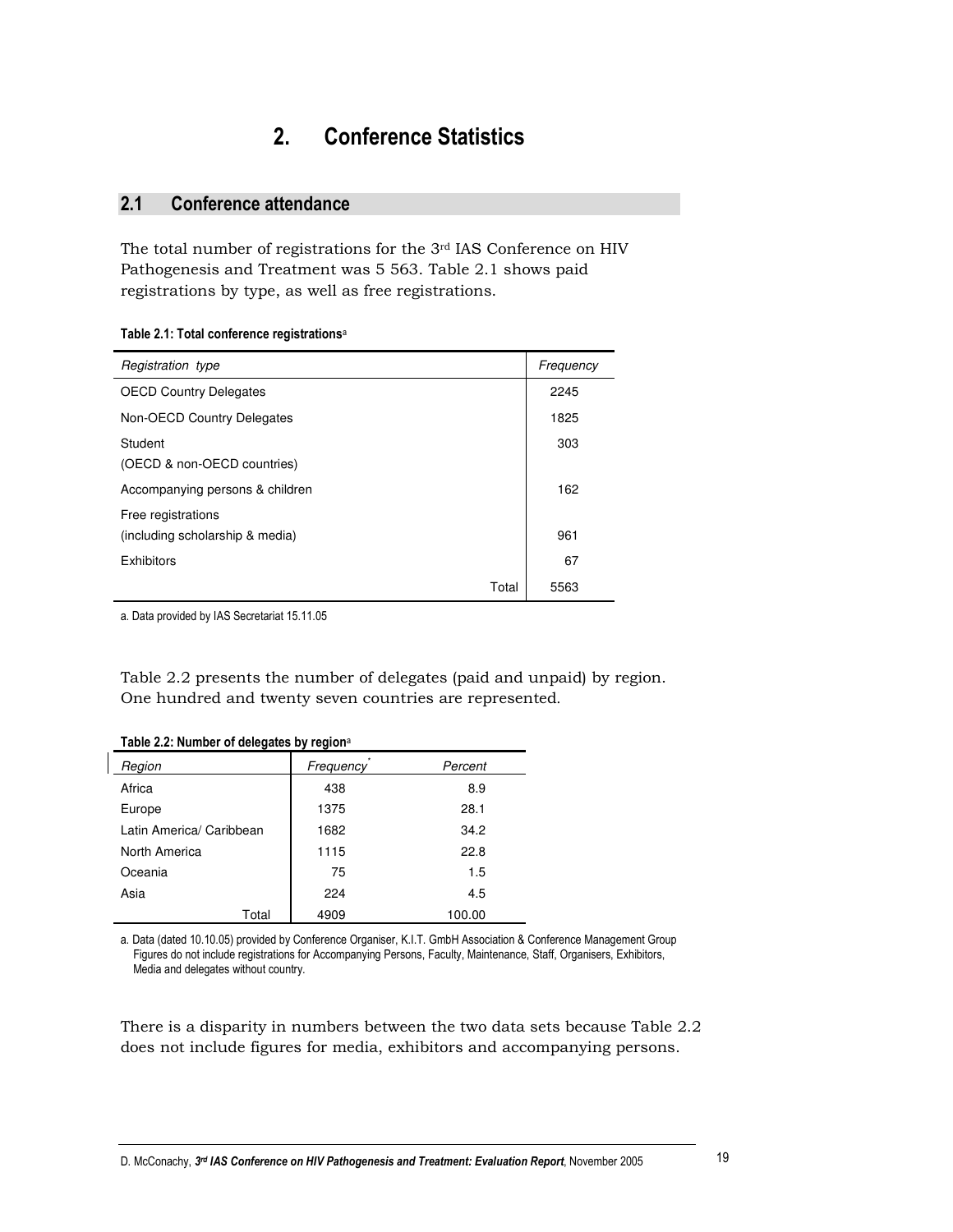# 2. Conference Statistics

## 2.1 Conference attendance

The total number of registrations for the 3rd IAS Conference on HIV Pathogenesis and Treatment was 5 563. Table 2.1 shows paid registrations by type, as well as free registrations.

**Table 2.1: Total conference registrations**[a]

| *Registration type* | *Frequency* |
|---|---|
| OECD Country Delegates | 2245 |
| Non-OECD Country Delegates | 1825 |
| Student (OECD & non-OECD countries) | 303 |
| Accompanying persons & children | 162 |
| Free registrations (including scholarship & media) | 961 |
| Exhibitors | 67 |
| Total | 5563 |

a. Data provided by IAS Secretariat 15.11.05

Table 2.2 presents the number of delegates (paid and unpaid) by region. One hundred and twenty seven countries are represented.

**Table 2.2: Number of delegates by region**[a]

| *Region* | *Frequency*[*] | *Percent* |
|---|---|---|
| Africa | 438 | 8.9 |
| Europe | 1375 | 28.1 |
| Latin America/ Caribbean | 1682 | 34.2 |
| North America | 1115 | 22.8 |
| Oceania | 75 | 1.5 |
| Asia | 224 | 4.5 |
| Total | 4909 | 100.00 |

a. Data (dated 10.10.05) provided by Conference Organiser, K.I.T. GmbH Association & Conference Management Group Figures do not include registrations for Accompanying Persons, Faculty, Maintenance, Staff, Organisers, Exhibitors, Media and delegates without country.

There is a disparity in numbers between the two data sets because Table 2.2 does not include figures for media, exhibitors and accompanying persons.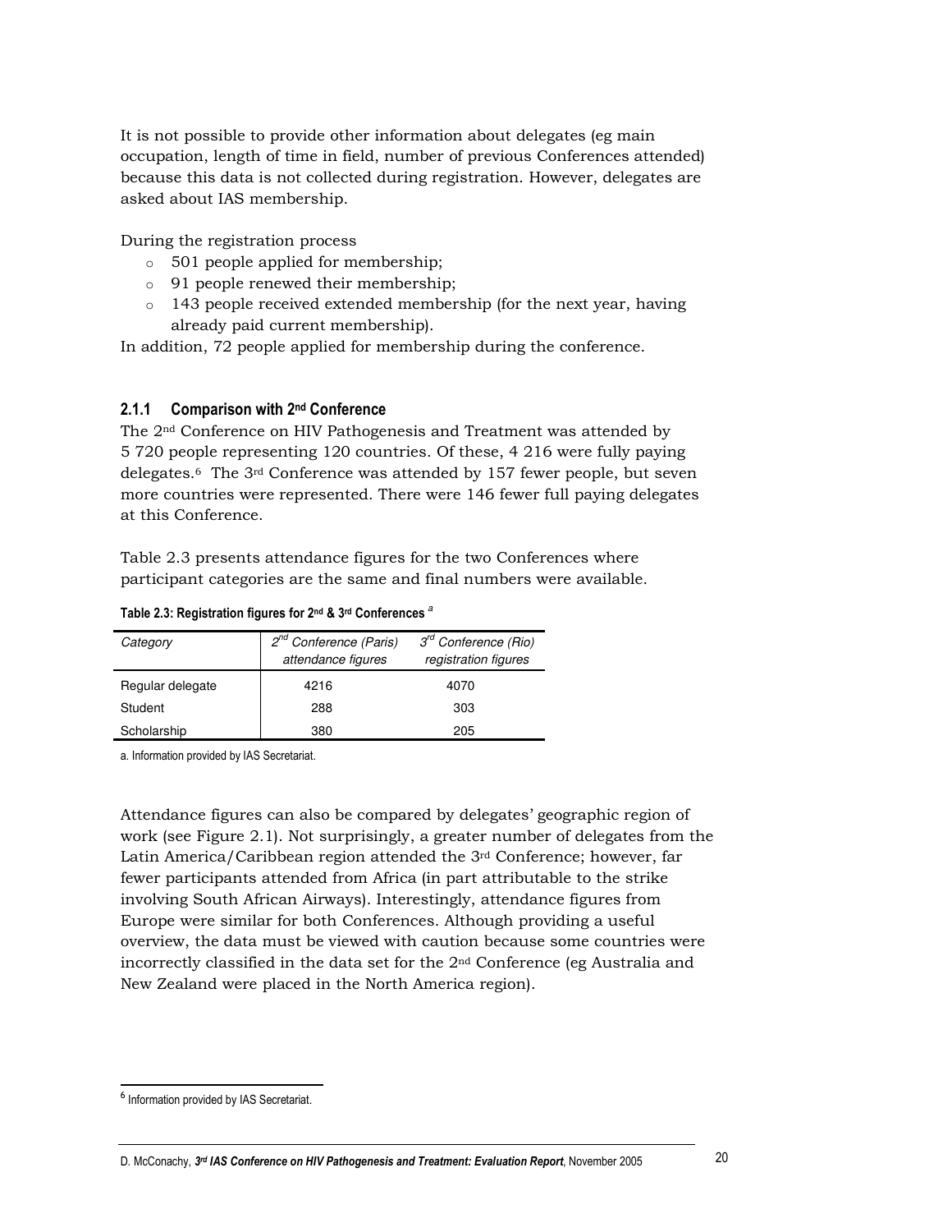It is not possible to provide other information about delegates (eg main occupation, length of time in field, number of previous Conferences attended) because this data is not collected during registration. However, delegates are asked about IAS membership.

During the registration process

- 501 people applied for membership;
- 91 people renewed their membership;
- 143 people received extended membership (for the next year, having already paid current membership).

In addition, 72 people applied for membership during the conference.

### 2.1.1 Comparison with 2nd Conference

The 2nd Conference on HIV Pathogenesis and Treatment was attended by 5 720 people representing 120 countries. Of these, 4 216 were fully paying delegates.[6] The 3rd Conference was attended by 157 fewer people, but seven more countries were represented. There were 146 fewer full paying delegates at this Conference.

Table 2.3 presents attendance figures for the two Conferences where participant categories are the same and final numbers were available.

**Table 2.3: Registration figures for 2nd & 3rd Conferences [a]**

| *Category* | *2nd Conference (Paris) attendance figures* | *3rd Conference (Rio) registration figures* |
|---|---|---|
| Regular delegate | 4216 | 4070 |
| Student | 288 | 303 |
| Scholarship | 380 | 205 |

a. Information provided by IAS Secretariat.

Attendance figures can also be compared by delegates' geographic region of work (see Figure 2.1). Not surprisingly, a greater number of delegates from the Latin America/Caribbean region attended the 3rd Conference; however, far fewer participants attended from Africa (in part attributable to the strike involving South African Airways). Interestingly, attendance figures from Europe were similar for both Conferences. Although providing a useful overview, the data must be viewed with caution because some countries were incorrectly classified in the data set for the 2nd Conference (eg Australia and New Zealand were placed in the North America region).

[6] Information provided by IAS Secretariat.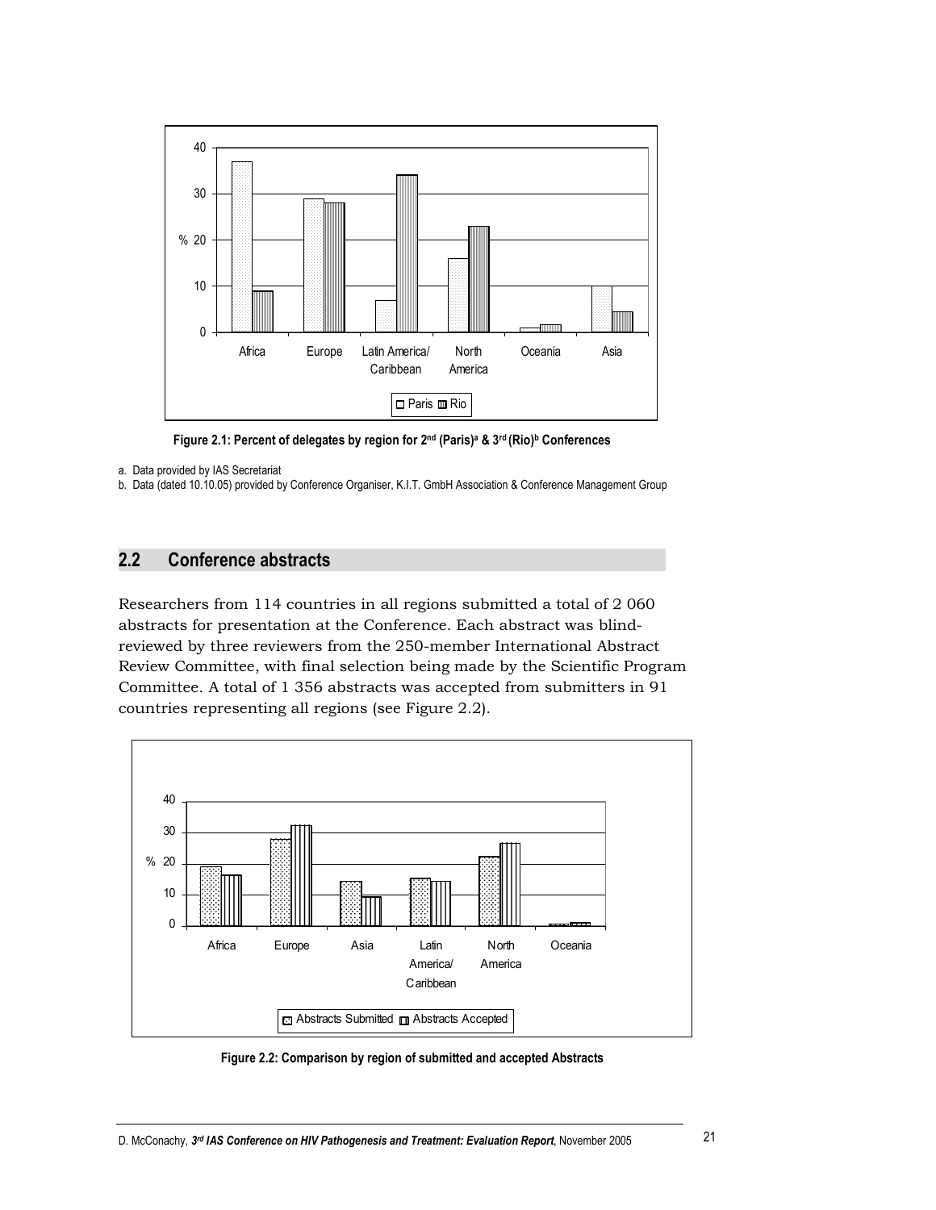Figure 2.1: Percent of delegates by region for 2nd (Paris)[a] & 3rd (Rio)[b] Conferences

a. Data provided by IAS Secretariat

b. Data (dated 10.10.05) provided by Conference Organiser, K.I.T. GmbH Association & Conference Management Group

## 2.2 Conference abstracts

Researchers from 114 countries in all regions submitted a total of 2 060 abstracts for presentation at the Conference. Each abstract was blind-reviewed by three reviewers from the 250-member International Abstract Review Committee, with final selection being made by the Scientific Program Committee. A total of 1 356 abstracts was accepted from submitters in 91 countries representing all regions (see Figure 2.2).

Figure 2.2: Comparison by region of submitted and accepted Abstracts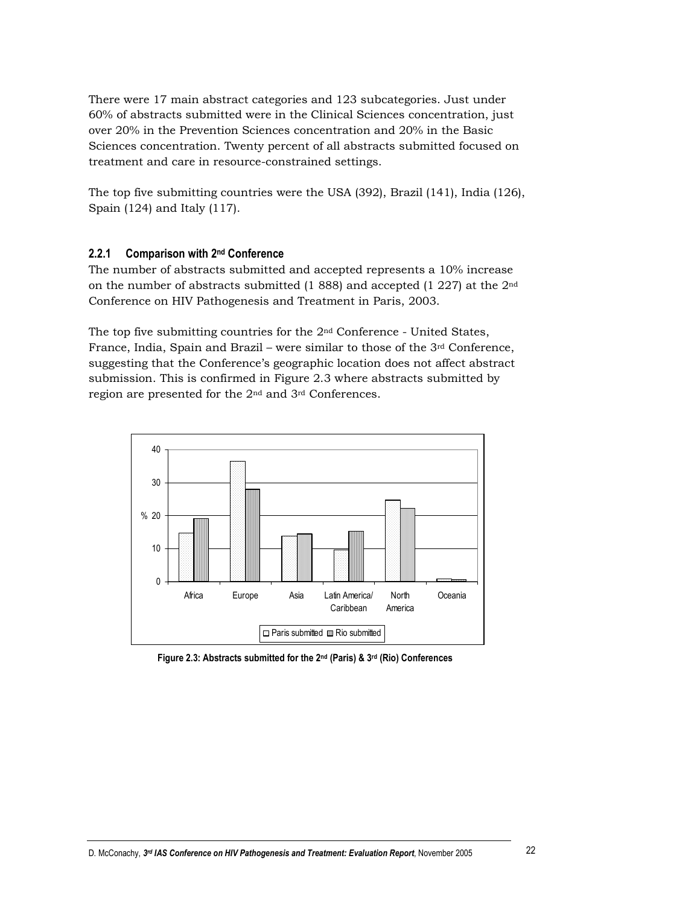There were 17 main abstract categories and 123 subcategories. Just under 60% of abstracts submitted were in the Clinical Sciences concentration, just over 20% in the Prevention Sciences concentration and 20% in the Basic Sciences concentration. Twenty percent of all abstracts submitted focused on treatment and care in resource-constrained settings.

The top five submitting countries were the USA (392), Brazil (141), India (126), Spain (124) and Italy (117).

### 2.2.1 Comparison with 2nd Conference

The number of abstracts submitted and accepted represents a 10% increase on the number of abstracts submitted (1 888) and accepted (1 227) at the 2nd Conference on HIV Pathogenesis and Treatment in Paris, 2003.

The top five submitting countries for the 2nd Conference - United States, France, India, Spain and Brazil – were similar to those of the 3rd Conference, suggesting that the Conference's geographic location does not affect abstract submission. This is confirmed in Figure 2.3 where abstracts submitted by region are presented for the 2nd and 3rd Conferences.

**Figure 2.3: Abstracts submitted for the 2nd (Paris) & 3rd (Rio) Conferences**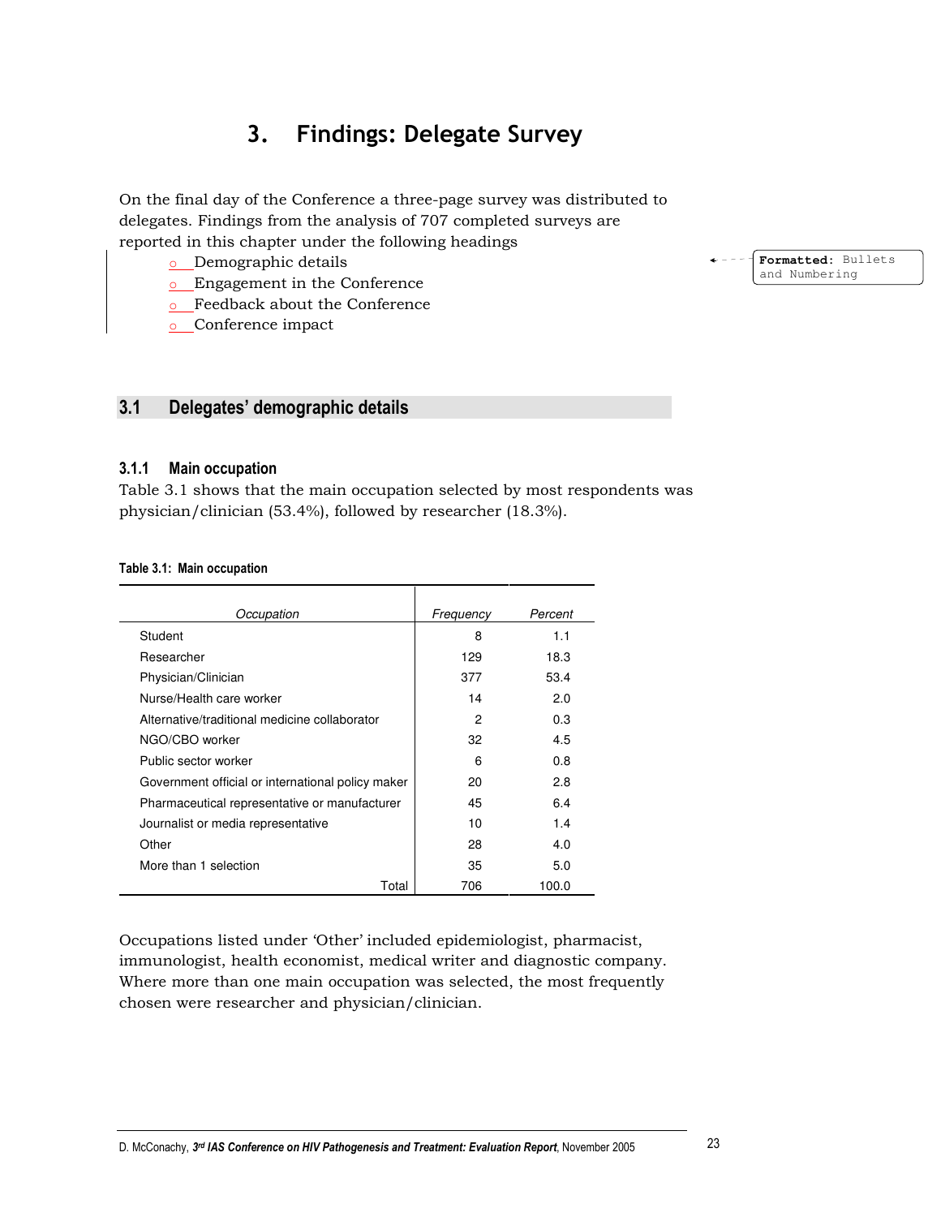# 3. Findings: Delegate Survey

On the final day of the Conference a three-page survey was distributed to delegates. Findings from the analysis of 707 completed surveys are reported in this chapter under the following headings

- Demographic details
- Engagement in the Conference
- Feedback about the Conference
- Conference impact

## 3.1 Delegates' demographic details

### 3.1.1 Main occupation

Table 3.1 shows that the main occupation selected by most respondents was physician/clinician (53.4%), followed by researcher (18.3%).

**Table 3.1: Main occupation**

| *Occupation* | *Frequency* | *Percent* |
|---|---|---|
| Student | 8 | 1.1 |
| Researcher | 129 | 18.3 |
| Physician/Clinician | 377 | 53.4 |
| Nurse/Health care worker | 14 | 2.0 |
| Alternative/traditional medicine collaborator | 2 | 0.3 |
| NGO/CBO worker | 32 | 4.5 |
| Public sector worker | 6 | 0.8 |
| Government official or international policy maker | 20 | 2.8 |
| Pharmaceutical representative or manufacturer | 45 | 6.4 |
| Journalist or media representative | 10 | 1.4 |
| Other | 28 | 4.0 |
| More than 1 selection | 35 | 5.0 |
| Total | 706 | 100.0 |

Occupations listed under 'Other' included epidemiologist, pharmacist, immunologist, health economist, medical writer and diagnostic company. Where more than one main occupation was selected, the most frequently chosen were researcher and physician/clinician.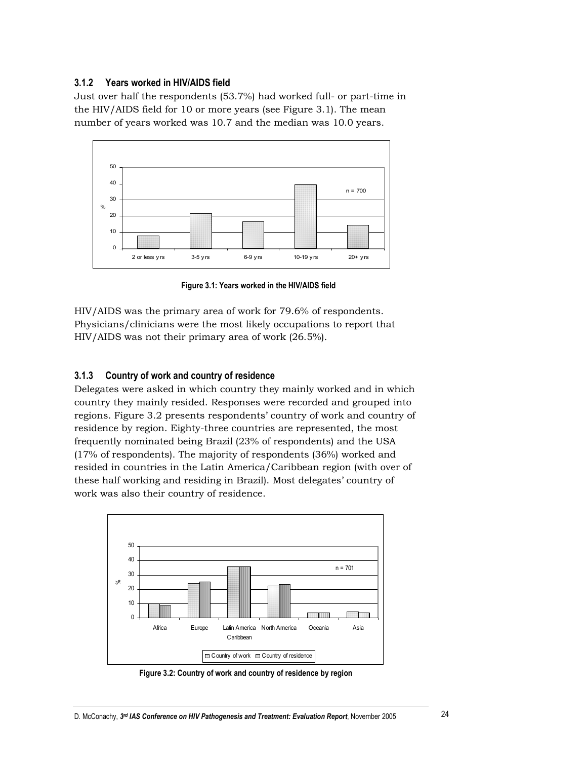### 3.1.2 Years worked in HIV/AIDS field

Just over half the respondents (53.7%) had worked full- or part-time in the HIV/AIDS field for 10 or more years (see Figure 3.1). The mean number of years worked was 10.7 and the median was 10.0 years.

**Figure 3.1: Years worked in the HIV/AIDS field**

HIV/AIDS was the primary area of work for 79.6% of respondents. Physicians/clinicians were the most likely occupations to report that HIV/AIDS was not their primary area of work (26.5%).

### 3.1.3 Country of work and country of residence

Delegates were asked in which country they mainly worked and in which country they mainly resided. Responses were recorded and grouped into regions. Figure 3.2 presents respondents' country of work and country of residence by region. Eighty-three countries are represented, the most frequently nominated being Brazil (23% of respondents) and the USA (17% of respondents). The majority of respondents (36%) worked and resided in countries in the Latin America/Caribbean region (with over of these half working and residing in Brazil). Most delegates' country of work was also their country of residence.

**Figure 3.2: Country of work and country of residence by region**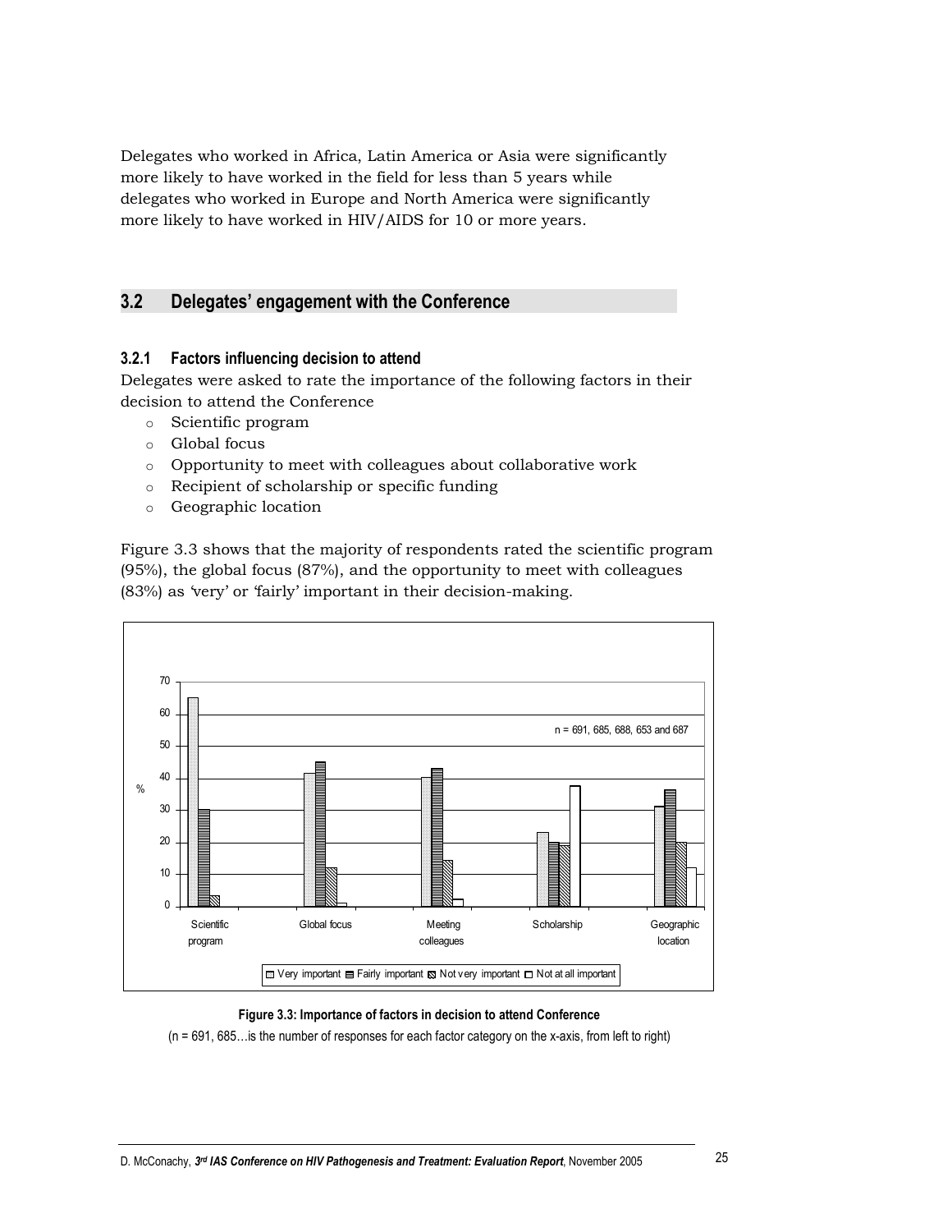Delegates who worked in Africa, Latin America or Asia were significantly more likely to have worked in the field for less than 5 years while delegates who worked in Europe and North America were significantly more likely to have worked in HIV/AIDS for 10 or more years.

## 3.2 Delegates' engagement with the Conference

### 3.2.1 Factors influencing decision to attend

Delegates were asked to rate the importance of the following factors in their decision to attend the Conference

- Scientific program
- Global focus
- Opportunity to meet with colleagues about collaborative work
- Recipient of scholarship or specific funding
- Geographic location

Figure 3.3 shows that the majority of respondents rated the scientific program (95%), the global focus (87%), and the opportunity to meet with colleagues (83%) as 'very' or 'fairly' important in their decision-making.

**Figure 3.3: Importance of factors in decision to attend Conference**

(n = 691, 685…is the number of responses for each factor category on the x-axis, from left to right)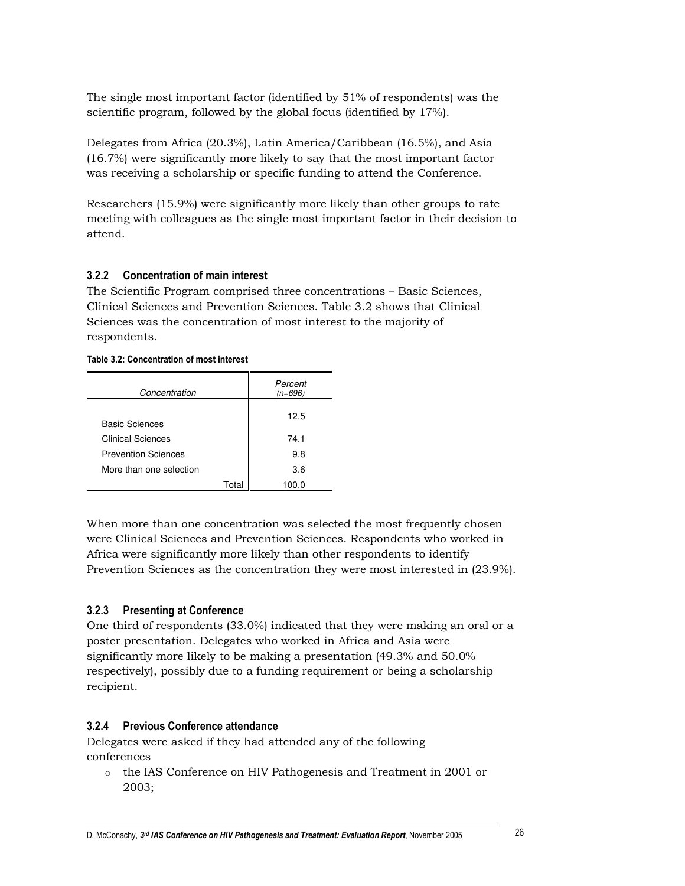The single most important factor (identified by 51% of respondents) was the scientific program, followed by the global focus (identified by 17%).

Delegates from Africa (20.3%), Latin America/Caribbean (16.5%), and Asia (16.7%) were significantly more likely to say that the most important factor was receiving a scholarship or specific funding to attend the Conference.

Researchers (15.9%) were significantly more likely than other groups to rate meeting with colleagues as the single most important factor in their decision to attend.

### 3.2.2 Concentration of main interest

The Scientific Program comprised three concentrations – Basic Sciences, Clinical Sciences and Prevention Sciences. Table 3.2 shows that Clinical Sciences was the concentration of most interest to the majority of respondents.

**Table 3.2: Concentration of most interest**

| *Concentration* | *Percent (n=696)* |
|---|---|
| Basic Sciences | 12.5 |
| Clinical Sciences | 74.1 |
| Prevention Sciences | 9.8 |
| More than one selection | 3.6 |
| Total | 100.0 |

When more than one concentration was selected the most frequently chosen were Clinical Sciences and Prevention Sciences. Respondents who worked in Africa were significantly more likely than other respondents to identify Prevention Sciences as the concentration they were most interested in (23.9%).

### 3.2.3 Presenting at Conference

One third of respondents (33.0%) indicated that they were making an oral or a poster presentation. Delegates who worked in Africa and Asia were significantly more likely to be making a presentation (49.3% and 50.0% respectively), possibly due to a funding requirement or being a scholarship recipient.

### 3.2.4 Previous Conference attendance

Delegates were asked if they had attended any of the following conferences

- the IAS Conference on HIV Pathogenesis and Treatment in 2001 or 2003;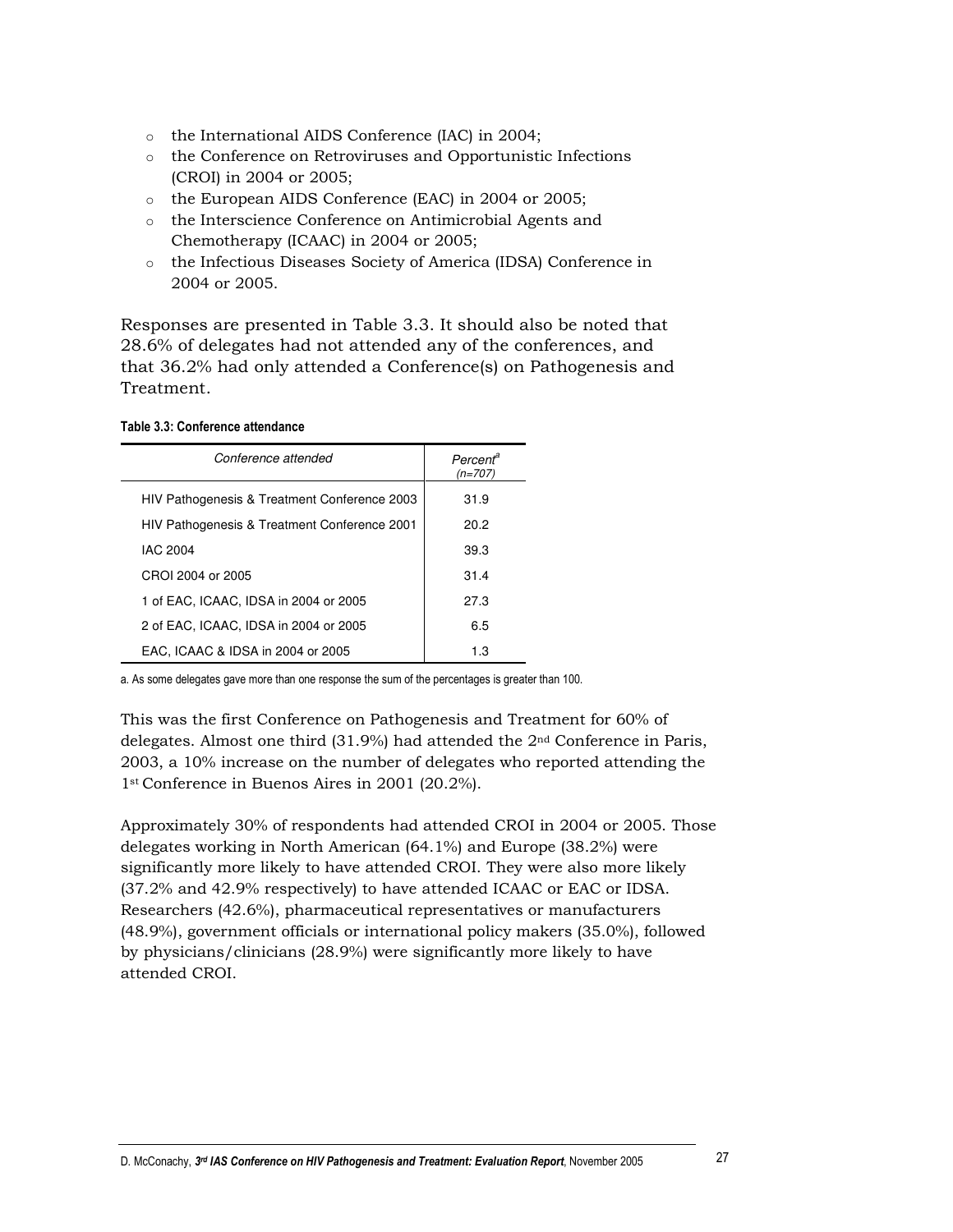- the International AIDS Conference (IAC) in 2004;
- the Conference on Retroviruses and Opportunistic Infections (CROI) in 2004 or 2005;
- the European AIDS Conference (EAC) in 2004 or 2005;
- the Interscience Conference on Antimicrobial Agents and Chemotherapy (ICAAC) in 2004 or 2005;
- the Infectious Diseases Society of America (IDSA) Conference in 2004 or 2005.

Responses are presented in Table 3.3. It should also be noted that 28.6% of delegates had not attended any of the conferences, and that 36.2% had only attended a Conference(s) on Pathogenesis and Treatment.

**Table 3.3: Conference attendance**

| *Conference attended* | *Percent*[a] *(n=707)* |
|---|---|
| HIV Pathogenesis & Treatment Conference 2003 | 31.9 |
| HIV Pathogenesis & Treatment Conference 2001 | 20.2 |
| IAC 2004 | 39.3 |
| CROI 2004 or 2005 | 31.4 |
| 1 of EAC, ICAAC, IDSA in 2004 or 2005 | 27.3 |
| 2 of EAC, ICAAC, IDSA in 2004 or 2005 | 6.5 |
| EAC, ICAAC & IDSA in 2004 or 2005 | 1.3 |

a. As some delegates gave more than one response the sum of the percentages is greater than 100.

This was the first Conference on Pathogenesis and Treatment for 60% of delegates. Almost one third (31.9%) had attended the 2nd Conference in Paris, 2003, a 10% increase on the number of delegates who reported attending the 1st Conference in Buenos Aires in 2001 (20.2%).

Approximately 30% of respondents had attended CROI in 2004 or 2005. Those delegates working in North American (64.1%) and Europe (38.2%) were significantly more likely to have attended CROI. They were also more likely (37.2% and 42.9% respectively) to have attended ICAAC or EAC or IDSA. Researchers (42.6%), pharmaceutical representatives or manufacturers (48.9%), government officials or international policy makers (35.0%), followed by physicians/clinicians (28.9%) were significantly more likely to have attended CROI.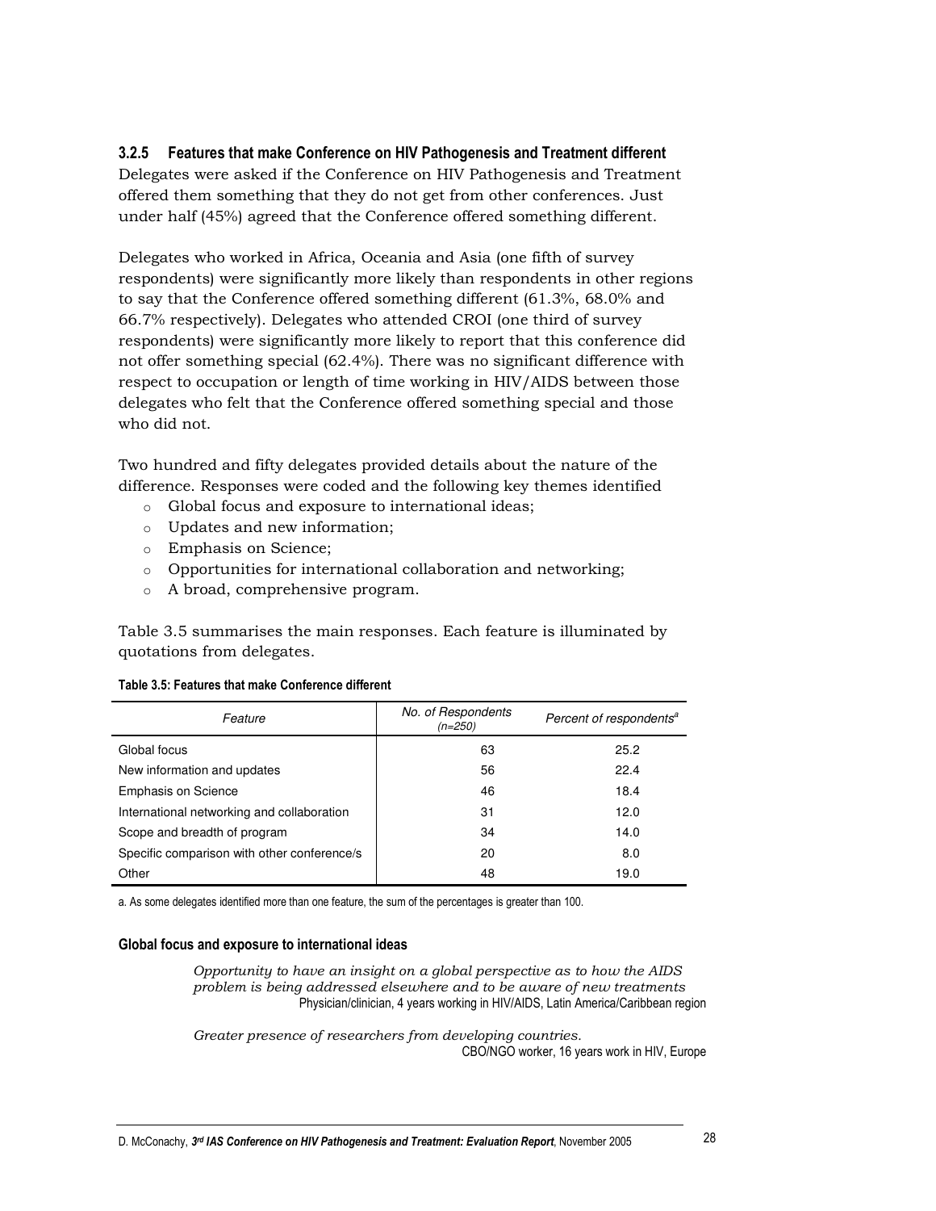### 3.2.5 Features that make Conference on HIV Pathogenesis and Treatment different

Delegates were asked if the Conference on HIV Pathogenesis and Treatment offered them something that they do not get from other conferences. Just under half (45%) agreed that the Conference offered something different.

Delegates who worked in Africa, Oceania and Asia (one fifth of survey respondents) were significantly more likely than respondents in other regions to say that the Conference offered something different (61.3%, 68.0% and 66.7% respectively). Delegates who attended CROI (one third of survey respondents) were significantly more likely to report that this conference did not offer something special (62.4%). There was no significant difference with respect to occupation or length of time working in HIV/AIDS between those delegates who felt that the Conference offered something special and those who did not.

Two hundred and fifty delegates provided details about the nature of the difference. Responses were coded and the following key themes identified

- Global focus and exposure to international ideas;
- Updates and new information;
- Emphasis on Science;
- Opportunities for international collaboration and networking;
- A broad, comprehensive program.

Table 3.5 summarises the main responses. Each feature is illuminated by quotations from delegates.

**Table 3.5: Features that make Conference different**

| *Feature* | *No. of Respondents (n=250)* | *Percent of respondents[a]* |
|---|---|---|
| Global focus | 63 | 25.2 |
| New information and updates | 56 | 22.4 |
| Emphasis on Science | 46 | 18.4 |
| International networking and collaboration | 31 | 12.0 |
| Scope and breadth of program | 34 | 14.0 |
| Specific comparison with other conference/s | 20 | 8.0 |
| Other | 48 | 19.0 |

a. As some delegates identified more than one feature, the sum of the percentages is greater than 100.

#### Global focus and exposure to international ideas

> *Opportunity to have an insight on a global perspective as to how the AIDS problem is being addressed elsewhere and to be aware of new treatments*
> Physician/clinician, 4 years working in HIV/AIDS, Latin America/Caribbean region

> *Greater presence of researchers from developing countries.*
> CBO/NGO worker, 16 years work in HIV, Europe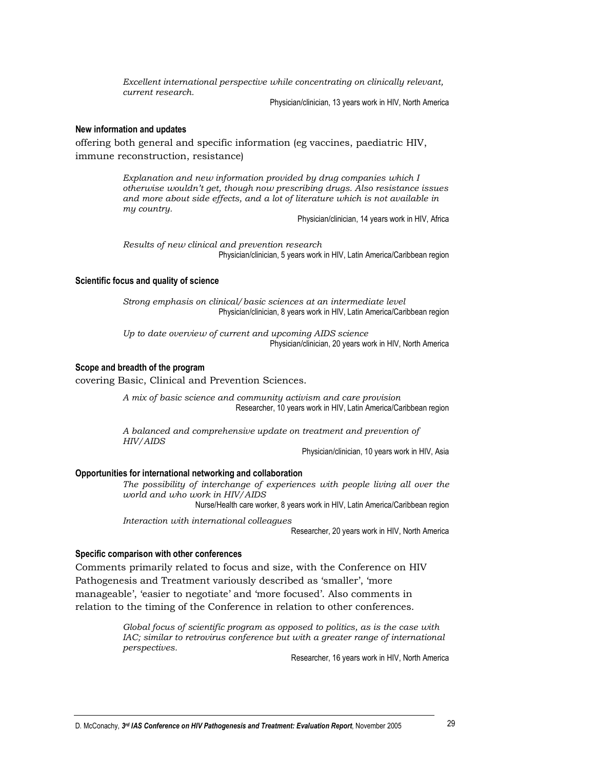*Excellent international perspective while concentrating on clinically relevant, current research.*

Physician/clinician, 13 years work in HIV, North America

#### New information and updates

offering both general and specific information (eg vaccines, paediatric HIV, immune reconstruction, resistance)

*Explanation and new information provided by drug companies which I otherwise wouldn't get, though now prescribing drugs. Also resistance issues and more about side effects, and a lot of literature which is not available in my country.*

Physician/clinician, 14 years work in HIV, Africa

*Results of new clinical and prevention research*

Physician/clinician, 5 years work in HIV, Latin America/Caribbean region

#### Scientific focus and quality of science

*Strong emphasis on clinical/basic sciences at an intermediate level*

Physician/clinician, 8 years work in HIV, Latin America/Caribbean region

*Up to date overview of current and upcoming AIDS science*

Physician/clinician, 20 years work in HIV, North America

#### Scope and breadth of the program

covering Basic, Clinical and Prevention Sciences.

*A mix of basic science and community activism and care provision*

Researcher, 10 years work in HIV, Latin America/Caribbean region

*A balanced and comprehensive update on treatment and prevention of HIV/AIDS*

Physician/clinician, 10 years work in HIV, Asia

#### Opportunities for international networking and collaboration

*The possibility of interchange of experiences with people living all over the world and who work in HIV/AIDS*

Nurse/Health care worker, 8 years work in HIV, Latin America/Caribbean region

*Interaction with international colleagues*

Researcher, 20 years work in HIV, North America

#### Specific comparison with other conferences

Comments primarily related to focus and size, with the Conference on HIV Pathogenesis and Treatment variously described as 'smaller', 'more manageable', 'easier to negotiate' and 'more focused'. Also comments in relation to the timing of the Conference in relation to other conferences.

*Global focus of scientific program as opposed to politics, as is the case with IAC; similar to retrovirus conference but with a greater range of international perspectives.*

Researcher, 16 years work in HIV, North America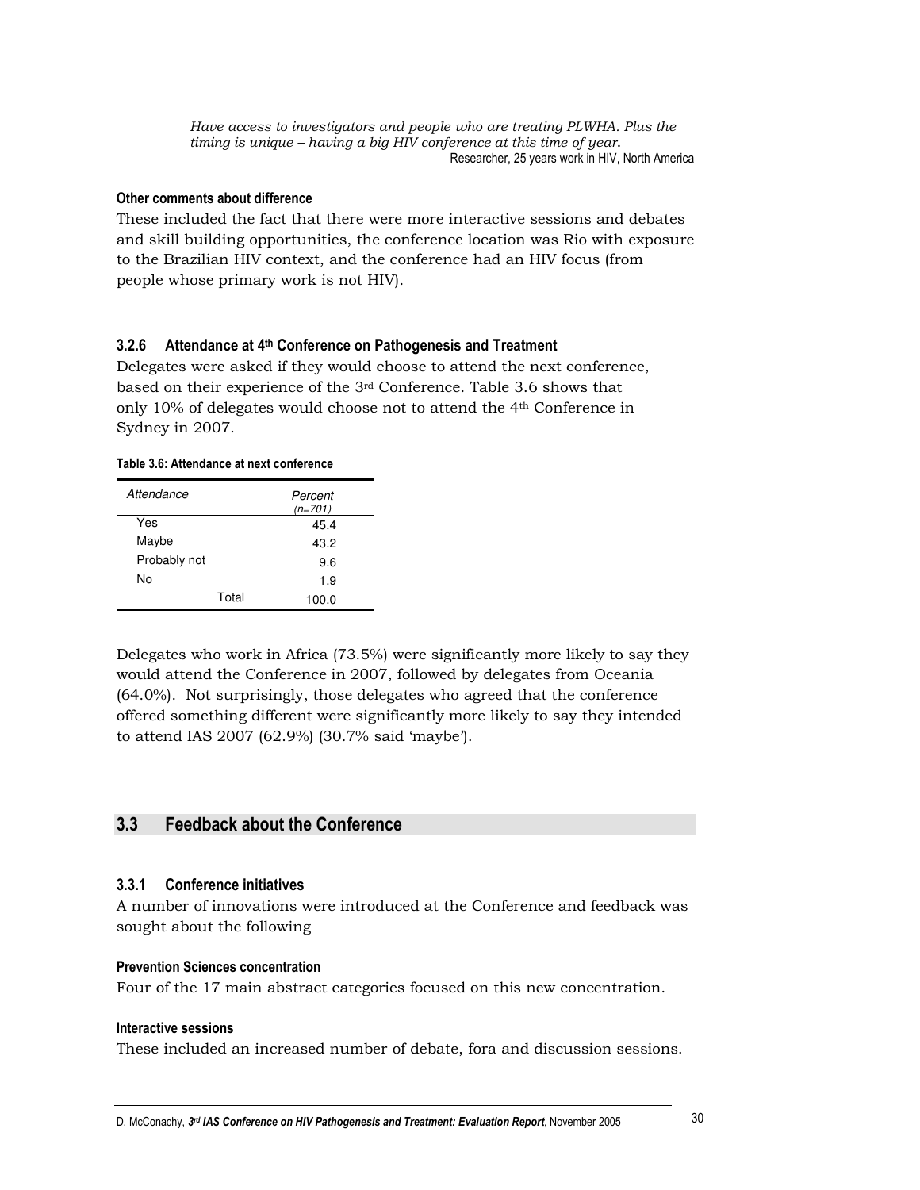*Have access to investigators and people who are treating PLWHA. Plus the timing is unique – having a big HIV conference at this time of year.*
Researcher, 25 years work in HIV, North America

#### Other comments about difference

These included the fact that there were more interactive sessions and debates and skill building opportunities, the conference location was Rio with exposure to the Brazilian HIV context, and the conference had an HIV focus (from people whose primary work is not HIV).

### 3.2.6 Attendance at 4th Conference on Pathogenesis and Treatment

Delegates were asked if they would choose to attend the next conference, based on their experience of the 3rd Conference. Table 3.6 shows that only 10% of delegates would choose not to attend the 4th Conference in Sydney in 2007.

**Table 3.6: Attendance at next conference**

| *Attendance* | *Percent (n=701)* |
|---|---|
| Yes | 45.4 |
| Maybe | 43.2 |
| Probably not | 9.6 |
| No | 1.9 |
| Total | 100.0 |

Delegates who work in Africa (73.5%) were significantly more likely to say they would attend the Conference in 2007, followed by delegates from Oceania (64.0%). Not surprisingly, those delegates who agreed that the conference offered something different were significantly more likely to say they intended to attend IAS 2007 (62.9%) (30.7% said 'maybe').

## 3.3 Feedback about the Conference

### 3.3.1 Conference initiatives

A number of innovations were introduced at the Conference and feedback was sought about the following

#### Prevention Sciences concentration

Four of the 17 main abstract categories focused on this new concentration.

#### Interactive sessions

These included an increased number of debate, fora and discussion sessions.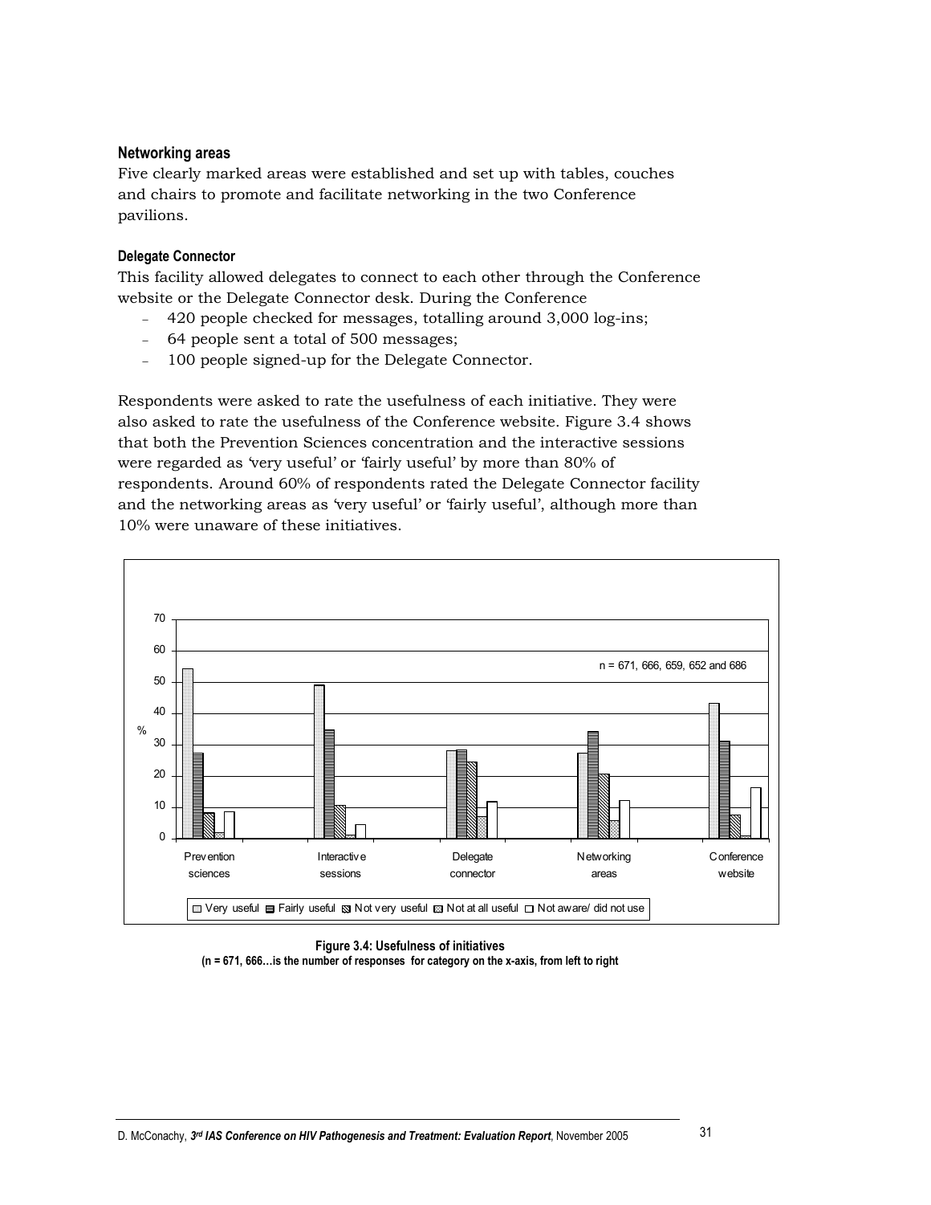### Networking areas

Five clearly marked areas were established and set up with tables, couches and chairs to promote and facilitate networking in the two Conference pavilions.

#### Delegate Connector

This facility allowed delegates to connect to each other through the Conference website or the Delegate Connector desk. During the Conference

- 420 people checked for messages, totalling around 3,000 log-ins;
- 64 people sent a total of 500 messages;
- 100 people signed-up for the Delegate Connector.

Respondents were asked to rate the usefulness of each initiative. They were also asked to rate the usefulness of the Conference website. Figure 3.4 shows that both the Prevention Sciences concentration and the interactive sessions were regarded as 'very useful' or 'fairly useful' by more than 80% of respondents. Around 60% of respondents rated the Delegate Connector facility and the networking areas as 'very useful' or 'fairly useful', although more than 10% were unaware of these initiatives.

**Figure 3.4: Usefulness of initiatives**
**(n = 671, 666…is the number of responses for category on the x-axis, from left to right**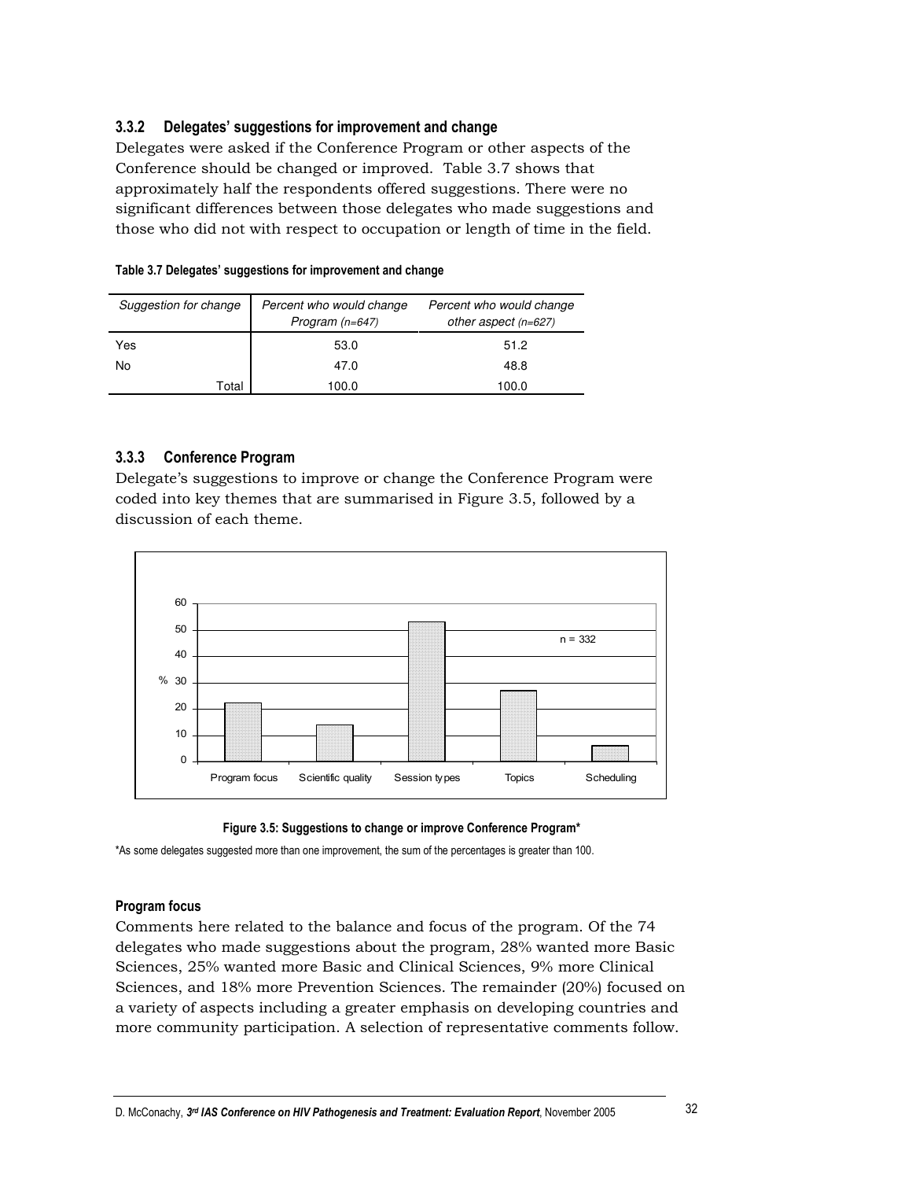### 3.3.2 Delegates' suggestions for improvement and change

Delegates were asked if the Conference Program or other aspects of the Conference should be changed or improved. Table 3.7 shows that approximately half the respondents offered suggestions. There were no significant differences between those delegates who made suggestions and those who did not with respect to occupation or length of time in the field.

**Table 3.7 Delegates' suggestions for improvement and change**

| *Suggestion for change* | *Percent who would change Program (n=647)* | *Percent who would change other aspect (n=627)* |
|---|---|---|
| Yes | 53.0 | 51.2 |
| No | 47.0 | 48.8 |
| Total | 100.0 | 100.0 |

### 3.3.3 Conference Program

Delegate's suggestions to improve or change the Conference Program were coded into key themes that are summarised in Figure 3.5, followed by a discussion of each theme.

**Figure 3.5: Suggestions to change or improve Conference Program***

*As some delegates suggested more than one improvement, the sum of the percentages is greater than 100.

#### Program focus

Comments here related to the balance and focus of the program. Of the 74 delegates who made suggestions about the program, 28% wanted more Basic Sciences, 25% wanted more Basic and Clinical Sciences, 9% more Clinical Sciences, and 18% more Prevention Sciences. The remainder (20%) focused on a variety of aspects including a greater emphasis on developing countries and more community participation. A selection of representative comments follow.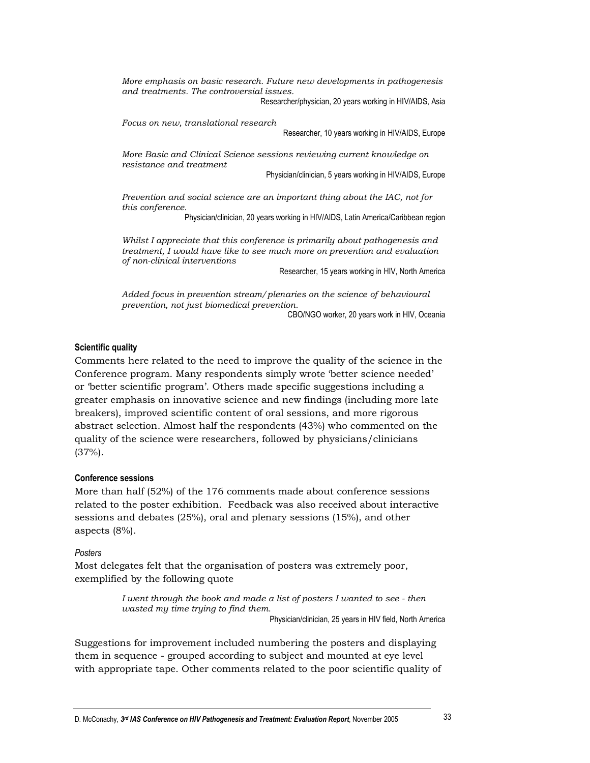> *More emphasis on basic research. Future new developments in pathogenesis and treatments. The controversial issues.*
>
> Researcher/physician, 20 years working in HIV/AIDS, Asia

> *Focus on new, translational research*
>
> Researcher, 10 years working in HIV/AIDS, Europe

> *More Basic and Clinical Science sessions reviewing current knowledge on resistance and treatment*
>
> Physician/clinician, 5 years working in HIV/AIDS, Europe

> *Prevention and social science are an important thing about the IAC, not for this conference.*
>
> Physician/clinician, 20 years working in HIV/AIDS, Latin America/Caribbean region

> *Whilst I appreciate that this conference is primarily about pathogenesis and treatment, I would have like to see much more on prevention and evaluation of non-clinical interventions*
>
> Researcher, 15 years working in HIV, North America

> *Added focus in prevention stream/plenaries on the science of behavioural prevention, not just biomedical prevention.*
>
> CBO/NGO worker, 20 years work in HIV, Oceania

#### Scientific quality

Comments here related to the need to improve the quality of the science in the Conference program. Many respondents simply wrote 'better science needed' or 'better scientific program'. Others made specific suggestions including a greater emphasis on innovative science and new findings (including more late breakers), improved scientific content of oral sessions, and more rigorous abstract selection. Almost half the respondents (43%) who commented on the quality of the science were researchers, followed by physicians/clinicians (37%).

#### Conference sessions

More than half (52%) of the 176 comments made about conference sessions related to the poster exhibition. Feedback was also received about interactive sessions and debates (25%), oral and plenary sessions (15%), and other aspects (8%).

##### *Posters*

Most delegates felt that the organisation of posters was extremely poor, exemplified by the following quote

> *I went through the book and made a list of posters I wanted to see - then wasted my time trying to find them.*
>
> Physician/clinician, 25 years in HIV field, North America

Suggestions for improvement included numbering the posters and displaying them in sequence - grouped according to subject and mounted at eye level with appropriate tape. Other comments related to the poor scientific quality of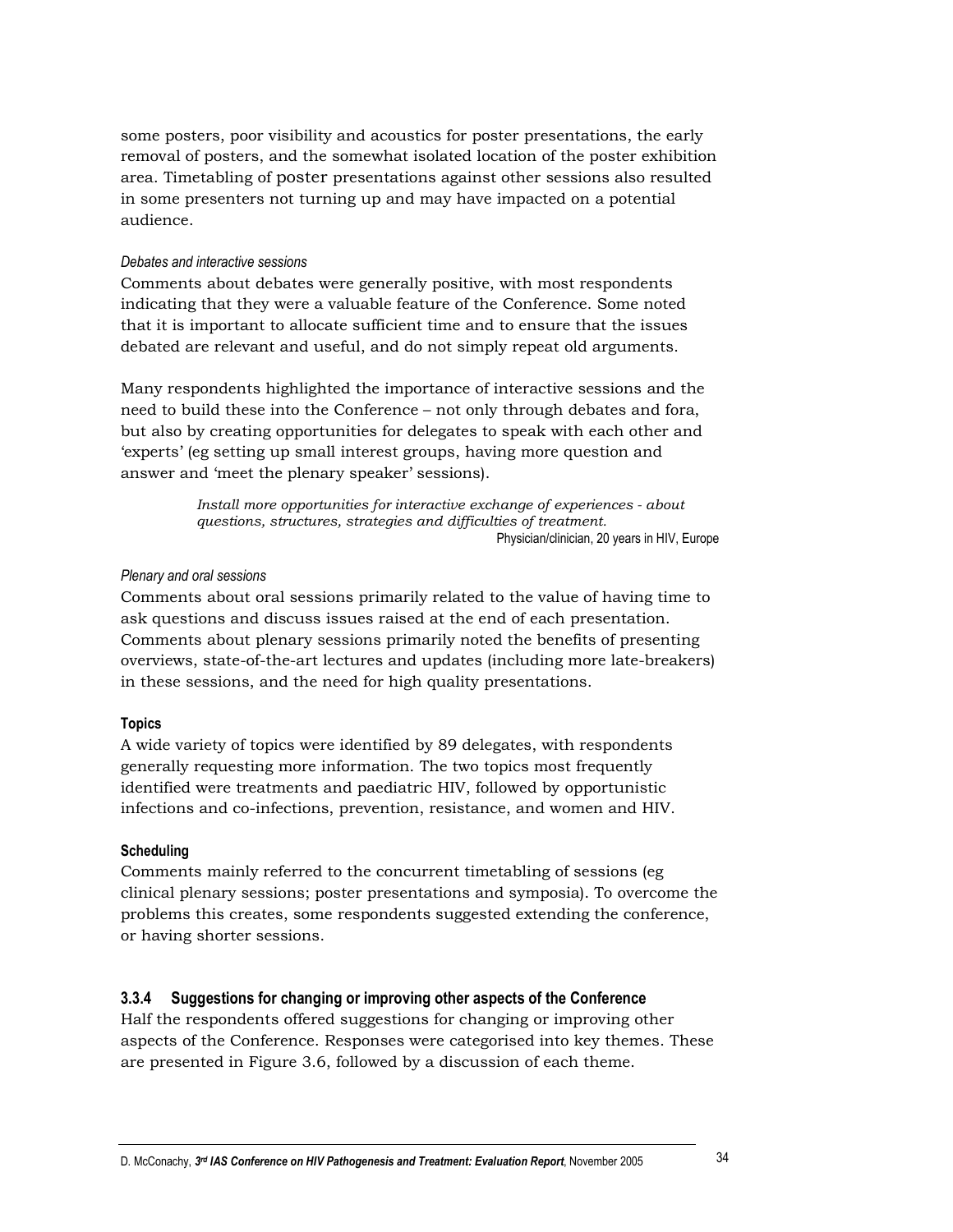some posters, poor visibility and acoustics for poster presentations, the early removal of posters, and the somewhat isolated location of the poster exhibition area. Timetabling of poster presentations against other sessions also resulted in some presenters not turning up and may have impacted on a potential audience.

*Debates and interactive sessions*

Comments about debates were generally positive, with most respondents indicating that they were a valuable feature of the Conference. Some noted that it is important to allocate sufficient time and to ensure that the issues debated are relevant and useful, and do not simply repeat old arguments.

Many respondents highlighted the importance of interactive sessions and the need to build these into the Conference – not only through debates and fora, but also by creating opportunities for delegates to speak with each other and 'experts' (eg setting up small interest groups, having more question and answer and 'meet the plenary speaker' sessions).

> *Install more opportunities for interactive exchange of experiences - about questions, structures, strategies and difficulties of treatment.*
> Physician/clinician, 20 years in HIV, Europe

*Plenary and oral sessions*

Comments about oral sessions primarily related to the value of having time to ask questions and discuss issues raised at the end of each presentation. Comments about plenary sessions primarily noted the benefits of presenting overviews, state-of-the-art lectures and updates (including more late-breakers) in these sessions, and the need for high quality presentations.

**Topics**

A wide variety of topics were identified by 89 delegates, with respondents generally requesting more information. The two topics most frequently identified were treatments and paediatric HIV, followed by opportunistic infections and co-infections, prevention, resistance, and women and HIV.

**Scheduling**

Comments mainly referred to the concurrent timetabling of sessions (eg clinical plenary sessions; poster presentations and symposia). To overcome the problems this creates, some respondents suggested extending the conference, or having shorter sessions.

### 3.3.4 Suggestions for changing or improving other aspects of the Conference

Half the respondents offered suggestions for changing or improving other aspects of the Conference. Responses were categorised into key themes. These are presented in Figure 3.6, followed by a discussion of each theme.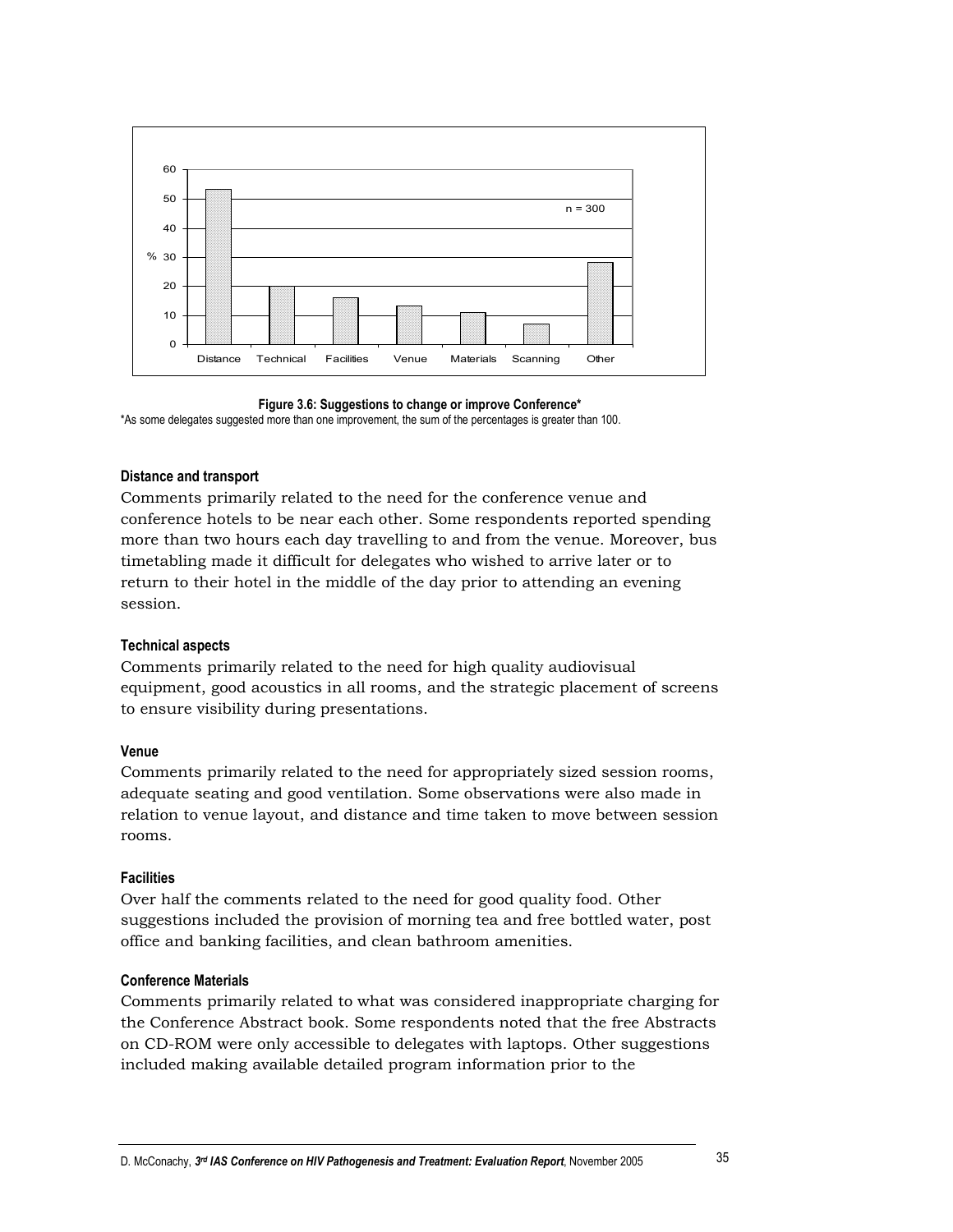**Figure 3.6: Suggestions to change or improve Conference***

*As some delegates suggested more than one improvement, the sum of the percentages is greater than 100.

#### Distance and transport

Comments primarily related to the need for the conference venue and conference hotels to be near each other. Some respondents reported spending more than two hours each day travelling to and from the venue. Moreover, bus timetabling made it difficult for delegates who wished to arrive later or to return to their hotel in the middle of the day prior to attending an evening session.

#### Technical aspects

Comments primarily related to the need for high quality audiovisual equipment, good acoustics in all rooms, and the strategic placement of screens to ensure visibility during presentations.

#### Venue

Comments primarily related to the need for appropriately sized session rooms, adequate seating and good ventilation. Some observations were also made in relation to venue layout, and distance and time taken to move between session rooms.

#### Facilities

Over half the comments related to the need for good quality food. Other suggestions included the provision of morning tea and free bottled water, post office and banking facilities, and clean bathroom amenities.

#### Conference Materials

Comments primarily related to what was considered inappropriate charging for the Conference Abstract book. Some respondents noted that the free Abstracts on CD-ROM were only accessible to delegates with laptops. Other suggestions included making available detailed program information prior to the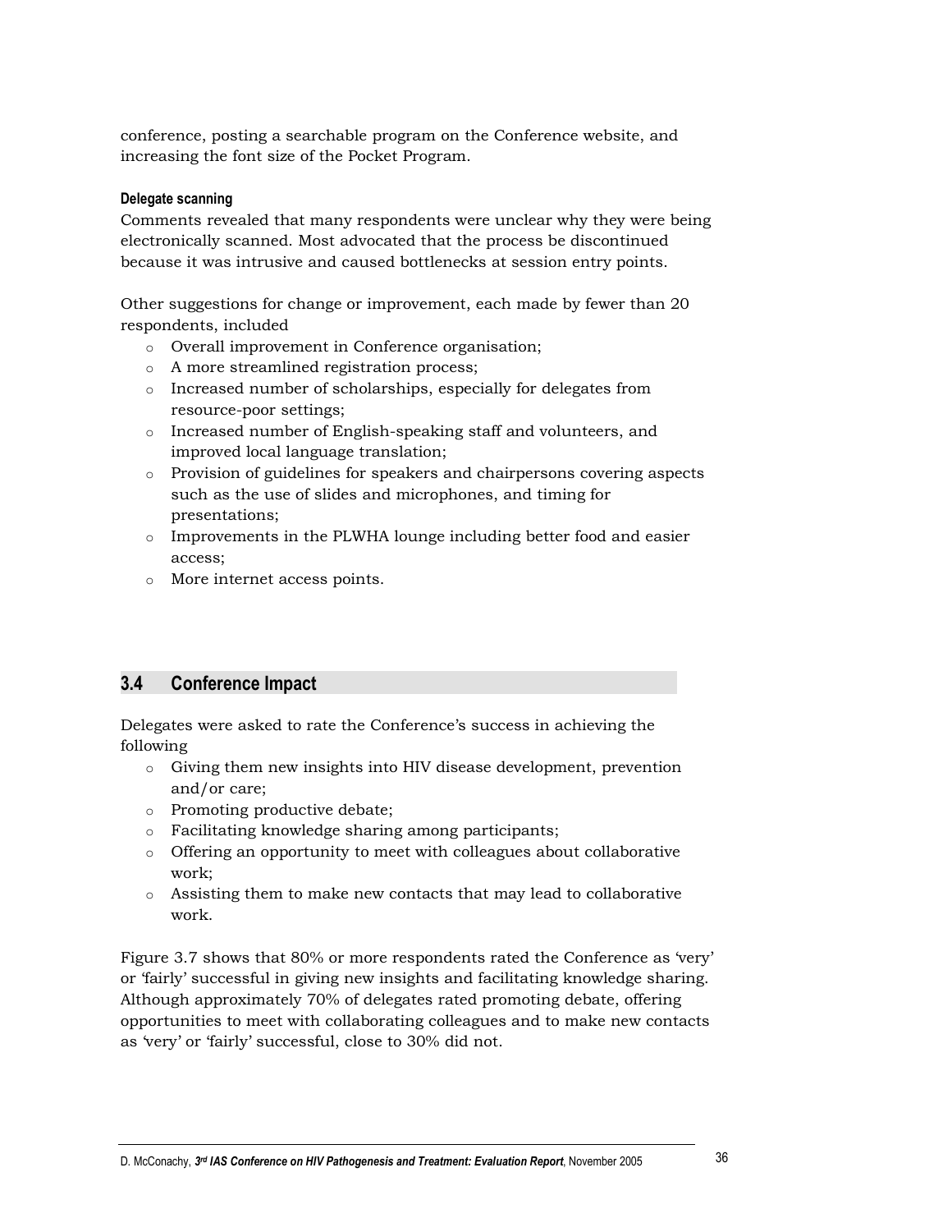conference, posting a searchable program on the Conference website, and increasing the font size of the Pocket Program.

#### Delegate scanning

Comments revealed that many respondents were unclear why they were being electronically scanned. Most advocated that the process be discontinued because it was intrusive and caused bottlenecks at session entry points.

Other suggestions for change or improvement, each made by fewer than 20 respondents, included

- Overall improvement in Conference organisation;
- A more streamlined registration process;
- Increased number of scholarships, especially for delegates from resource-poor settings;
- Increased number of English-speaking staff and volunteers, and improved local language translation;
- Provision of guidelines for speakers and chairpersons covering aspects such as the use of slides and microphones, and timing for presentations;
- Improvements in the PLWHA lounge including better food and easier access;
- More internet access points.

## 3.4 Conference Impact

Delegates were asked to rate the Conference's success in achieving the following

- Giving them new insights into HIV disease development, prevention and/or care;
- Promoting productive debate;
- Facilitating knowledge sharing among participants;
- Offering an opportunity to meet with colleagues about collaborative work;
- Assisting them to make new contacts that may lead to collaborative work.

Figure 3.7 shows that 80% or more respondents rated the Conference as 'very' or 'fairly' successful in giving new insights and facilitating knowledge sharing. Although approximately 70% of delegates rated promoting debate, offering opportunities to meet with collaborating colleagues and to make new contacts as 'very' or 'fairly' successful, close to 30% did not.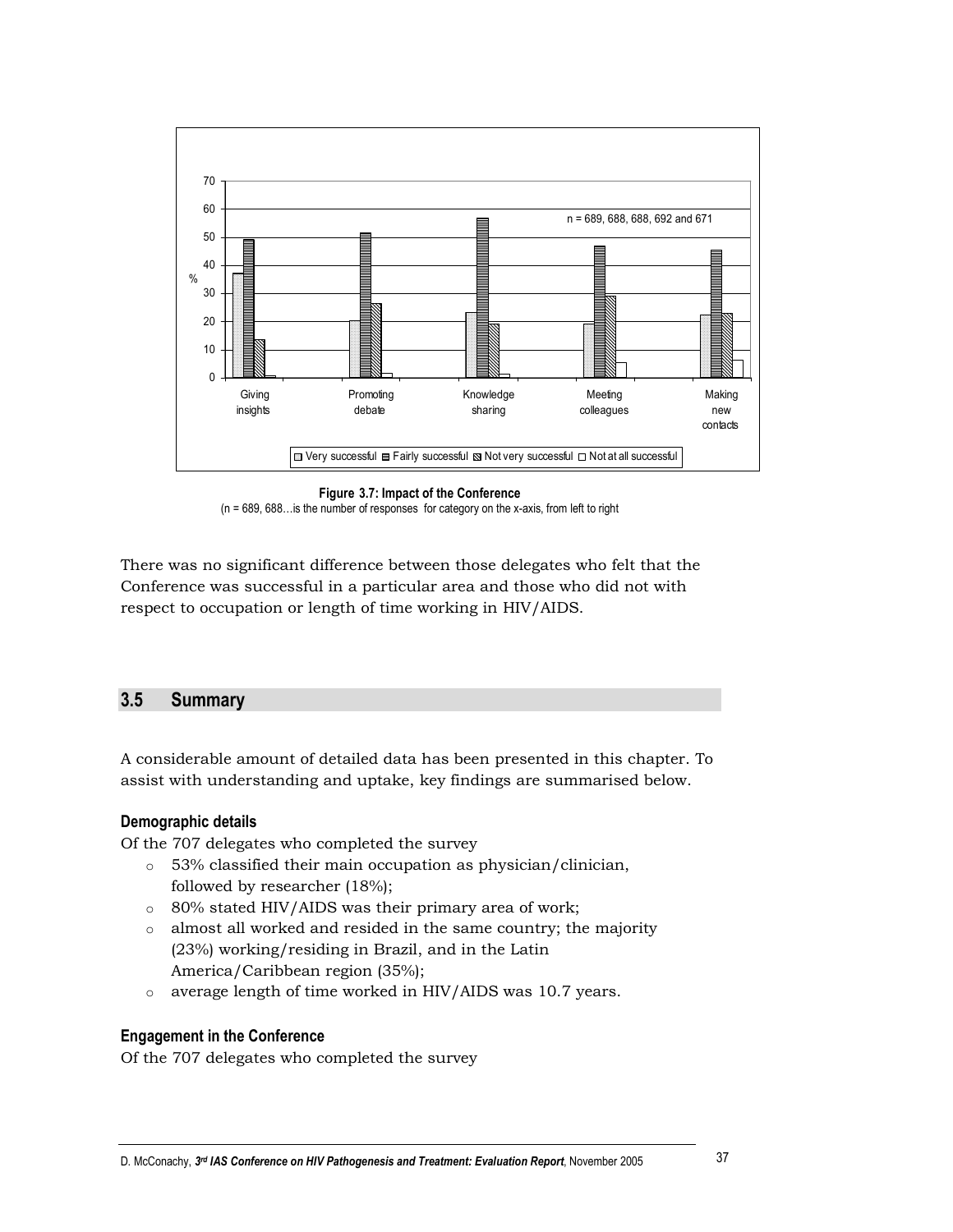Figure 3.7: Impact of the Conference
(n = 689, 688…is the number of responses for category on the x-axis, from left to right

There was no significant difference between those delegates who felt that the Conference was successful in a particular area and those who did not with respect to occupation or length of time working in HIV/AIDS.

## 3.5 Summary

A considerable amount of detailed data has been presented in this chapter. To assist with understanding and uptake, key findings are summarised below.

### Demographic details

Of the 707 delegates who completed the survey

- 53% classified their main occupation as physician/clinician, followed by researcher (18%);
- 80% stated HIV/AIDS was their primary area of work;
- almost all worked and resided in the same country; the majority (23%) working/residing in Brazil, and in the Latin America/Caribbean region (35%);
- average length of time worked in HIV/AIDS was 10.7 years.

### Engagement in the Conference

Of the 707 delegates who completed the survey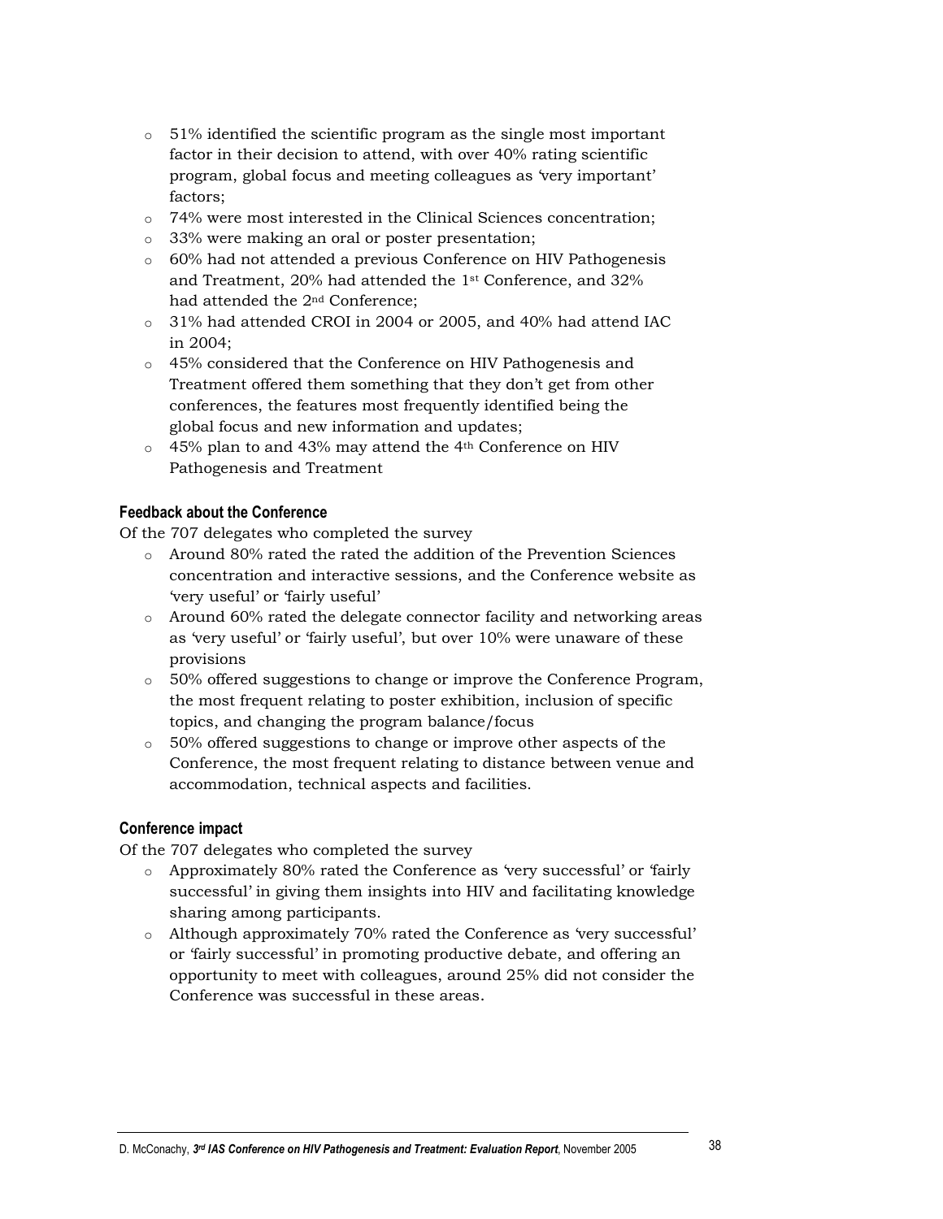- 51% identified the scientific program as the single most important factor in their decision to attend, with over 40% rating scientific program, global focus and meeting colleagues as 'very important' factors;
- 74% were most interested in the Clinical Sciences concentration;
- 33% were making an oral or poster presentation;
- 60% had not attended a previous Conference on HIV Pathogenesis and Treatment, 20% had attended the 1st Conference, and 32% had attended the 2nd Conference;
- 31% had attended CROI in 2004 or 2005, and 40% had attend IAC in 2004;
- 45% considered that the Conference on HIV Pathogenesis and Treatment offered them something that they don't get from other conferences, the features most frequently identified being the global focus and new information and updates;
- 45% plan to and 43% may attend the 4th Conference on HIV Pathogenesis and Treatment

#### Feedback about the Conference

Of the 707 delegates who completed the survey

- Around 80% rated the rated the addition of the Prevention Sciences concentration and interactive sessions, and the Conference website as 'very useful' or 'fairly useful'
- Around 60% rated the delegate connector facility and networking areas as 'very useful' or 'fairly useful', but over 10% were unaware of these provisions
- 50% offered suggestions to change or improve the Conference Program, the most frequent relating to poster exhibition, inclusion of specific topics, and changing the program balance/focus
- 50% offered suggestions to change or improve other aspects of the Conference, the most frequent relating to distance between venue and accommodation, technical aspects and facilities.

#### Conference impact

Of the 707 delegates who completed the survey

- Approximately 80% rated the Conference as 'very successful' or 'fairly successful' in giving them insights into HIV and facilitating knowledge sharing among participants.
- Although approximately 70% rated the Conference as 'very successful' or 'fairly successful' in promoting productive debate, and offering an opportunity to meet with colleagues, around 25% did not consider the Conference was successful in these areas.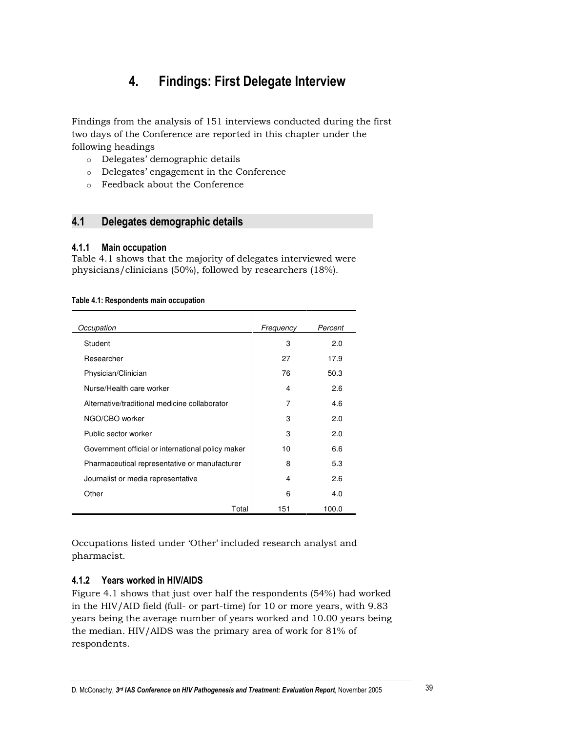# 4. Findings: First Delegate Interview

Findings from the analysis of 151 interviews conducted during the first two days of the Conference are reported in this chapter under the following headings

- Delegates' demographic details
- Delegates' engagement in the Conference
- Feedback about the Conference

## 4.1 Delegates demographic details

### 4.1.1 Main occupation

Table 4.1 shows that the majority of delegates interviewed were physicians/clinicians (50%), followed by researchers (18%).

**Table 4.1: Respondents main occupation**

| *Occupation* | *Frequency* | *Percent* |
|---|---|---|
| Student | 3 | 2.0 |
| Researcher | 27 | 17.9 |
| Physician/Clinician | 76 | 50.3 |
| Nurse/Health care worker | 4 | 2.6 |
| Alternative/traditional medicine collaborator | 7 | 4.6 |
| NGO/CBO worker | 3 | 2.0 |
| Public sector worker | 3 | 2.0 |
| Government official or international policy maker | 10 | 6.6 |
| Pharmaceutical representative or manufacturer | 8 | 5.3 |
| Journalist or media representative | 4 | 2.6 |
| Other | 6 | 4.0 |
| Total | 151 | 100.0 |

Occupations listed under 'Other' included research analyst and pharmacist.

### 4.1.2 Years worked in HIV/AIDS

Figure 4.1 shows that just over half the respondents (54%) had worked in the HIV/AID field (full- or part-time) for 10 or more years, with 9.83 years being the average number of years worked and 10.00 years being the median. HIV/AIDS was the primary area of work for 81% of respondents.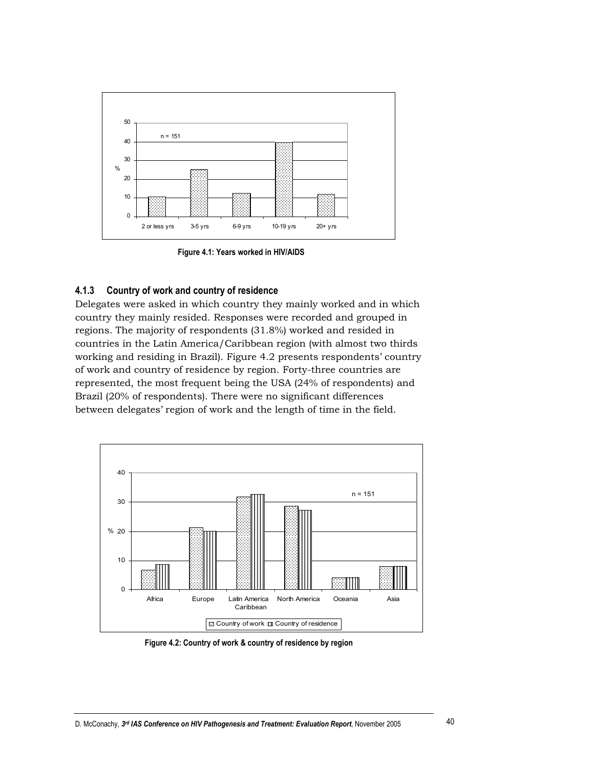Figure 4.1: Years worked in HIV/AIDS

### 4.1.3 Country of work and country of residence

Delegates were asked in which country they mainly worked and in which country they mainly resided. Responses were recorded and grouped in regions. The majority of respondents (31.8%) worked and resided in countries in the Latin America/Caribbean region (with almost two thirds working and residing in Brazil). Figure 4.2 presents respondents' country of work and country of residence by region. Forty-three countries are represented, the most frequent being the USA (24% of respondents) and Brazil (20% of respondents). There were no significant differences between delegates' region of work and the length of time in the field.

Figure 4.2: Country of work & country of residence by region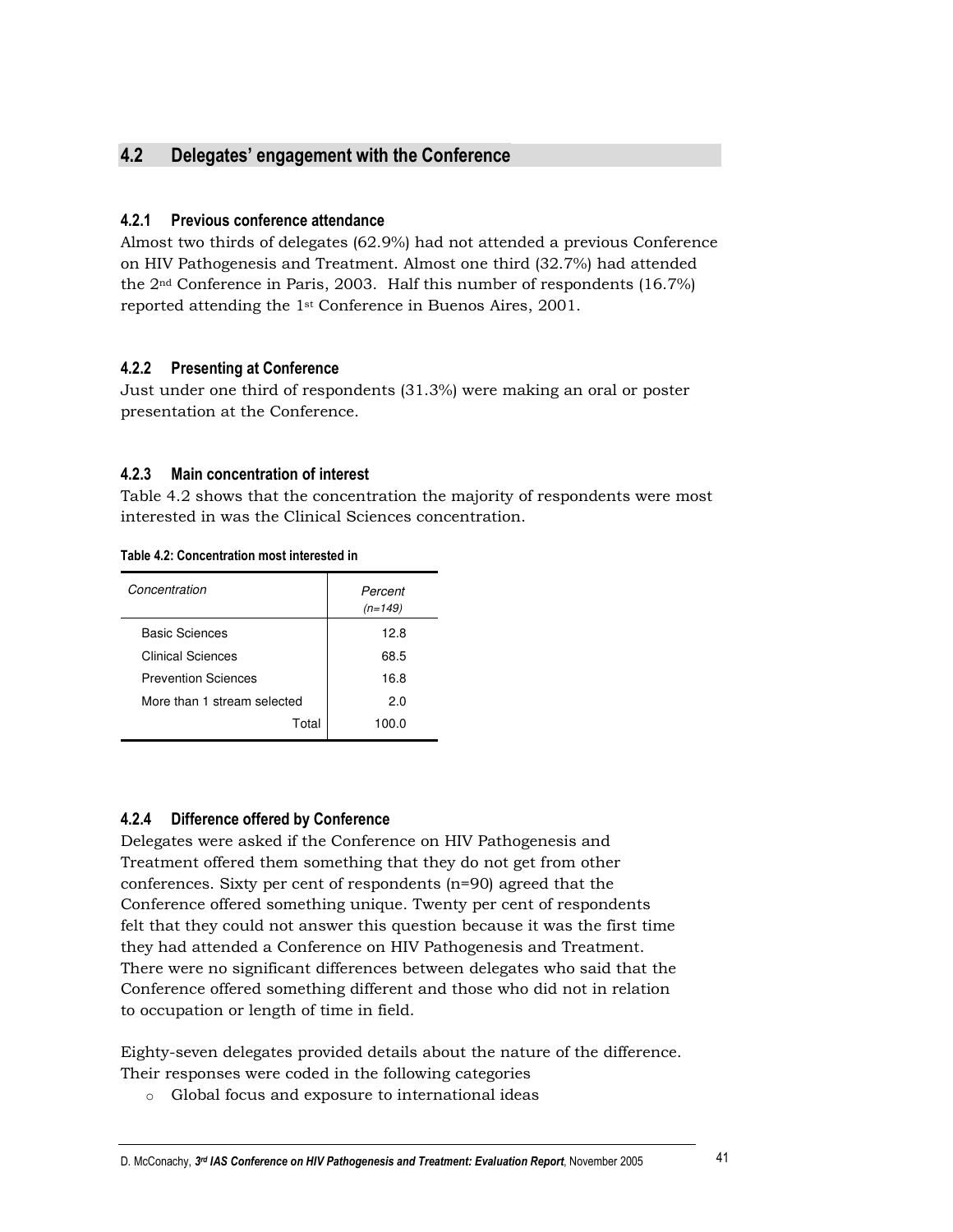## 4.2 Delegates' engagement with the Conference

### 4.2.1 Previous conference attendance

Almost two thirds of delegates (62.9%) had not attended a previous Conference on HIV Pathogenesis and Treatment. Almost one third (32.7%) had attended the 2nd Conference in Paris, 2003. Half this number of respondents (16.7%) reported attending the 1st Conference in Buenos Aires, 2001.

### 4.2.2 Presenting at Conference

Just under one third of respondents (31.3%) were making an oral or poster presentation at the Conference.

### 4.2.3 Main concentration of interest

Table 4.2 shows that the concentration the majority of respondents were most interested in was the Clinical Sciences concentration.

**Table 4.2: Concentration most interested in**

| *Concentration* | *Percent (n=149)* |
|---|---|
| Basic Sciences | 12.8 |
| Clinical Sciences | 68.5 |
| Prevention Sciences | 16.8 |
| More than 1 stream selected | 2.0 |
| Total | 100.0 |

### 4.2.4 Difference offered by Conference

Delegates were asked if the Conference on HIV Pathogenesis and Treatment offered them something that they do not get from other conferences. Sixty per cent of respondents (n=90) agreed that the Conference offered something unique. Twenty per cent of respondents felt that they could not answer this question because it was the first time they had attended a Conference on HIV Pathogenesis and Treatment. There were no significant differences between delegates who said that the Conference offered something different and those who did not in relation to occupation or length of time in field.

Eighty-seven delegates provided details about the nature of the difference. Their responses were coded in the following categories

- Global focus and exposure to international ideas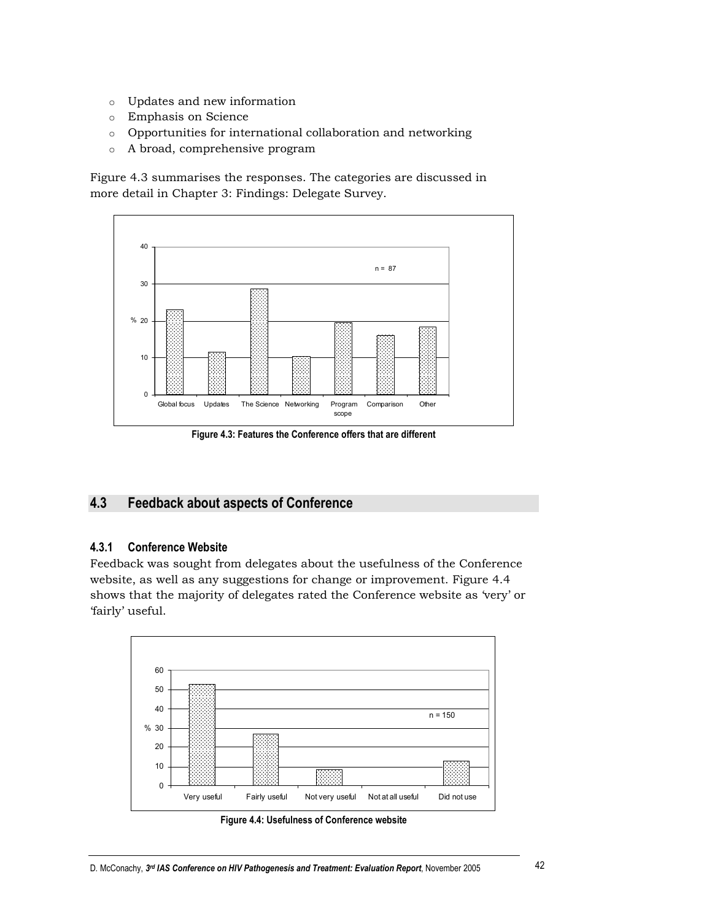- Updates and new information
- Emphasis on Science
- Opportunities for international collaboration and networking
- A broad, comprehensive program

Figure 4.3 summarises the responses. The categories are discussed in more detail in Chapter 3: Findings: Delegate Survey.

**Figure 4.3: Features the Conference offers that are different**

## 4.3 Feedback about aspects of Conference

### 4.3.1 Conference Website

Feedback was sought from delegates about the usefulness of the Conference website, as well as any suggestions for change or improvement. Figure 4.4 shows that the majority of delegates rated the Conference website as 'very' or 'fairly' useful.

**Figure 4.4: Usefulness of Conference website**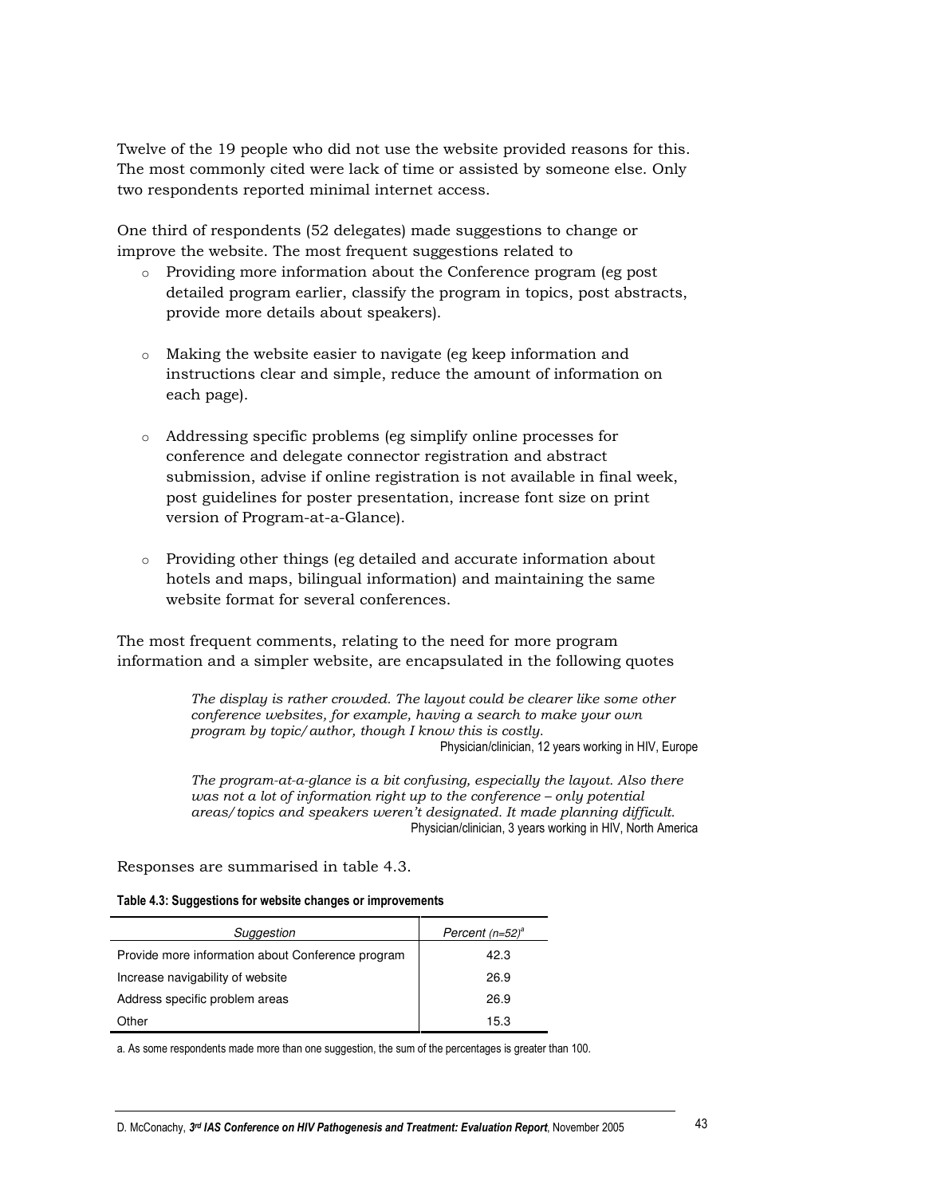Twelve of the 19 people who did not use the website provided reasons for this. The most commonly cited were lack of time or assisted by someone else. Only two respondents reported minimal internet access.

One third of respondents (52 delegates) made suggestions to change or improve the website. The most frequent suggestions related to

- Providing more information about the Conference program (eg post detailed program earlier, classify the program in topics, post abstracts, provide more details about speakers).
- Making the website easier to navigate (eg keep information and instructions clear and simple, reduce the amount of information on each page).
- Addressing specific problems (eg simplify online processes for conference and delegate connector registration and abstract submission, advise if online registration is not available in final week, post guidelines for poster presentation, increase font size on print version of Program-at-a-Glance).
- Providing other things (eg detailed and accurate information about hotels and maps, bilingual information) and maintaining the same website format for several conferences.

The most frequent comments, relating to the need for more program information and a simpler website, are encapsulated in the following quotes

> *The display is rather crowded. The layout could be clearer like some other conference websites, for example, having a search to make your own program by topic/author, though I know this is costly.*
>
> Physician/clinician, 12 years working in HIV, Europe

> *The program-at-a-glance is a bit confusing, especially the layout. Also there was not a lot of information right up to the conference – only potential areas/topics and speakers weren't designated. It made planning difficult.*
>
> Physician/clinician, 3 years working in HIV, North America

Responses are summarised in table 4.3.

**Table 4.3: Suggestions for website changes or improvements**

| *Suggestion* | *Percent (n=52)*[a] |
|---|---|
| Provide more information about Conference program | 42.3 |
| Increase navigability of website | 26.9 |
| Address specific problem areas | 26.9 |
| Other | 15.3 |

a. As some respondents made more than one suggestion, the sum of the percentages is greater than 100.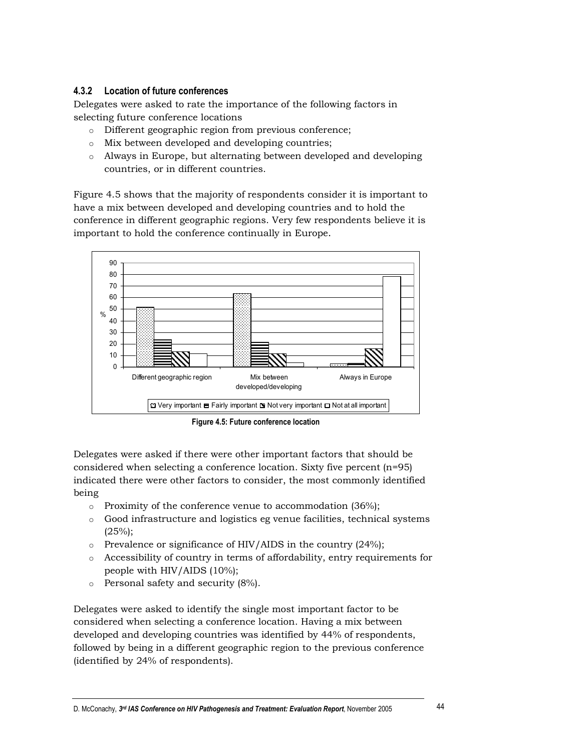### 4.3.2 Location of future conferences

Delegates were asked to rate the importance of the following factors in selecting future conference locations

- Different geographic region from previous conference;
- Mix between developed and developing countries;
- Always in Europe, but alternating between developed and developing countries, or in different countries.

Figure 4.5 shows that the majority of respondents consider it is important to have a mix between developed and developing countries and to hold the conference in different geographic regions. Very few respondents believe it is important to hold the conference continually in Europe.

**Figure 4.5: Future conference location**

Delegates were asked if there were other important factors that should be considered when selecting a conference location. Sixty five percent (n=95) indicated there were other factors to consider, the most commonly identified being

- Proximity of the conference venue to accommodation (36%);
- Good infrastructure and logistics eg venue facilities, technical systems (25%);
- Prevalence or significance of HIV/AIDS in the country (24%);
- Accessibility of country in terms of affordability, entry requirements for people with HIV/AIDS (10%);
- Personal safety and security (8%).

Delegates were asked to identify the single most important factor to be considered when selecting a conference location. Having a mix between developed and developing countries was identified by 44% of respondents, followed by being in a different geographic region to the previous conference (identified by 24% of respondents).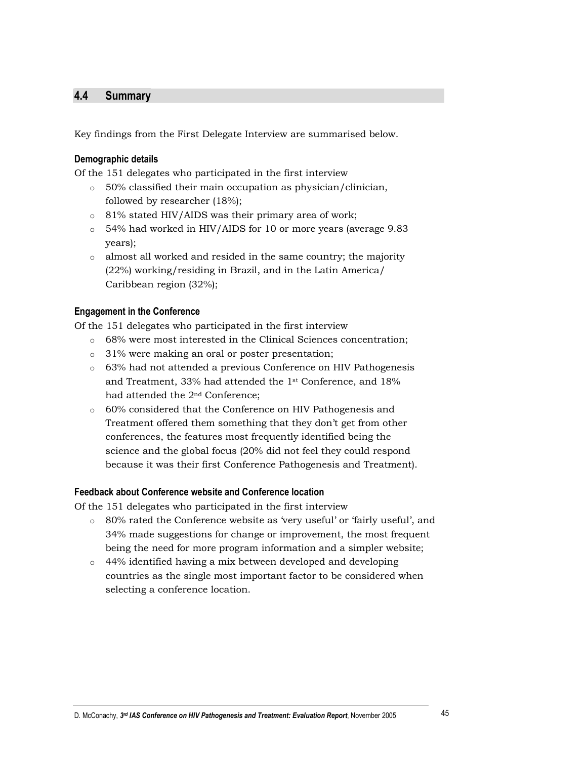## 4.4 Summary

Key findings from the First Delegate Interview are summarised below.

### Demographic details

Of the 151 delegates who participated in the first interview

- 50% classified their main occupation as physician/clinician, followed by researcher (18%);
- 81% stated HIV/AIDS was their primary area of work;
- 54% had worked in HIV/AIDS for 10 or more years (average 9.83 years);
- almost all worked and resided in the same country; the majority (22%) working/residing in Brazil, and in the Latin America/ Caribbean region (32%);

### Engagement in the Conference

Of the 151 delegates who participated in the first interview

- 68% were most interested in the Clinical Sciences concentration;
- 31% were making an oral or poster presentation;
- 63% had not attended a previous Conference on HIV Pathogenesis and Treatment, 33% had attended the 1st Conference, and 18% had attended the 2nd Conference;
- 60% considered that the Conference on HIV Pathogenesis and Treatment offered them something that they don't get from other conferences, the features most frequently identified being the science and the global focus (20% did not feel they could respond because it was their first Conference Pathogenesis and Treatment).

### Feedback about Conference website and Conference location

Of the 151 delegates who participated in the first interview

- 80% rated the Conference website as 'very useful' or 'fairly useful', and 34% made suggestions for change or improvement, the most frequent being the need for more program information and a simpler website;
- 44% identified having a mix between developed and developing countries as the single most important factor to be considered when selecting a conference location.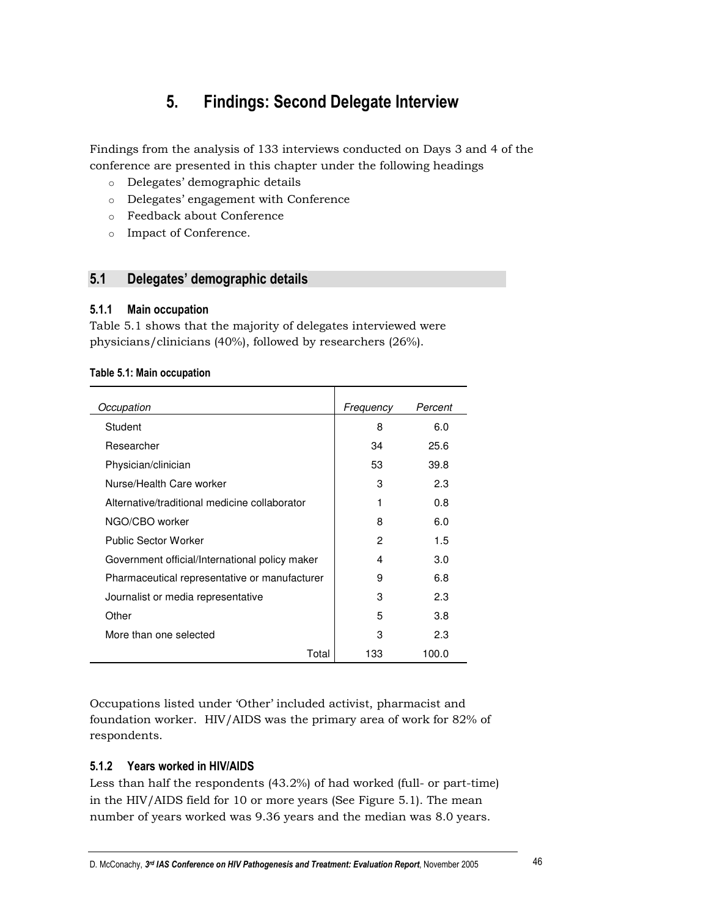# 5. Findings: Second Delegate Interview

Findings from the analysis of 133 interviews conducted on Days 3 and 4 of the conference are presented in this chapter under the following headings

- Delegates' demographic details
- Delegates' engagement with Conference
- Feedback about Conference
- Impact of Conference.

## 5.1 Delegates' demographic details

### 5.1.1 Main occupation

Table 5.1 shows that the majority of delegates interviewed were physicians/clinicians (40%), followed by researchers (26%).

**Table 5.1: Main occupation**

| *Occupation* | *Frequency* | *Percent* |
|---|---|---|
| Student | 8 | 6.0 |
| Researcher | 34 | 25.6 |
| Physician/clinician | 53 | 39.8 |
| Nurse/Health Care worker | 3 | 2.3 |
| Alternative/traditional medicine collaborator | 1 | 0.8 |
| NGO/CBO worker | 8 | 6.0 |
| Public Sector Worker | 2 | 1.5 |
| Government official/International policy maker | 4 | 3.0 |
| Pharmaceutical representative or manufacturer | 9 | 6.8 |
| Journalist or media representative | 3 | 2.3 |
| Other | 5 | 3.8 |
| More than one selected | 3 | 2.3 |
| Total | 133 | 100.0 |

Occupations listed under 'Other' included activist, pharmacist and foundation worker. HIV/AIDS was the primary area of work for 82% of respondents.

### 5.1.2 Years worked in HIV/AIDS

Less than half the respondents (43.2%) of had worked (full- or part-time) in the HIV/AIDS field for 10 or more years (See Figure 5.1). The mean number of years worked was 9.36 years and the median was 8.0 years.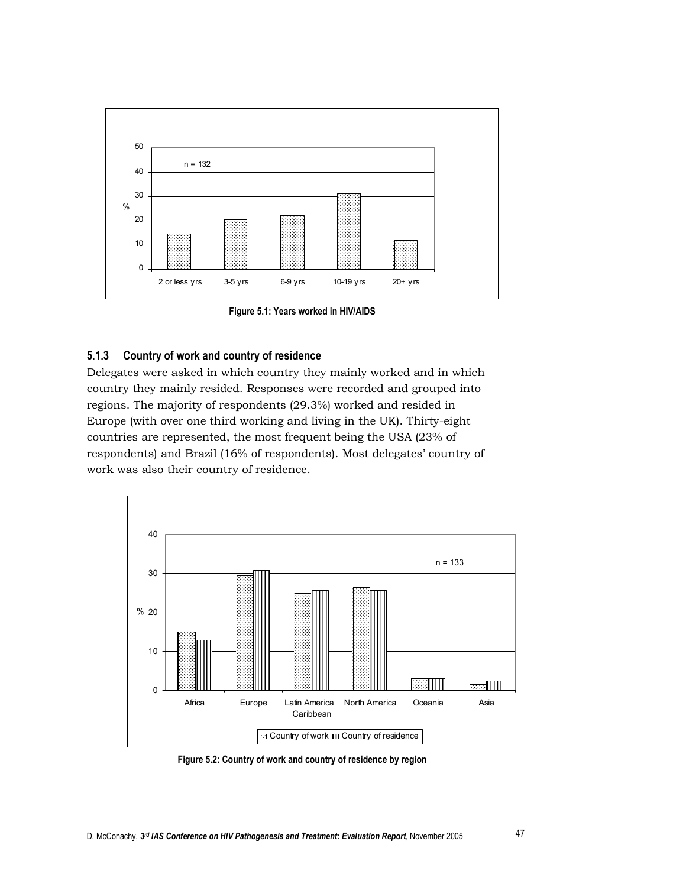Figure 5.1: Years worked in HIV/AIDS

### 5.1.3 Country of work and country of residence

Delegates were asked in which country they mainly worked and in which country they mainly resided. Responses were recorded and grouped into regions. The majority of respondents (29.3%) worked and resided in Europe (with over one third working and living in the UK). Thirty-eight countries are represented, the most frequent being the USA (23% of respondents) and Brazil (16% of respondents). Most delegates' country of work was also their country of residence.

Figure 5.2: Country of work and country of residence by region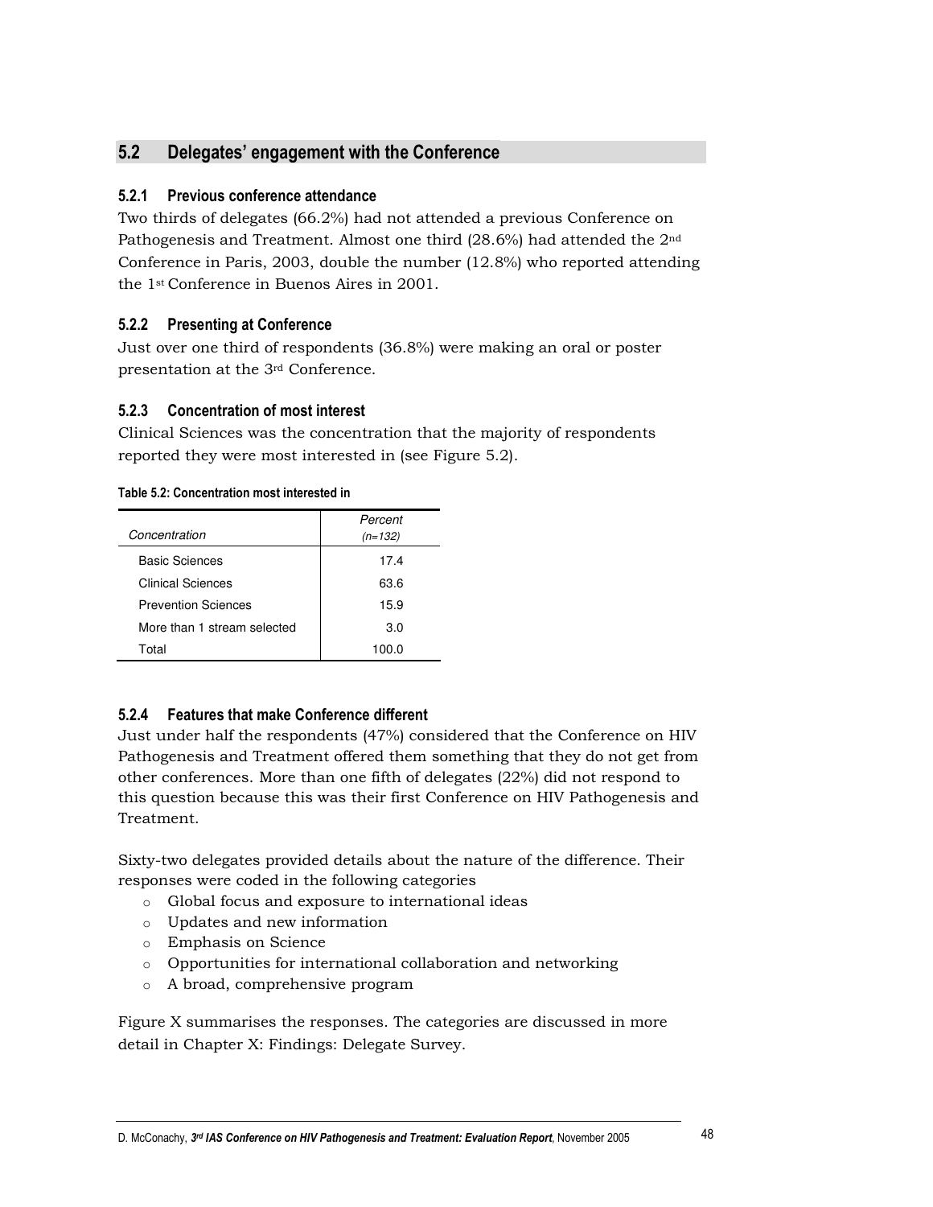## 5.2 Delegates' engagement with the Conference

### 5.2.1 Previous conference attendance

Two thirds of delegates (66.2%) had not attended a previous Conference on Pathogenesis and Treatment. Almost one third (28.6%) had attended the 2nd Conference in Paris, 2003, double the number (12.8%) who reported attending the 1st Conference in Buenos Aires in 2001.

### 5.2.2 Presenting at Conference

Just over one third of respondents (36.8%) were making an oral or poster presentation at the 3rd Conference.

### 5.2.3 Concentration of most interest

Clinical Sciences was the concentration that the majority of respondents reported they were most interested in (see Figure 5.2).

**Table 5.2: Concentration most interested in**

| *Concentration* | *Percent (n=132)* |
|---|---|
| Basic Sciences | 17.4 |
| Clinical Sciences | 63.6 |
| Prevention Sciences | 15.9 |
| More than 1 stream selected | 3.0 |
| Total | 100.0 |

### 5.2.4 Features that make Conference different

Just under half the respondents (47%) considered that the Conference on HIV Pathogenesis and Treatment offered them something that they do not get from other conferences. More than one fifth of delegates (22%) did not respond to this question because this was their first Conference on HIV Pathogenesis and Treatment.

Sixty-two delegates provided details about the nature of the difference. Their responses were coded in the following categories

- Global focus and exposure to international ideas
- Updates and new information
- Emphasis on Science
- Opportunities for international collaboration and networking
- A broad, comprehensive program

Figure X summarises the responses. The categories are discussed in more detail in Chapter X: Findings: Delegate Survey.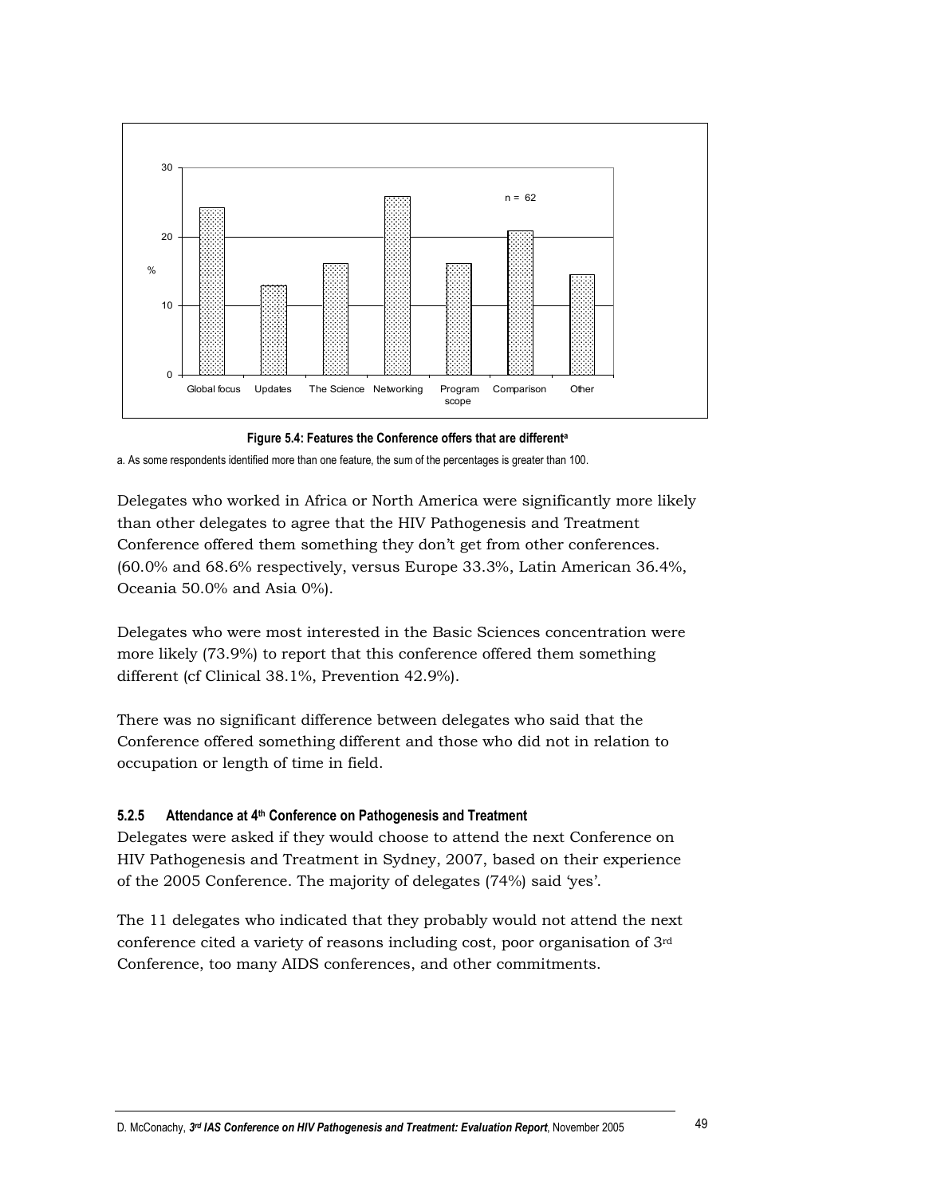Figure 5.4: Features the Conference offers that are different[a]

a. As some respondents identified more than one feature, the sum of the percentages is greater than 100.

Delegates who worked in Africa or North America were significantly more likely than other delegates to agree that the HIV Pathogenesis and Treatment Conference offered them something they don't get from other conferences. (60.0% and 68.6% respectively, versus Europe 33.3%, Latin American 36.4%, Oceania 50.0% and Asia 0%).

Delegates who were most interested in the Basic Sciences concentration were more likely (73.9%) to report that this conference offered them something different (cf Clinical 38.1%, Prevention 42.9%).

There was no significant difference between delegates who said that the Conference offered something different and those who did not in relation to occupation or length of time in field.

#### 5.2.5 Attendance at 4th Conference on Pathogenesis and Treatment

Delegates were asked if they would choose to attend the next Conference on HIV Pathogenesis and Treatment in Sydney, 2007, based on their experience of the 2005 Conference. The majority of delegates (74%) said 'yes'.

The 11 delegates who indicated that they probably would not attend the next conference cited a variety of reasons including cost, poor organisation of 3rd Conference, too many AIDS conferences, and other commitments.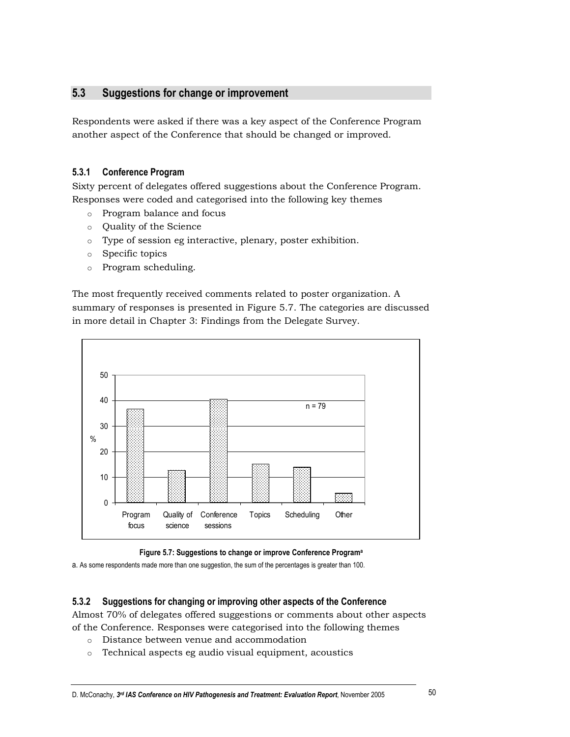## 5.3 Suggestions for change or improvement

Respondents were asked if there was a key aspect of the Conference Program another aspect of the Conference that should be changed or improved.

### 5.3.1 Conference Program

Sixty percent of delegates offered suggestions about the Conference Program. Responses were coded and categorised into the following key themes

- Program balance and focus
- Quality of the Science
- Type of session eg interactive, plenary, poster exhibition.
- Specific topics
- Program scheduling.

The most frequently received comments related to poster organization. A summary of responses is presented in Figure 5.7. The categories are discussed in more detail in Chapter 3: Findings from the Delegate Survey.

**Figure 5.7: Suggestions to change or improve Conference Program[a]**

a. As some respondents made more than one suggestion, the sum of the percentages is greater than 100.

### 5.3.2 Suggestions for changing or improving other aspects of the Conference

Almost 70% of delegates offered suggestions or comments about other aspects of the Conference. Responses were categorised into the following themes

- Distance between venue and accommodation
- Technical aspects eg audio visual equipment, acoustics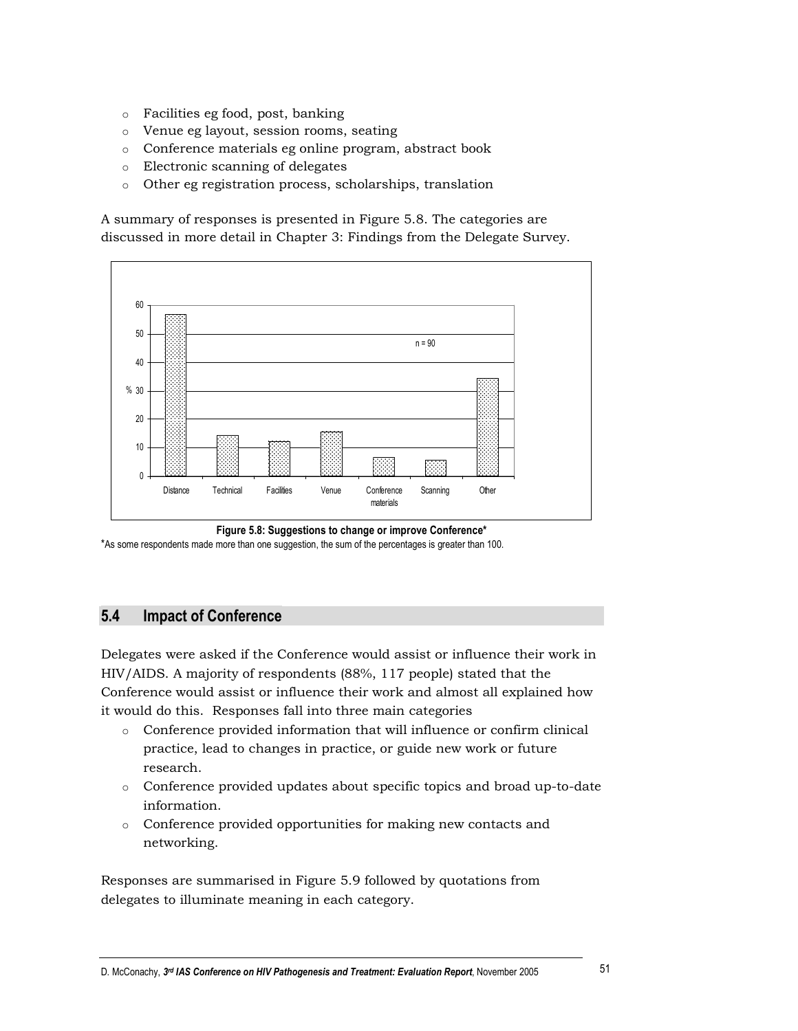- Facilities eg food, post, banking
- Venue eg layout, session rooms, seating
- Conference materials eg online program, abstract book
- Electronic scanning of delegates
- Other eg registration process, scholarships, translation

A summary of responses is presented in Figure 5.8. The categories are discussed in more detail in Chapter 3: Findings from the Delegate Survey.

**Figure 5.8: Suggestions to change or improve Conference***

*As some respondents made more than one suggestion, the sum of the percentages is greater than 100.

## 5.4 Impact of Conference

Delegates were asked if the Conference would assist or influence their work in HIV/AIDS. A majority of respondents (88%, 117 people) stated that the Conference would assist or influence their work and almost all explained how it would do this. Responses fall into three main categories

- Conference provided information that will influence or confirm clinical practice, lead to changes in practice, or guide new work or future research.
- Conference provided updates about specific topics and broad up-to-date information.
- Conference provided opportunities for making new contacts and networking.

Responses are summarised in Figure 5.9 followed by quotations from delegates to illuminate meaning in each category.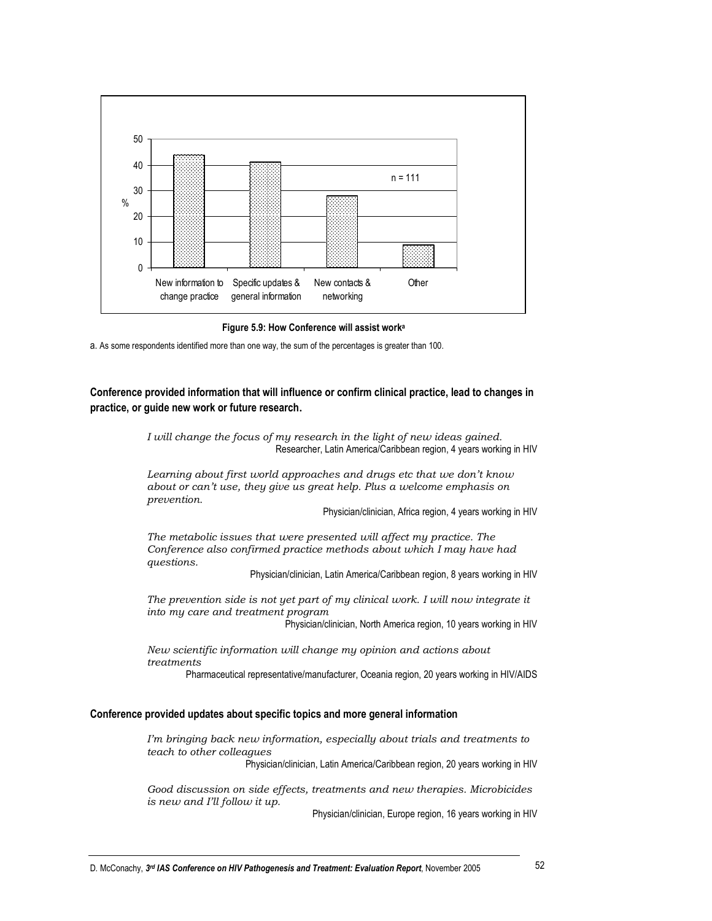Figure 5.9: How Conference will assist work[a]

a. As some respondents identified more than one way, the sum of the percentages is greater than 100.

**Conference provided information that will influence or confirm clinical practice, lead to changes in practice, or guide new work or future research.**

> *I will change the focus of my research in the light of new ideas gained.*
> Researcher, Latin America/Caribbean region, 4 years working in HIV

> *Learning about first world approaches and drugs etc that we don't know about or can't use, they give us great help. Plus a welcome emphasis on prevention.*
> Physician/clinician, Africa region, 4 years working in HIV

> *The metabolic issues that were presented will affect my practice. The Conference also confirmed practice methods about which I may have had questions.*
> Physician/clinician, Latin America/Caribbean region, 8 years working in HIV

> *The prevention side is not yet part of my clinical work. I will now integrate it into my care and treatment program*
> Physician/clinician, North America region, 10 years working in HIV

> *New scientific information will change my opinion and actions about treatments*
> Pharmaceutical representative/manufacturer, Oceania region, 20 years working in HIV/AIDS

**Conference provided updates about specific topics and more general information**

> *I'm bringing back new information, especially about trials and treatments to teach to other colleagues*
> Physician/clinician, Latin America/Caribbean region, 20 years working in HIV

> *Good discussion on side effects, treatments and new therapies. Microbicides is new and I'll follow it up.*
> Physician/clinician, Europe region, 16 years working in HIV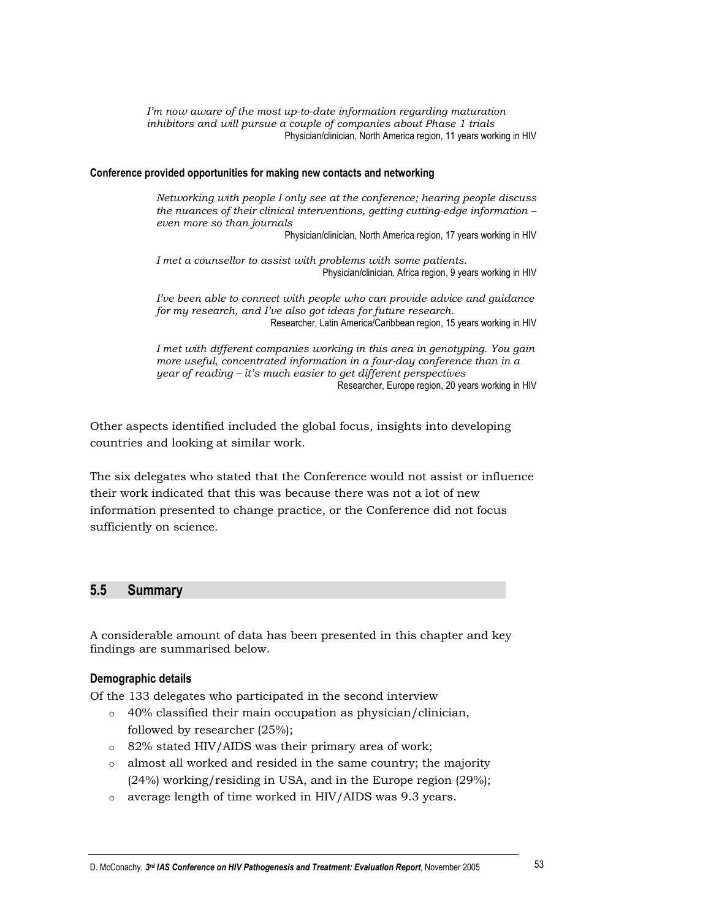*I'm now aware of the most up-to-date information regarding maturation inhibitors and will pursue a couple of companies about Phase 1 trials*
Physician/clinician, North America region, 11 years working in HIV

**Conference provided opportunities for making new contacts and networking**

*Networking with people I only see at the conference; hearing people discuss the nuances of their clinical interventions, getting cutting-edge information – even more so than journals*
Physician/clinician, North America region, 17 years working in HIV

*I met a counsellor to assist with problems with some patients.*
Physician/clinician, Africa region, 9 years working in HIV

*I've been able to connect with people who can provide advice and guidance for my research, and I've also got ideas for future research.*
Researcher, Latin America/Caribbean region, 15 years working in HIV

*I met with different companies working in this area in genotyping. You gain more useful, concentrated information in a four-day conference than in a year of reading – it's much easier to get different perspectives*
Researcher, Europe region, 20 years working in HIV

Other aspects identified included the global focus, insights into developing countries and looking at similar work.

The six delegates who stated that the Conference would not assist or influence their work indicated that this was because there was not a lot of new information presented to change practice, or the Conference did not focus sufficiently on science.

## 5.5 Summary

A considerable amount of data has been presented in this chapter and key findings are summarised below.

### Demographic details

Of the 133 delegates who participated in the second interview

- 40% classified their main occupation as physician/clinician, followed by researcher (25%);
- 82% stated HIV/AIDS was their primary area of work;
- almost all worked and resided in the same country; the majority (24%) working/residing in USA, and in the Europe region (29%);
- average length of time worked in HIV/AIDS was 9.3 years.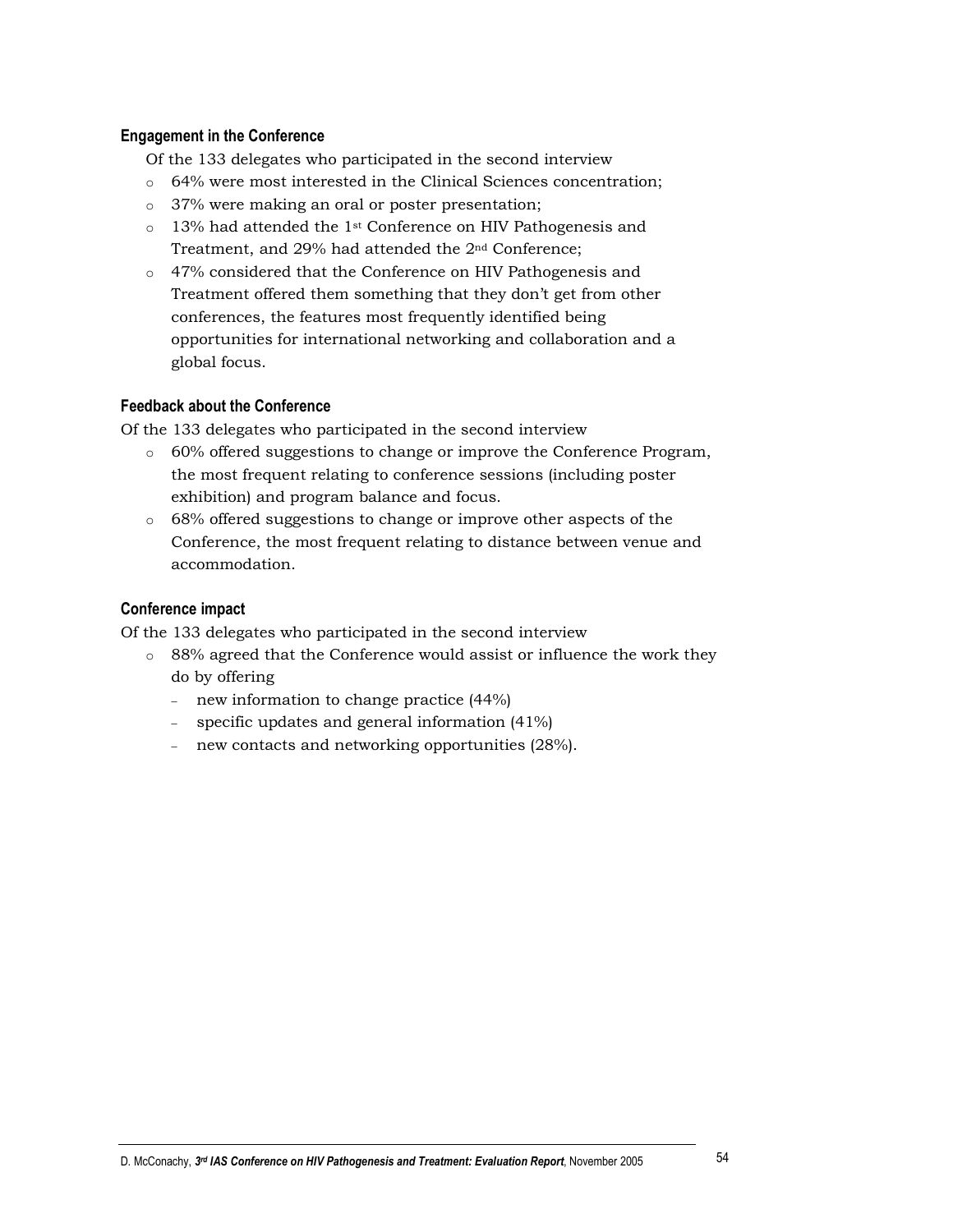#### Engagement in the Conference

Of the 133 delegates who participated in the second interview

- 64% were most interested in the Clinical Sciences concentration;
- 37% were making an oral or poster presentation;
- 13% had attended the 1st Conference on HIV Pathogenesis and Treatment, and 29% had attended the 2nd Conference;
- 47% considered that the Conference on HIV Pathogenesis and Treatment offered them something that they don't get from other conferences, the features most frequently identified being opportunities for international networking and collaboration and a global focus.

#### Feedback about the Conference

Of the 133 delegates who participated in the second interview

- 60% offered suggestions to change or improve the Conference Program, the most frequent relating to conference sessions (including poster exhibition) and program balance and focus.
- 68% offered suggestions to change or improve other aspects of the Conference, the most frequent relating to distance between venue and accommodation.

#### Conference impact

Of the 133 delegates who participated in the second interview

- 88% agreed that the Conference would assist or influence the work they do by offering
  - new information to change practice (44%)
  - specific updates and general information (41%)
  - new contacts and networking opportunities (28%).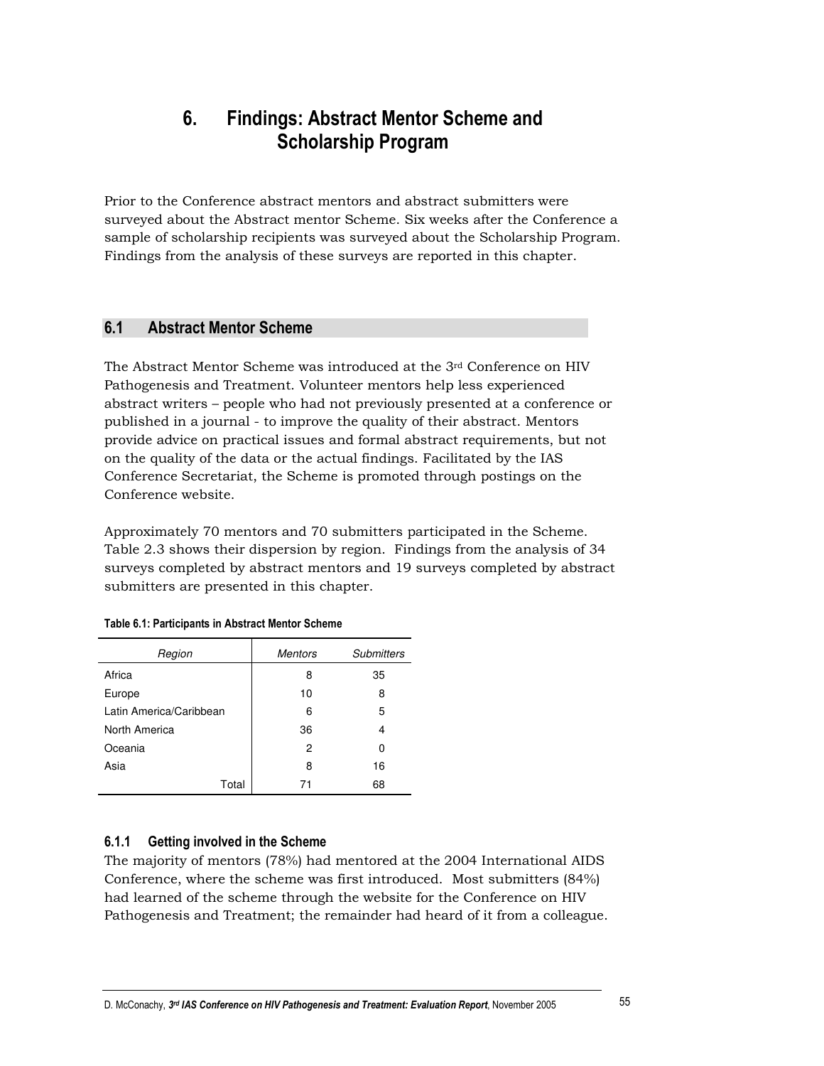# 6. Findings: Abstract Mentor Scheme and Scholarship Program

Prior to the Conference abstract mentors and abstract submitters were surveyed about the Abstract mentor Scheme. Six weeks after the Conference a sample of scholarship recipients was surveyed about the Scholarship Program. Findings from the analysis of these surveys are reported in this chapter.

## 6.1 Abstract Mentor Scheme

The Abstract Mentor Scheme was introduced at the 3rd Conference on HIV Pathogenesis and Treatment. Volunteer mentors help less experienced abstract writers – people who had not previously presented at a conference or published in a journal - to improve the quality of their abstract. Mentors provide advice on practical issues and formal abstract requirements, but not on the quality of the data or the actual findings. Facilitated by the IAS Conference Secretariat, the Scheme is promoted through postings on the Conference website.

Approximately 70 mentors and 70 submitters participated in the Scheme. Table 2.3 shows their dispersion by region. Findings from the analysis of 34 surveys completed by abstract mentors and 19 surveys completed by abstract submitters are presented in this chapter.

**Table 6.1: Participants in Abstract Mentor Scheme**

| *Region* | *Mentors* | *Submitters* |
|---|---|---|
| Africa | 8 | 35 |
| Europe | 10 | 8 |
| Latin America/Caribbean | 6 | 5 |
| North America | 36 | 4 |
| Oceania | 2 | 0 |
| Asia | 8 | 16 |
| Total | 71 | 68 |

### 6.1.1 Getting involved in the Scheme

The majority of mentors (78%) had mentored at the 2004 International AIDS Conference, where the scheme was first introduced. Most submitters (84%) had learned of the scheme through the website for the Conference on HIV Pathogenesis and Treatment; the remainder had heard of it from a colleague.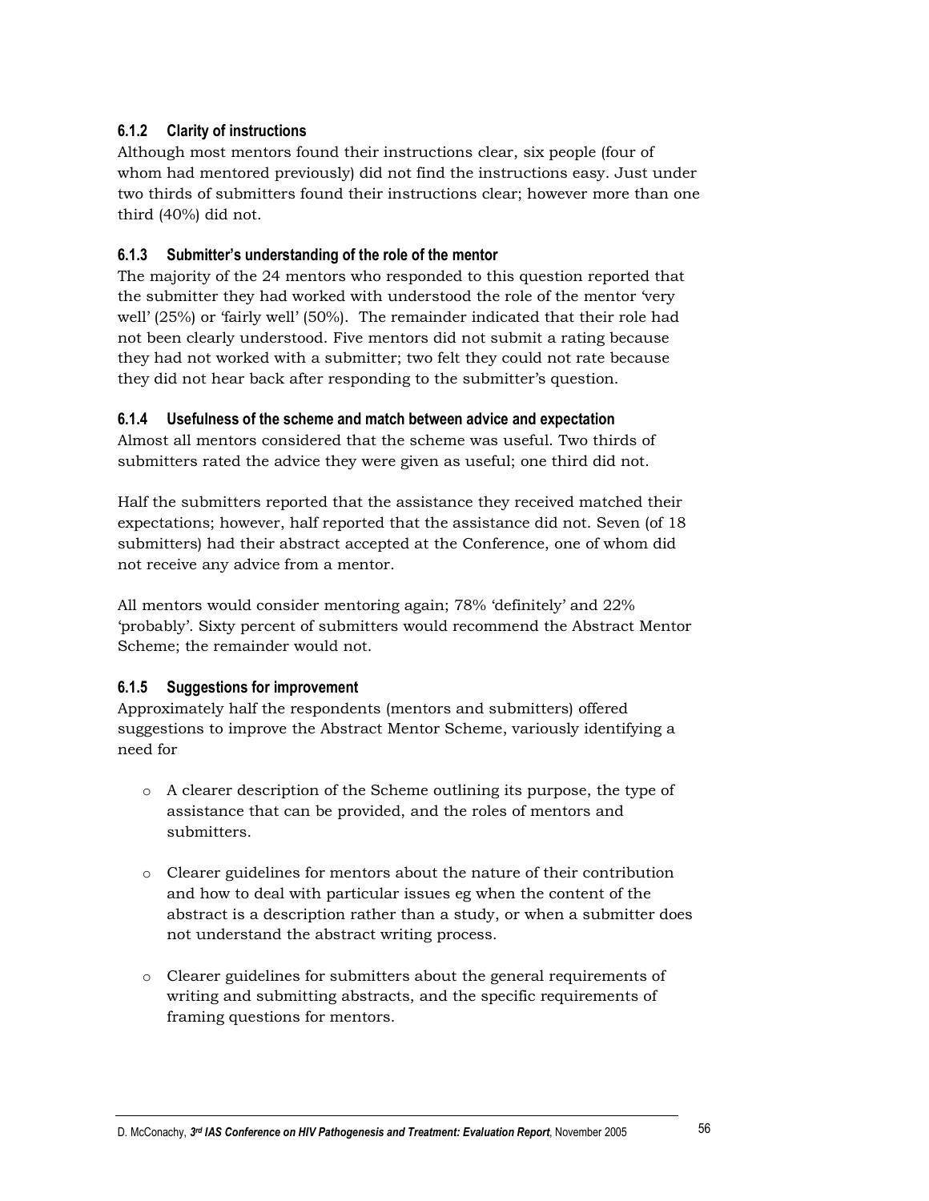### 6.1.2 Clarity of instructions

Although most mentors found their instructions clear, six people (four of whom had mentored previously) did not find the instructions easy. Just under two thirds of submitters found their instructions clear; however more than one third (40%) did not.

### 6.1.3 Submitter's understanding of the role of the mentor

The majority of the 24 mentors who responded to this question reported that the submitter they had worked with understood the role of the mentor 'very well' (25%) or 'fairly well' (50%). The remainder indicated that their role had not been clearly understood. Five mentors did not submit a rating because they had not worked with a submitter; two felt they could not rate because they did not hear back after responding to the submitter's question.

### 6.1.4 Usefulness of the scheme and match between advice and expectation

Almost all mentors considered that the scheme was useful. Two thirds of submitters rated the advice they were given as useful; one third did not.

Half the submitters reported that the assistance they received matched their expectations; however, half reported that the assistance did not. Seven (of 18 submitters) had their abstract accepted at the Conference, one of whom did not receive any advice from a mentor.

All mentors would consider mentoring again; 78% 'definitely' and 22% 'probably'. Sixty percent of submitters would recommend the Abstract Mentor Scheme; the remainder would not.

### 6.1.5 Suggestions for improvement

Approximately half the respondents (mentors and submitters) offered suggestions to improve the Abstract Mentor Scheme, variously identifying a need for

- A clearer description of the Scheme outlining its purpose, the type of assistance that can be provided, and the roles of mentors and submitters.
- Clearer guidelines for mentors about the nature of their contribution and how to deal with particular issues eg when the content of the abstract is a description rather than a study, or when a submitter does not understand the abstract writing process.
- Clearer guidelines for submitters about the general requirements of writing and submitting abstracts, and the specific requirements of framing questions for mentors.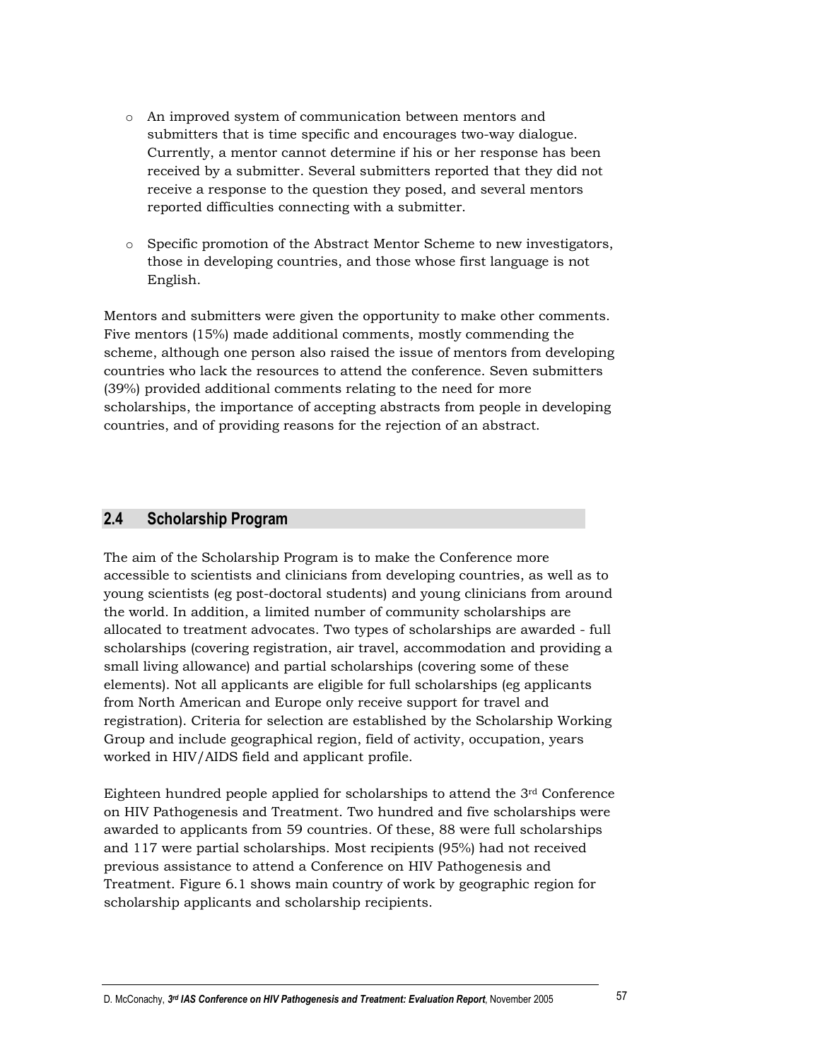- An improved system of communication between mentors and submitters that is time specific and encourages two-way dialogue. Currently, a mentor cannot determine if his or her response has been received by a submitter. Several submitters reported that they did not receive a response to the question they posed, and several mentors reported difficulties connecting with a submitter.

- Specific promotion of the Abstract Mentor Scheme to new investigators, those in developing countries, and those whose first language is not English.

Mentors and submitters were given the opportunity to make other comments. Five mentors (15%) made additional comments, mostly commending the scheme, although one person also raised the issue of mentors from developing countries who lack the resources to attend the conference. Seven submitters (39%) provided additional comments relating to the need for more scholarships, the importance of accepting abstracts from people in developing countries, and of providing reasons for the rejection of an abstract.

## 2.4 Scholarship Program

The aim of the Scholarship Program is to make the Conference more accessible to scientists and clinicians from developing countries, as well as to young scientists (eg post-doctoral students) and young clinicians from around the world. In addition, a limited number of community scholarships are allocated to treatment advocates. Two types of scholarships are awarded - full scholarships (covering registration, air travel, accommodation and providing a small living allowance) and partial scholarships (covering some of these elements). Not all applicants are eligible for full scholarships (eg applicants from North American and Europe only receive support for travel and registration). Criteria for selection are established by the Scholarship Working Group and include geographical region, field of activity, occupation, years worked in HIV/AIDS field and applicant profile.

Eighteen hundred people applied for scholarships to attend the 3rd Conference on HIV Pathogenesis and Treatment. Two hundred and five scholarships were awarded to applicants from 59 countries. Of these, 88 were full scholarships and 117 were partial scholarships. Most recipients (95%) had not received previous assistance to attend a Conference on HIV Pathogenesis and Treatment. Figure 6.1 shows main country of work by geographic region for scholarship applicants and scholarship recipients.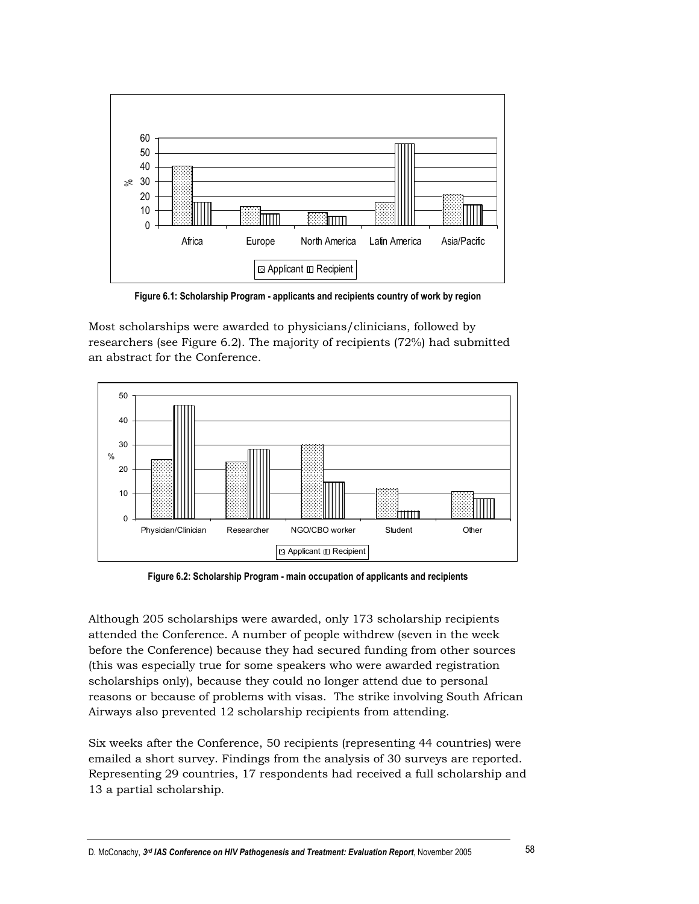Figure 6.1: Scholarship Program - applicants and recipients country of work by region

Most scholarships were awarded to physicians/clinicians, followed by researchers (see Figure 6.2). The majority of recipients (72%) had submitted an abstract for the Conference.

Figure 6.2: Scholarship Program - main occupation of applicants and recipients

Although 205 scholarships were awarded, only 173 scholarship recipients attended the Conference. A number of people withdrew (seven in the week before the Conference) because they had secured funding from other sources (this was especially true for some speakers who were awarded registration scholarships only), because they could no longer attend due to personal reasons or because of problems with visas. The strike involving South African Airways also prevented 12 scholarship recipients from attending.

Six weeks after the Conference, 50 recipients (representing 44 countries) were emailed a short survey. Findings from the analysis of 30 surveys are reported. Representing 29 countries, 17 respondents had received a full scholarship and 13 a partial scholarship.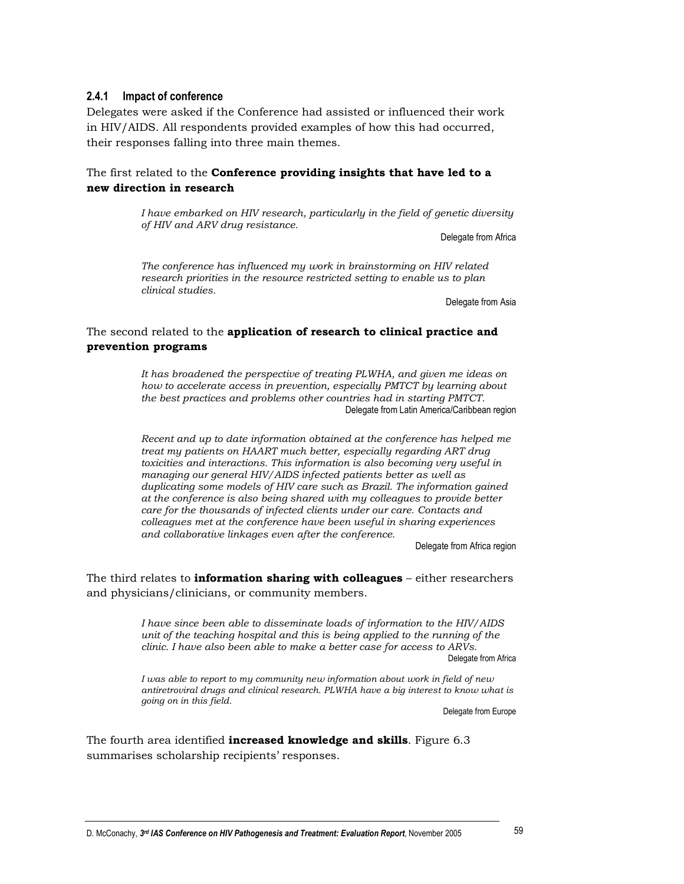### 2.4.1 Impact of conference

Delegates were asked if the Conference had assisted or influenced their work in HIV/AIDS. All respondents provided examples of how this had occurred, their responses falling into three main themes.

The first related to the **Conference providing insights that have led to a new direction in research**

> *I have embarked on HIV research, particularly in the field of genetic diversity of HIV and ARV drug resistance.*
>
> Delegate from Africa

> *The conference has influenced my work in brainstorming on HIV related research priorities in the resource restricted setting to enable us to plan clinical studies.*
>
> Delegate from Asia

The second related to the **application of research to clinical practice and prevention programs**

> *It has broadened the perspective of treating PLWHA, and given me ideas on how to accelerate access in prevention, especially PMTCT by learning about the best practices and problems other countries had in starting PMTCT.*
>
> Delegate from Latin America/Caribbean region

> *Recent and up to date information obtained at the conference has helped me treat my patients on HAART much better, especially regarding ART drug toxicities and interactions. This information is also becoming very useful in managing our general HIV/AIDS infected patients better as well as duplicating some models of HIV care such as Brazil. The information gained at the conference is also being shared with my colleagues to provide better care for the thousands of infected clients under our care. Contacts and colleagues met at the conference have been useful in sharing experiences and collaborative linkages even after the conference.*
>
> Delegate from Africa region

The third relates to **information sharing with colleagues** – either researchers and physicians/clinicians, or community members.

> *I have since been able to disseminate loads of information to the HIV/AIDS unit of the teaching hospital and this is being applied to the running of the clinic. I have also been able to make a better case for access to ARVs.*
>
> Delegate from Africa

> *I was able to report to my community new information about work in field of new antiretroviral drugs and clinical research. PLWHA have a big interest to know what is going on in this field.*
>
> Delegate from Europe

The fourth area identified **increased knowledge and skills**. Figure 6.3 summarises scholarship recipients' responses.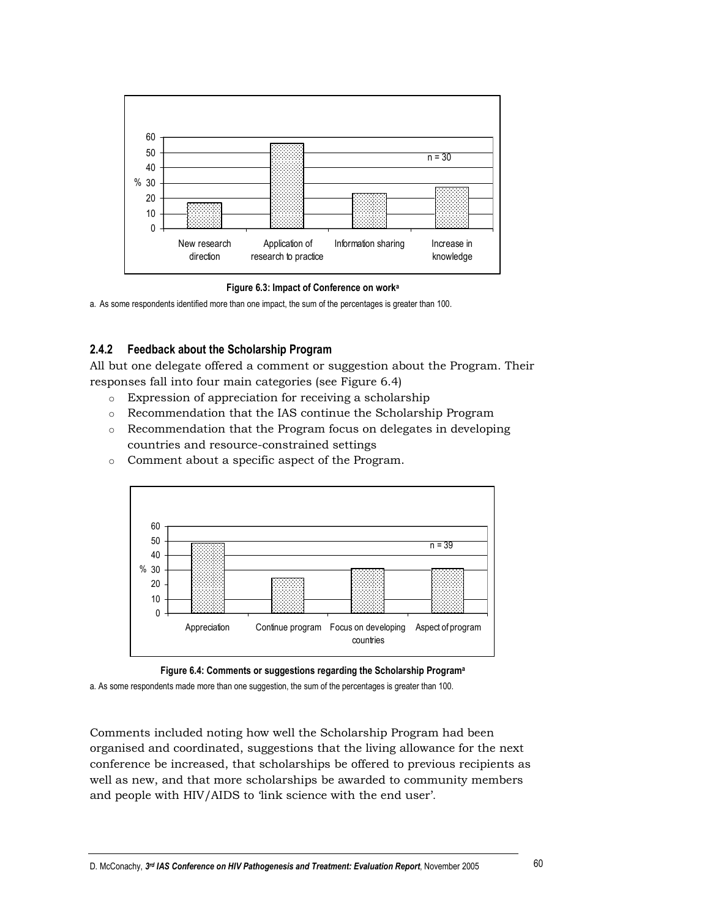Figure 6.3: Impact of Conference on work[a]

a. As some respondents identified more than one impact, the sum of the percentages is greater than 100.

### 2.4.2 Feedback about the Scholarship Program

All but one delegate offered a comment or suggestion about the Program. Their responses fall into four main categories (see Figure 6.4)

- Expression of appreciation for receiving a scholarship
- Recommendation that the IAS continue the Scholarship Program
- Recommendation that the Program focus on delegates in developing countries and resource-constrained settings
- Comment about a specific aspect of the Program.

Figure 6.4: Comments or suggestions regarding the Scholarship Program[a]

a. As some respondents made more than one suggestion, the sum of the percentages is greater than 100.

Comments included noting how well the Scholarship Program had been organised and coordinated, suggestions that the living allowance for the next conference be increased, that scholarships be offered to previous recipients as well as new, and that more scholarships be awarded to community members and people with HIV/AIDS to 'link science with the end user'.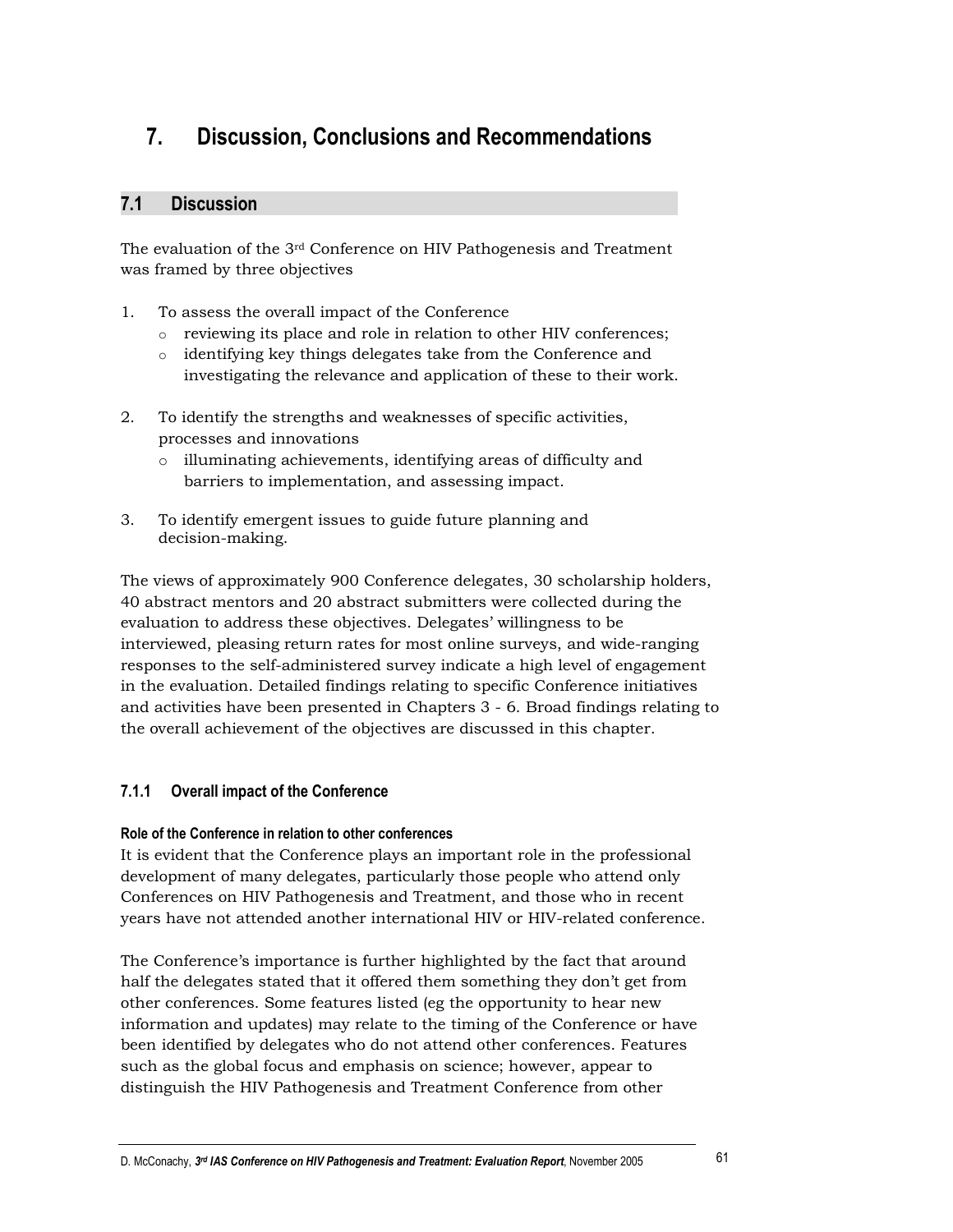# 7. Discussion, Conclusions and Recommendations

## 7.1 Discussion

The evaluation of the 3rd Conference on HIV Pathogenesis and Treatment was framed by three objectives

1. To assess the overall impact of the Conference
   - reviewing its place and role in relation to other HIV conferences;
   - identifying key things delegates take from the Conference and investigating the relevance and application of these to their work.

2. To identify the strengths and weaknesses of specific activities, processes and innovations
   - illuminating achievements, identifying areas of difficulty and barriers to implementation, and assessing impact.

3. To identify emergent issues to guide future planning and decision-making.

The views of approximately 900 Conference delegates, 30 scholarship holders, 40 abstract mentors and 20 abstract submitters were collected during the evaluation to address these objectives. Delegates' willingness to be interviewed, pleasing return rates for most online surveys, and wide-ranging responses to the self-administered survey indicate a high level of engagement in the evaluation. Detailed findings relating to specific Conference initiatives and activities have been presented in Chapters 3 - 6. Broad findings relating to the overall achievement of the objectives are discussed in this chapter.

### 7.1.1 Overall impact of the Conference

#### Role of the Conference in relation to other conferences

It is evident that the Conference plays an important role in the professional development of many delegates, particularly those people who attend only Conferences on HIV Pathogenesis and Treatment, and those who in recent years have not attended another international HIV or HIV-related conference.

The Conference's importance is further highlighted by the fact that around half the delegates stated that it offered them something they don't get from other conferences. Some features listed (eg the opportunity to hear new information and updates) may relate to the timing of the Conference or have been identified by delegates who do not attend other conferences. Features such as the global focus and emphasis on science; however, appear to distinguish the HIV Pathogenesis and Treatment Conference from other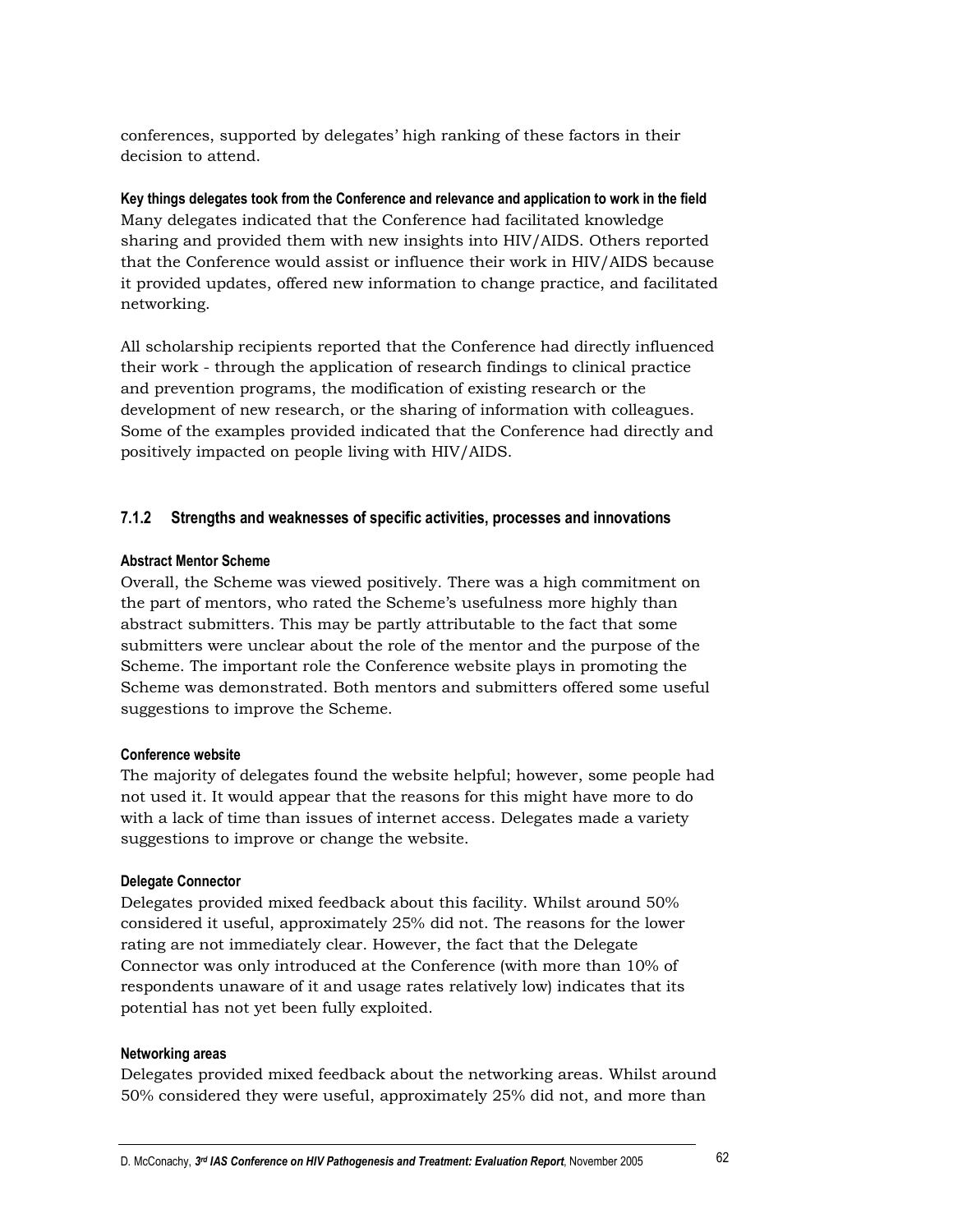conferences, supported by delegates' high ranking of these factors in their decision to attend.

**Key things delegates took from the Conference and relevance and application to work in the field**

Many delegates indicated that the Conference had facilitated knowledge sharing and provided them with new insights into HIV/AIDS. Others reported that the Conference would assist or influence their work in HIV/AIDS because it provided updates, offered new information to change practice, and facilitated networking.

All scholarship recipients reported that the Conference had directly influenced their work - through the application of research findings to clinical practice and prevention programs, the modification of existing research or the development of new research, or the sharing of information with colleagues. Some of the examples provided indicated that the Conference had directly and positively impacted on people living with HIV/AIDS.

### 7.1.2 Strengths and weaknesses of specific activities, processes and innovations

**Abstract Mentor Scheme**

Overall, the Scheme was viewed positively. There was a high commitment on the part of mentors, who rated the Scheme's usefulness more highly than abstract submitters. This may be partly attributable to the fact that some submitters were unclear about the role of the mentor and the purpose of the Scheme. The important role the Conference website plays in promoting the Scheme was demonstrated. Both mentors and submitters offered some useful suggestions to improve the Scheme.

**Conference website**

The majority of delegates found the website helpful; however, some people had not used it. It would appear that the reasons for this might have more to do with a lack of time than issues of internet access. Delegates made a variety suggestions to improve or change the website.

**Delegate Connector**

Delegates provided mixed feedback about this facility. Whilst around 50% considered it useful, approximately 25% did not. The reasons for the lower rating are not immediately clear. However, the fact that the Delegate Connector was only introduced at the Conference (with more than 10% of respondents unaware of it and usage rates relatively low) indicates that its potential has not yet been fully exploited.

**Networking areas**

Delegates provided mixed feedback about the networking areas. Whilst around 50% considered they were useful, approximately 25% did not, and more than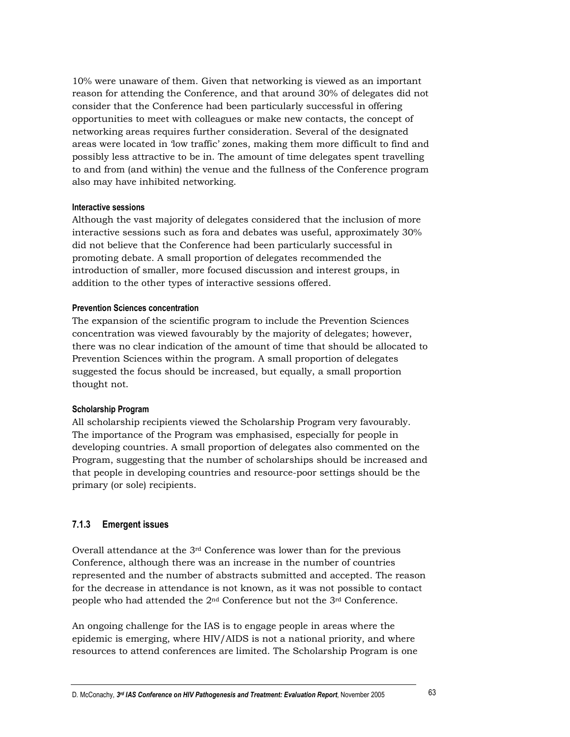10% were unaware of them. Given that networking is viewed as an important reason for attending the Conference, and that around 30% of delegates did not consider that the Conference had been particularly successful in offering opportunities to meet with colleagues or make new contacts, the concept of networking areas requires further consideration. Several of the designated areas were located in 'low traffic' zones, making them more difficult to find and possibly less attractive to be in. The amount of time delegates spent travelling to and from (and within) the venue and the fullness of the Conference program also may have inhibited networking.

#### Interactive sessions

Although the vast majority of delegates considered that the inclusion of more interactive sessions such as fora and debates was useful, approximately 30% did not believe that the Conference had been particularly successful in promoting debate. A small proportion of delegates recommended the introduction of smaller, more focused discussion and interest groups, in addition to the other types of interactive sessions offered.

#### Prevention Sciences concentration

The expansion of the scientific program to include the Prevention Sciences concentration was viewed favourably by the majority of delegates; however, there was no clear indication of the amount of time that should be allocated to Prevention Sciences within the program. A small proportion of delegates suggested the focus should be increased, but equally, a small proportion thought not.

#### Scholarship Program

All scholarship recipients viewed the Scholarship Program very favourably. The importance of the Program was emphasised, especially for people in developing countries. A small proportion of delegates also commented on the Program, suggesting that the number of scholarships should be increased and that people in developing countries and resource-poor settings should be the primary (or sole) recipients.

### 7.1.3 Emergent issues

Overall attendance at the 3rd Conference was lower than for the previous Conference, although there was an increase in the number of countries represented and the number of abstracts submitted and accepted. The reason for the decrease in attendance is not known, as it was not possible to contact people who had attended the 2nd Conference but not the 3rd Conference.

An ongoing challenge for the IAS is to engage people in areas where the epidemic is emerging, where HIV/AIDS is not a national priority, and where resources to attend conferences are limited. The Scholarship Program is one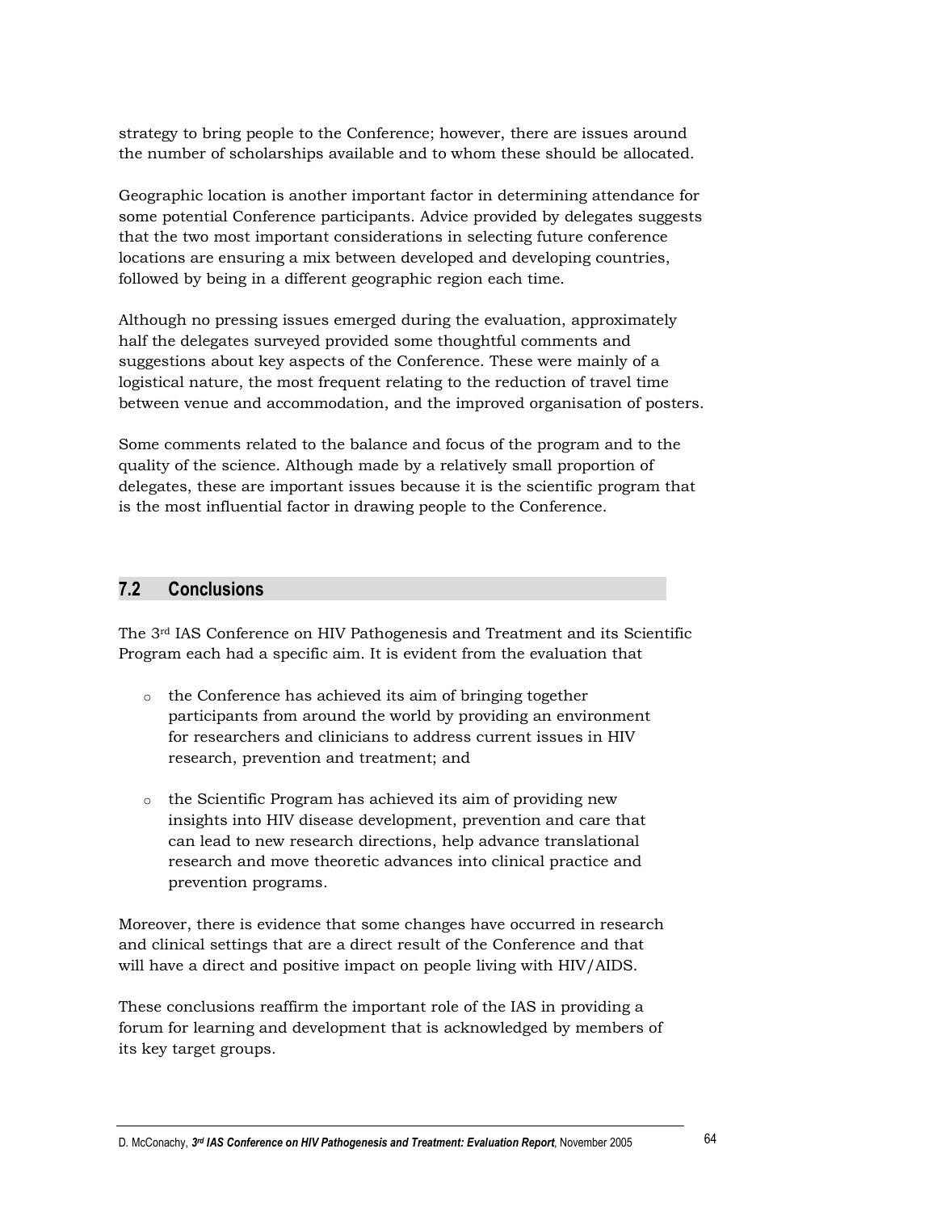strategy to bring people to the Conference; however, there are issues around the number of scholarships available and to whom these should be allocated.

Geographic location is another important factor in determining attendance for some potential Conference participants. Advice provided by delegates suggests that the two most important considerations in selecting future conference locations are ensuring a mix between developed and developing countries, followed by being in a different geographic region each time.

Although no pressing issues emerged during the evaluation, approximately half the delegates surveyed provided some thoughtful comments and suggestions about key aspects of the Conference. These were mainly of a logistical nature, the most frequent relating to the reduction of travel time between venue and accommodation, and the improved organisation of posters.

Some comments related to the balance and focus of the program and to the quality of the science. Although made by a relatively small proportion of delegates, these are important issues because it is the scientific program that is the most influential factor in drawing people to the Conference.

## 7.2 Conclusions

The 3rd IAS Conference on HIV Pathogenesis and Treatment and its Scientific Program each had a specific aim. It is evident from the evaluation that

- the Conference has achieved its aim of bringing together participants from around the world by providing an environment for researchers and clinicians to address current issues in HIV research, prevention and treatment; and
- the Scientific Program has achieved its aim of providing new insights into HIV disease development, prevention and care that can lead to new research directions, help advance translational research and move theoretic advances into clinical practice and prevention programs.

Moreover, there is evidence that some changes have occurred in research and clinical settings that are a direct result of the Conference and that will have a direct and positive impact on people living with HIV/AIDS.

These conclusions reaffirm the important role of the IAS in providing a forum for learning and development that is acknowledged by members of its key target groups.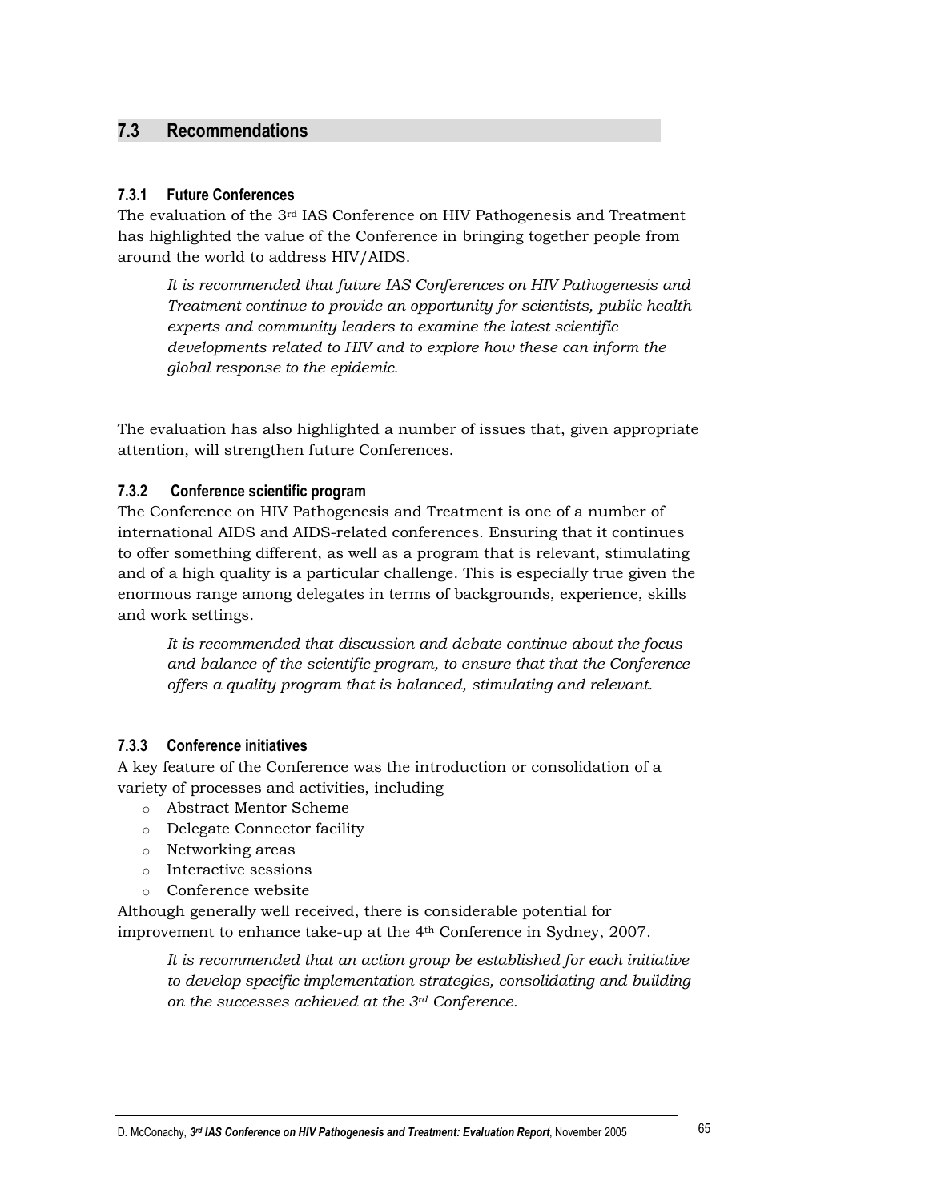## 7.3 Recommendations

### 7.3.1 Future Conferences

The evaluation of the 3rd IAS Conference on HIV Pathogenesis and Treatment has highlighted the value of the Conference in bringing together people from around the world to address HIV/AIDS.

> *It is recommended that future IAS Conferences on HIV Pathogenesis and Treatment continue to provide an opportunity for scientists, public health experts and community leaders to examine the latest scientific developments related to HIV and to explore how these can inform the global response to the epidemic.*

The evaluation has also highlighted a number of issues that, given appropriate attention, will strengthen future Conferences.

### 7.3.2 Conference scientific program

The Conference on HIV Pathogenesis and Treatment is one of a number of international AIDS and AIDS-related conferences. Ensuring that it continues to offer something different, as well as a program that is relevant, stimulating and of a high quality is a particular challenge. This is especially true given the enormous range among delegates in terms of backgrounds, experience, skills and work settings.

> *It is recommended that discussion and debate continue about the focus and balance of the scientific program, to ensure that that the Conference offers a quality program that is balanced, stimulating and relevant.*

### 7.3.3 Conference initiatives

A key feature of the Conference was the introduction or consolidation of a variety of processes and activities, including

- Abstract Mentor Scheme
- Delegate Connector facility
- Networking areas
- Interactive sessions
- Conference website

Although generally well received, there is considerable potential for improvement to enhance take-up at the 4th Conference in Sydney, 2007.

> *It is recommended that an action group be established for each initiative to develop specific implementation strategies, consolidating and building on the successes achieved at the 3rd Conference.*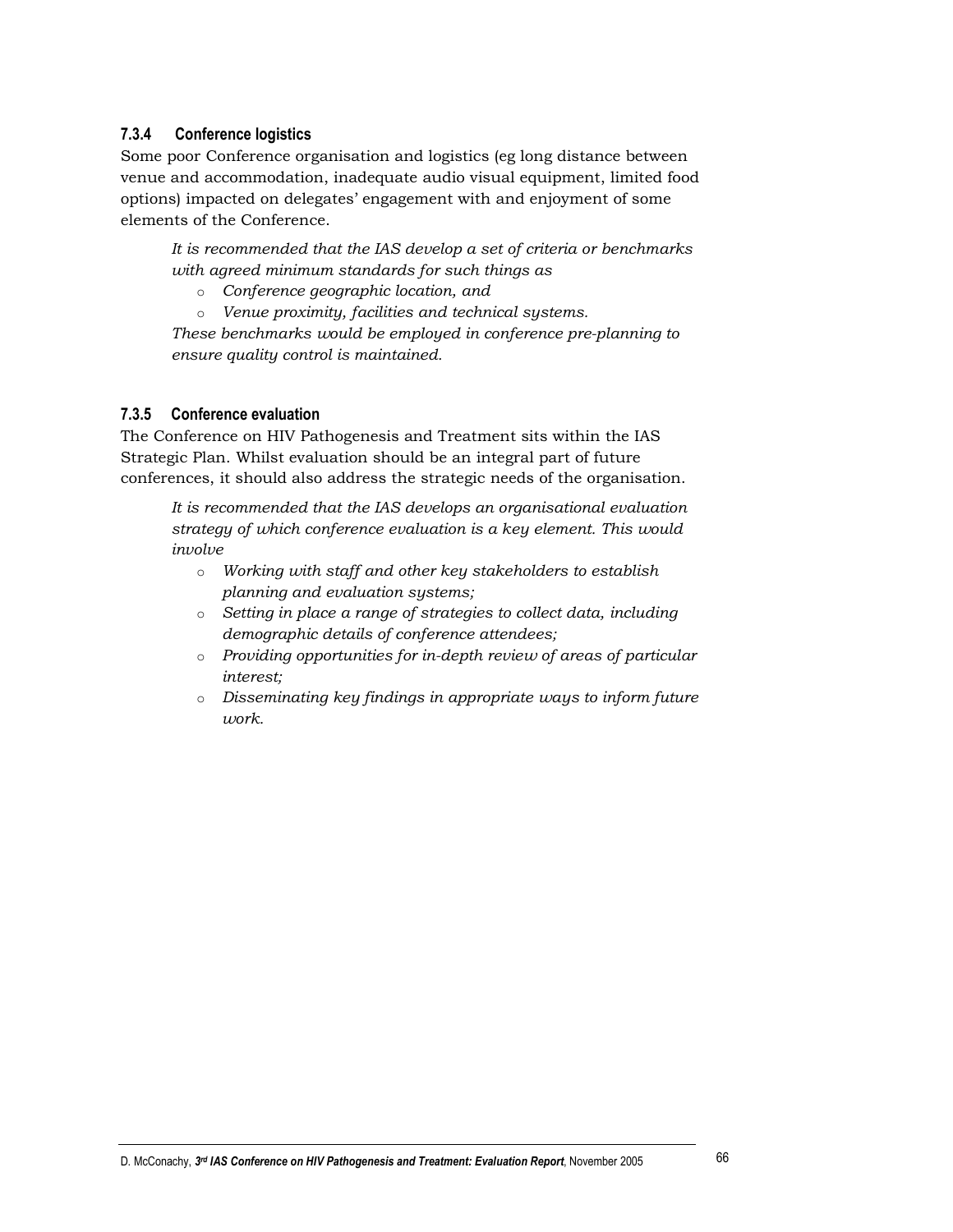#### 7.3.4 Conference logistics

Some poor Conference organisation and logistics (eg long distance between venue and accommodation, inadequate audio visual equipment, limited food options) impacted on delegates' engagement with and enjoyment of some elements of the Conference.

> *It is recommended that the IAS develop a set of criteria or benchmarks with agreed minimum standards for such things as*
>
> - *Conference geographic location, and*
> - *Venue proximity, facilities and technical systems.*
>
> *These benchmarks would be employed in conference pre-planning to ensure quality control is maintained.*

#### 7.3.5 Conference evaluation

The Conference on HIV Pathogenesis and Treatment sits within the IAS Strategic Plan. Whilst evaluation should be an integral part of future conferences, it should also address the strategic needs of the organisation.

> *It is recommended that the IAS develops an organisational evaluation strategy of which conference evaluation is a key element. This would involve*
>
> - *Working with staff and other key stakeholders to establish planning and evaluation systems;*
> - *Setting in place a range of strategies to collect data, including demographic details of conference attendees;*
> - *Providing opportunities for in-depth review of areas of particular interest;*
> - *Disseminating key findings in appropriate ways to inform future work.*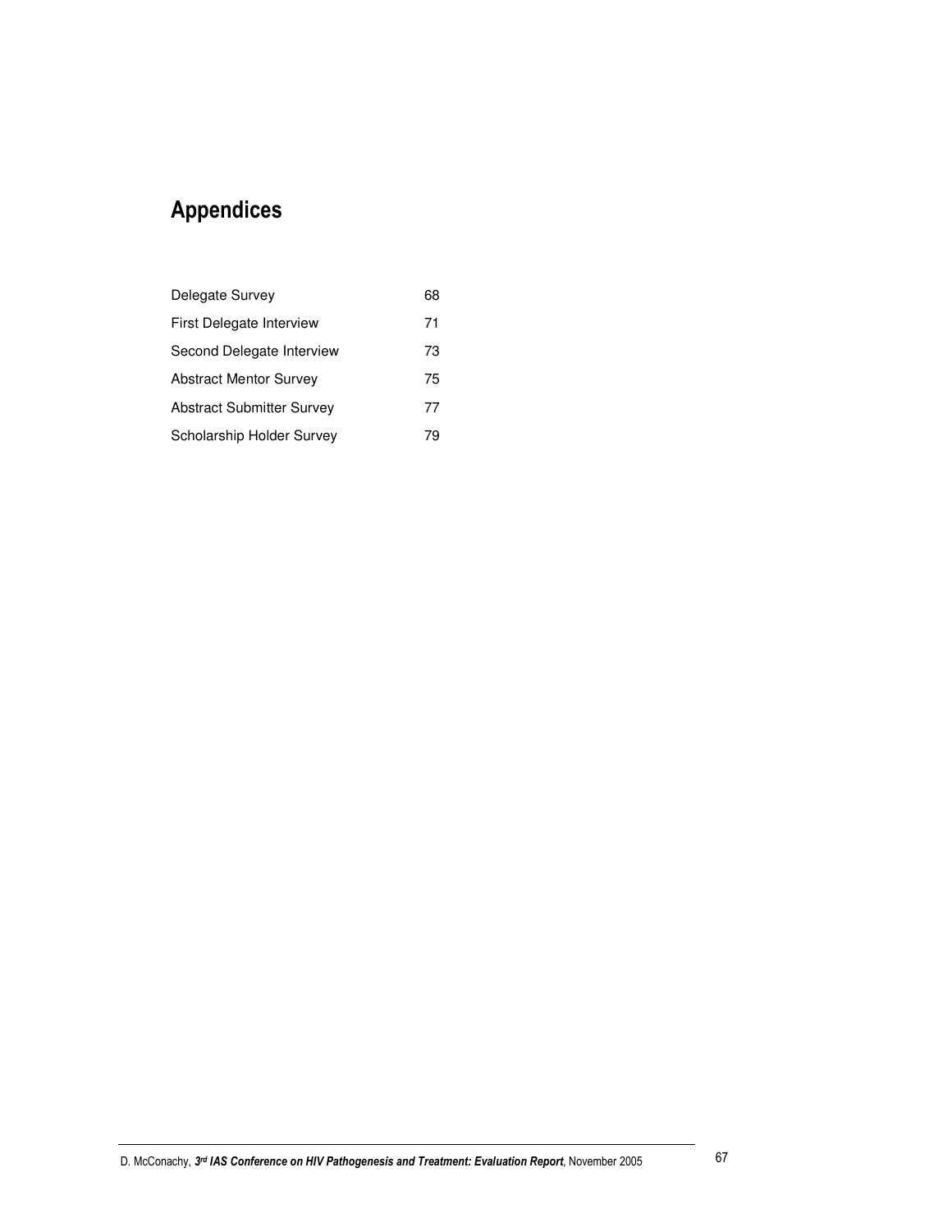# Appendices

| | |
|---|---|
| Delegate Survey | 68 |
| First Delegate Interview | 71 |
| Second Delegate Interview | 73 |
| Abstract Mentor Survey | 75 |
| Abstract Submitter Survey | 77 |
| Scholarship Holder Survey | 79 |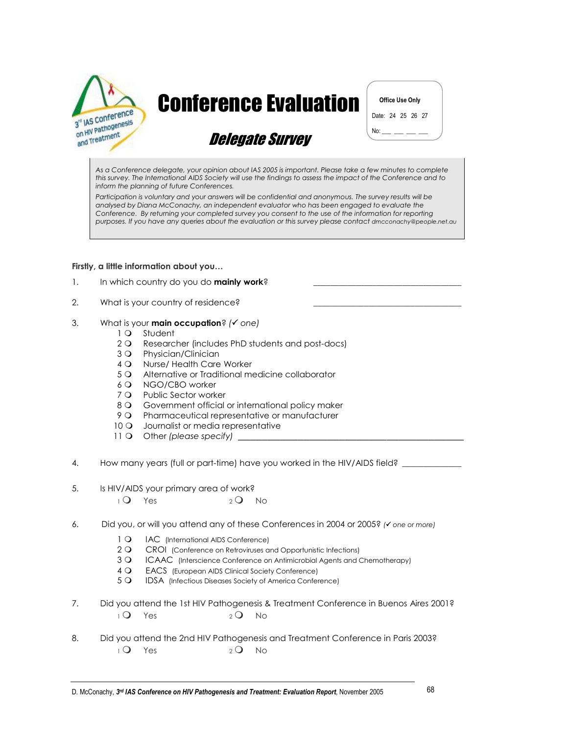# Conference Evaluation

## *Delegate Survey*

**Office Use Only**

Date: 24 25 26 27

No: __ __ __ __

*As a Conference delegate, your opinion about IAS 2005 is important. Please take a few minutes to complete this survey. The International AIDS Society will use the findings to assess the impact of the Conference and to inform the planning of future Conferences.*

*Participation is voluntary and your answers will be confidential and anonymous. The survey results will be analysed by Diana McConachy, an independent evaluator who has been engaged to evaluate the Conference. By returning your completed survey you consent to the use of the information for reporting purposes. If you have any queries about the evaluation or this survey please contact* dmcconachy@people.net.au

**Firstly, a little information about you…**

1. In which country do you do **mainly work**? ______________________________

2. What is your country of residence? ______________________________

3. What is your **main occupation**? *(✓ one)*
   - 1 ❍ Student
   - 2 ❍ Researcher (includes PhD students and post-docs)
   - 3 ❍ Physician/Clinician
   - 4 ❍ Nurse/ Health Care Worker
   - 5 ❍ Alternative or Traditional medicine collaborator
   - 6 ❍ NGO/CBO worker
   - 7 ❍ Public Sector worker
   - 8 ❍ Government official or international policy maker
   - 9 ❍ Pharmaceutical representative or manufacturer
   - 10 ❍ Journalist or media representative
   - 11 ❍ Other *(please specify)* ______________________________

4. How many years (full or part-time) have you worked in the HIV/AIDS field? ____________

5. Is HIV/AIDS your primary area of work?
   - 1 ❍ Yes
   - 2 ❍ No

6. Did you, or will you attend any of these Conferences in 2004 or 2005? *(✓ one or more)*
   - 1 ❍ IAC (International AIDS Conference)
   - 2 ❍ CROI (Conference on Retroviruses and Opportunistic Infections)
   - 3 ❍ ICAAC (Interscience Conference on Antimicrobial Agents and Chemotherapy)
   - 4 ❍ EACS (European AIDS Clinical Society Conference)
   - 5 ❍ IDSA (Infectious Diseases Society of America Conference)

7. Did you attend the 1st HIV Pathogenesis & Treatment Conference in Buenos Aires 2001?
   - 1 ❍ Yes
   - 2 ❍ No

8. Did you attend the 2nd HIV Pathogenesis and Treatment Conference in Paris 2003?
   - 1 ❍ Yes
   - 2 ❍ No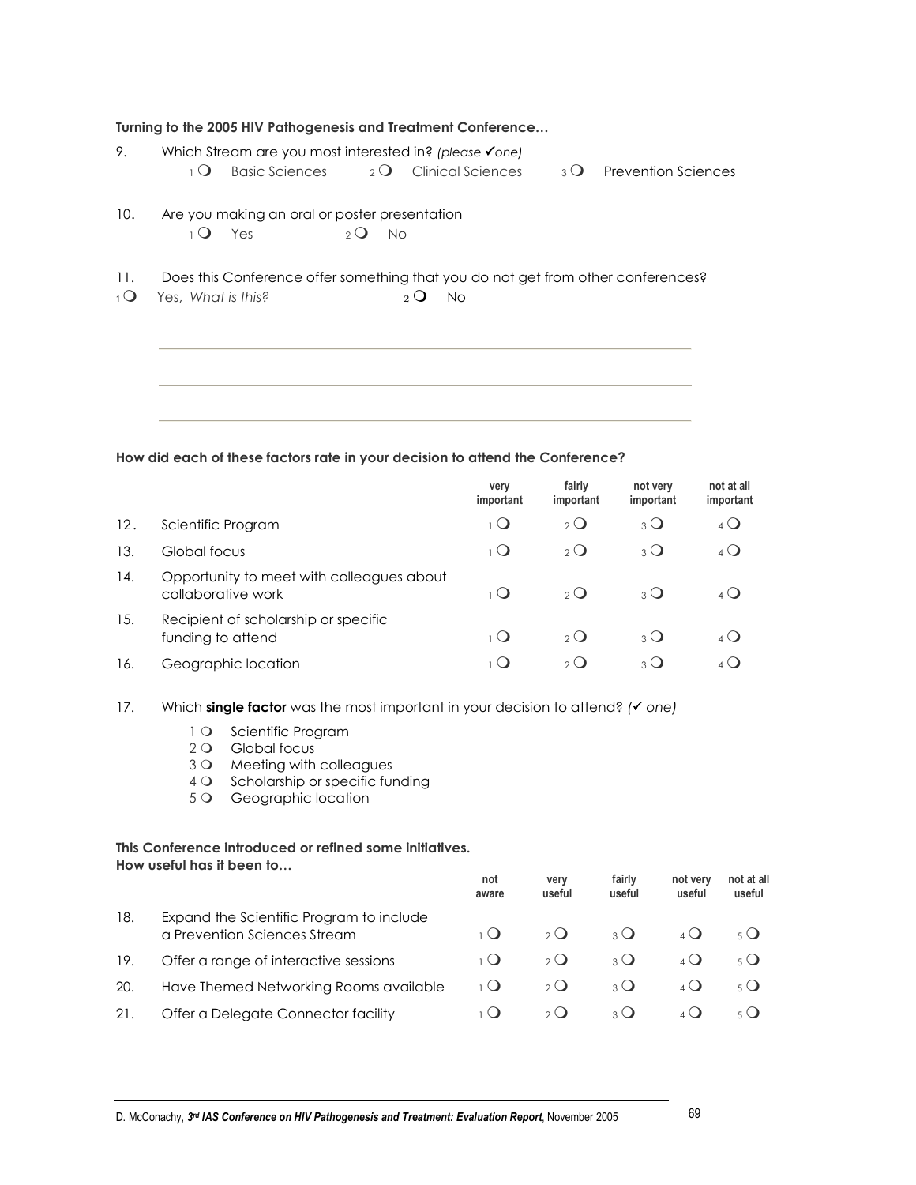**Turning to the 2005 HIV Pathogenesis and Treatment Conference…**

9. Which Stream are you most interested in? *(please ✓one)*

   1 ❍ Basic Sciences  2 ❍ Clinical Sciences  3 ❍ Prevention Sciences

10. Are you making an oral or poster presentation

   1 ❍ Yes  2 ❍ No

11. Does this Conference offer something that you do not get from other conferences?

1 ❍ Yes, *What is this?*  2 ❍ No

______________________________________________

______________________________________________

______________________________________________

**How did each of these factors rate in your decision to attend the Conference?**

| | | very important | fairly important | not very important | not at all important |
|---|---|---|---|---|---|
| 12. | Scientific Program | 1 ❍ | 2 ❍ | 3 ❍ | 4 ❍ |
| 13. | Global focus | 1 ❍ | 2 ❍ | 3 ❍ | 4 ❍ |
| 14. | Opportunity to meet with colleagues about collaborative work | 1 ❍ | 2 ❍ | 3 ❍ | 4 ❍ |
| 15. | Recipient of scholarship or specific funding to attend | 1 ❍ | 2 ❍ | 3 ❍ | 4 ❍ |
| 16. | Geographic location | 1 ❍ | 2 ❍ | 3 ❍ | 4 ❍ |

17. Which **single factor** was the most important in your decision to attend? *(✓ one)*

   1 ❍ Scientific Program
   2 ❍ Global focus
   3 ❍ Meeting with colleagues
   4 ❍ Scholarship or specific funding
   5 ❍ Geographic location

**This Conference introduced or refined some initiatives.**
**How useful has it been to…**

| | | not aware | very useful | fairly useful | not very useful | not at all useful |
|---|---|---|---|---|---|---|
| 18. | Expand the Scientific Program to include a Prevention Sciences Stream | 1 ❍ | 2 ❍ | 3 ❍ | 4 ❍ | 5 ❍ |
| 19. | Offer a range of interactive sessions | 1 ❍ | 2 ❍ | 3 ❍ | 4 ❍ | 5 ❍ |
| 20. | Have Themed Networking Rooms available | 1 ❍ | 2 ❍ | 3 ❍ | 4 ❍ | 5 ❍ |
| 21. | Offer a Delegate Connector facility | 1 ❍ | 2 ❍ | 3 ❍ | 4 ❍ | 5 ❍ |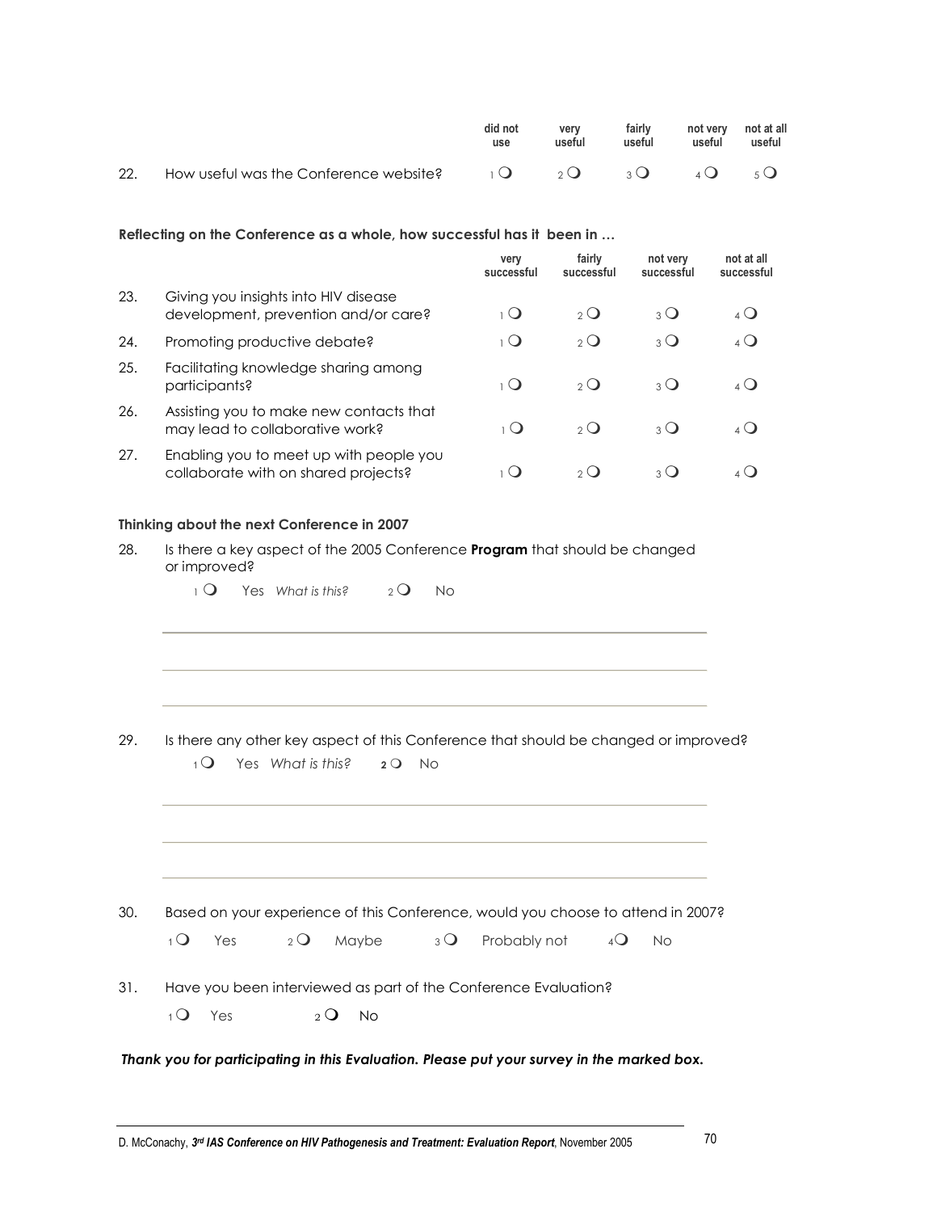| | | did not use | very useful | fairly useful | not very useful | not at all useful |
|---|---|---|---|---|---|---|
| 22. | How useful was the Conference website? | 1 ❍ | 2 ❍ | 3 ❍ | 4 ❍ | 5 ❍ |

**Reflecting on the Conference as a whole, how successful has it been in …**

| | | very successful | fairly successful | not very successful | not at all successful |
|---|---|---|---|---|---|
| 23. | Giving you insights into HIV disease development, prevention and/or care? | 1 ❍ | 2 ❍ | 3 ❍ | 4 ❍ |
| 24. | Promoting productive debate? | 1 ❍ | 2 ❍ | 3 ❍ | 4 ❍ |
| 25. | Facilitating knowledge sharing among participants? | 1 ❍ | 2 ❍ | 3 ❍ | 4 ❍ |
| 26. | Assisting you to make new contacts that may lead to collaborative work? | 1 ❍ | 2 ❍ | 3 ❍ | 4 ❍ |
| 27. | Enabling you to meet up with people you collaborate with on shared projects? | 1 ❍ | 2 ❍ | 3 ❍ | 4 ❍ |

**Thinking about the next Conference in 2007**

28. Is there a key aspect of the 2005 Conference **Program** that should be changed or improved?

    1 ❍ Yes *What is this?* 2 ❍ No

    ______________________________________________

    ______________________________________________

    ______________________________________________

29. Is there any other key aspect of this Conference that should be changed or improved?

    1 ❍ Yes *What is this?* **2** ❍ No

    ______________________________________________

    ______________________________________________

    ______________________________________________

30. Based on your experience of this Conference, would you choose to attend in 2007?

    1 ❍ Yes 2 ❍ Maybe 3 ❍ Probably not 4 ❍ No

31. Have you been interviewed as part of the Conference Evaluation?

    1 ❍ Yes 2 ❍ No

***Thank you for participating in this Evaluation. Please put your survey in the marked box.***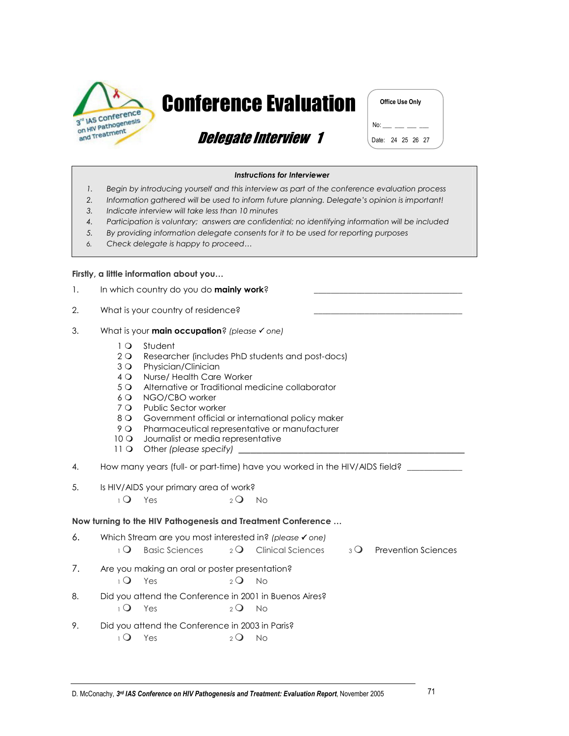3rd IAS Conference on HIV Pathogenesis and Treatment

# Conference Evaluation

## *Delegate Interview 1*

**Office Use Only**

No: ___ ___ ___ ___

Date: 24 25 26 27

***Instructions for Interviewer***

1. *Begin by introducing yourself and this interview as part of the conference evaluation process*
2. *Information gathered will be used to inform future planning. Delegate's opinion is important!*
3. *Indicate interview will take less than 10 minutes*
4. *Participation is voluntary; answers are confidential; no identifying information will be included*
5. *By providing information delegate consents for it to be used for reporting purposes*
6. *Check delegate is happy to proceed…*

**Firstly, a little information about you…**

1. In which country do you do **mainly work**? ______________________________

2. What is your country of residence? ______________________________

3. What is your **main occupation**? *(please ✓ one)*

   1 ❍ Student
   2 ❍ Researcher (includes PhD students and post-docs)
   3 ❍ Physician/Clinician
   4 ❍ Nurse/ Health Care Worker
   5 ❍ Alternative or Traditional medicine collaborator
   6 ❍ NGO/CBO worker
   7 ❍ Public Sector worker
   8 ❍ Government official or international policy maker
   9 ❍ Pharmaceutical representative or manufacturer
   10 ❍ Journalist or media representative
   11 ❍ Other *(please specify)* ______________________________

4. How many years (full- or part-time) have you worked in the HIV/AIDS field? ____________

5. Is HIV/AIDS your primary area of work?

   1 ❍ Yes  2 ❍ No

**Now turning to the HIV Pathogenesis and Treatment Conference …**

6. Which Stream are you most interested in? *(please ✓ one)*

   1 ❍ Basic Sciences  2 ❍ Clinical Sciences  3 ❍ Prevention Sciences

7. Are you making an oral or poster presentation?

   1 ❍ Yes  2 ❍ No

8. Did you attend the Conference in 2001 in Buenos Aires?

   1 ❍ Yes  2 ❍ No

9. Did you attend the Conference in 2003 in Paris?

   1 ❍ Yes  2 ❍ No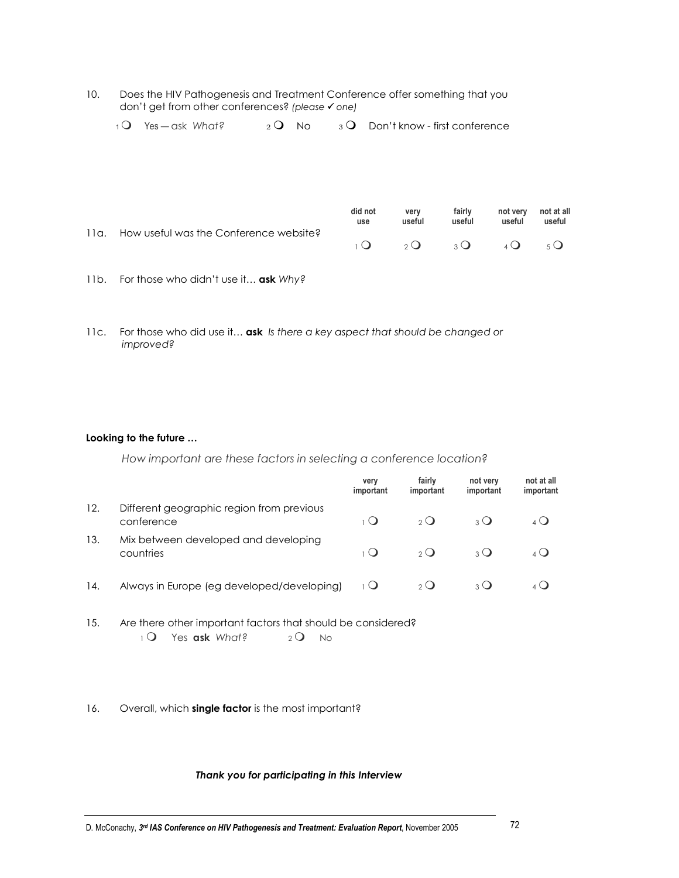10. Does the HIV Pathogenesis and Treatment Conference offer something that you don't get from other conferences? *(please ✓ one)*

   1 ❍ Yes — ask *What?*  2 ❍ No  3 ❍ Don't know - first conference

| | | did not use | very useful | fairly useful | not very useful | not at all useful |
|---|---|---|---|---|---|---|
| 11a. | How useful was the Conference website? | 1 ❍ | 2 ❍ | 3 ❍ | 4 ❍ | 5 ❍ |

11b. For those who didn't use it… **ask** *Why?*

11c. For those who did use it… **ask** *Is there a key aspect that should be changed or improved?*

**Looking to the future …**

*How important are these factors in selecting a conference location?*

| | | very important | fairly important | not very important | not at all important |
|---|---|---|---|---|---|
| 12. | Different geographic region from previous conference | 1 ❍ | 2 ❍ | 3 ❍ | 4 ❍ |
| 13. | Mix between developed and developing countries | 1 ❍ | 2 ❍ | 3 ❍ | 4 ❍ |
| 14. | Always in Europe (eg developed/developing) | 1 ❍ | 2 ❍ | 3 ❍ | 4 ❍ |

15. Are there other important factors that should be considered?

   1 ❍ Yes **ask** *What?*  2 ❍ No

16. Overall, which **single factor** is the most important?

***Thank you for participating in this Interview***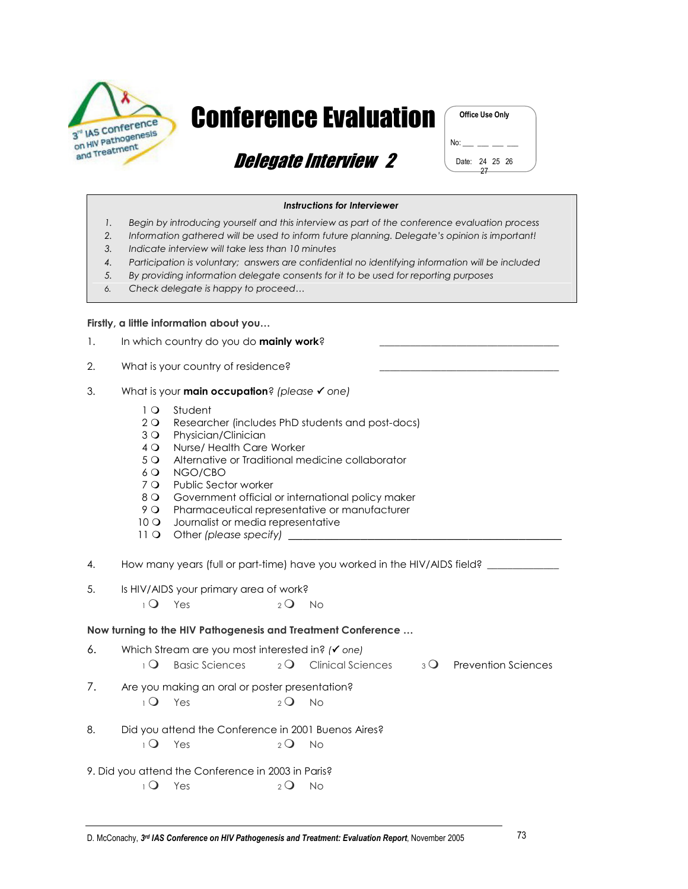# Conference Evaluation

## *Delegate Interview 2*

**Office Use Only**

No: __ __ __ __

Date: 24 25 26 27

**Instructions for Interviewer**

1. *Begin by introducing yourself and this interview as part of the conference evaluation process*
2. *Information gathered will be used to inform future planning. Delegate's opinion is important!*
3. *Indicate interview will take less than 10 minutes*
4. *Participation is voluntary; answers are confidential no identifying information will be included*
5. *By providing information delegate consents for it to be used for reporting purposes*
6. *Check delegate is happy to proceed…*

**Firstly, a little information about you…**

1. In which country do you do **mainly work**? ______________________________

2. What is your country of residence? ______________________________

3. What is your **main occupation**? *(please ✓ one)*

   1 ❍ Student
   2 ❍ Researcher (includes PhD students and post-docs)
   3 ❍ Physician/Clinician
   4 ❍ Nurse/ Health Care Worker
   5 ❍ Alternative or Traditional medicine collaborator
   6 ❍ NGO/CBO
   7 ❍ Public Sector worker
   8 ❍ Government official or international policy maker
   9 ❍ Pharmaceutical representative or manufacturer
   10 ❍ Journalist or media representative
   11 ❍ Other *(please specify)* ______________________________

4. How many years (full or part-time) have you worked in the HIV/AIDS field? ____________

5. Is HIV/AIDS your primary area of work?

   1 ❍ Yes    2 ❍ No

**Now turning to the HIV Pathogenesis and Treatment Conference …**

6. Which Stream are you most interested in? *(✓ one)*

   1 ❍ Basic Sciences    2 ❍ Clinical Sciences    3 ❍ Prevention Sciences

7. Are you making an oral or poster presentation?

   1 ❍ Yes    2 ❍ No

8. Did you attend the Conference in 2001 Buenos Aires?

   1 ❍ Yes    2 ❍ No

9. Did you attend the Conference in 2003 in Paris?

   1 ❍ Yes    2 ❍ No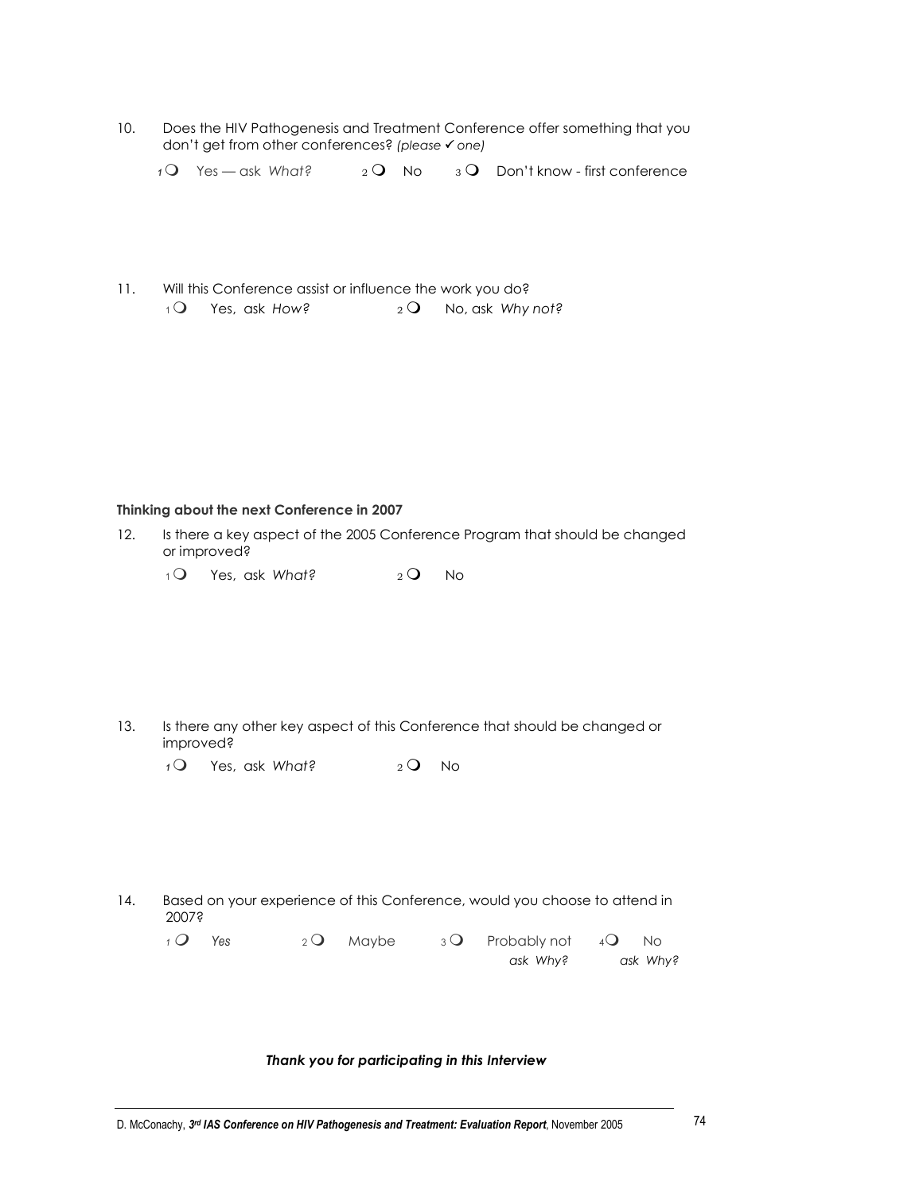10. Does the HIV Pathogenesis and Treatment Conference offer something that you don't get from other conferences? *(please ✓ one)*

    1 ❍ Yes — ask *What?* 2 ❍ No 3 ❍ Don't know - first conference

11. Will this Conference assist or influence the work you do?

    1 ❍ Yes, ask *How?* 2 ❍ No, ask *Why not?*

**Thinking about the next Conference in 2007**

12. Is there a key aspect of the 2005 Conference Program that should be changed or improved?

    1 ❍ Yes, ask *What?* 2 ❍ No

13. Is there any other key aspect of this Conference that should be changed or improved?

    1 ❍ Yes, ask *What?* 2 ❍ No

14. Based on your experience of this Conference, would you choose to attend in 2007?

    1 ❍ *Yes* 2 ❍ Maybe 3 ❍ Probably not *ask Why?* 4 ❍ No *ask Why?*

***Thank you for participating in this Interview***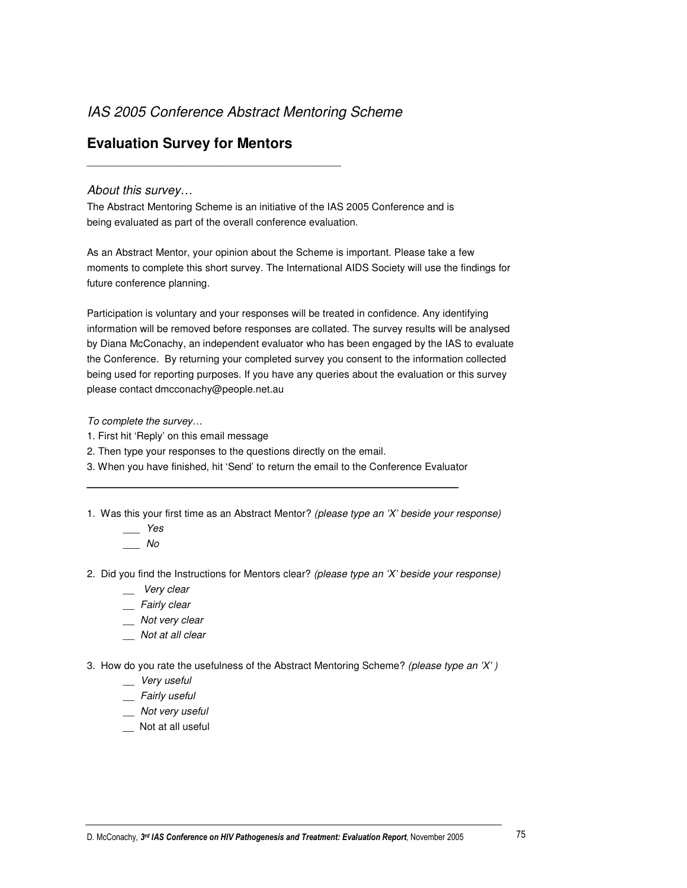*IAS 2005 Conference Abstract Mentoring Scheme*

## Evaluation Survey for Mentors

---

*About this survey…*

The Abstract Mentoring Scheme is an initiative of the IAS 2005 Conference and is being evaluated as part of the overall conference evaluation.

As an Abstract Mentor, your opinion about the Scheme is important. Please take a few moments to complete this short survey. The International AIDS Society will use the findings for future conference planning.

Participation is voluntary and your responses will be treated in confidence. Any identifying information will be removed before responses are collated. The survey results will be analysed by Diana McConachy, an independent evaluator who has been engaged by the IAS to evaluate the Conference. By returning your completed survey you consent to the information collected being used for reporting purposes. If you have any queries about the evaluation or this survey please contact dmcconachy@people.net.au

*To complete the survey…*

1. First hit 'Reply' on this email message
2. Then type your responses to the questions directly on the email.
3. When you have finished, hit 'Send' to return the email to the Conference Evaluator

---

1. Was this your first time as an Abstract Mentor? *(please type an 'X' beside your response)*
   ___ *Yes*
   ___ *No*

2. Did you find the Instructions for Mentors clear? *(please type an 'X' beside your response)*
   __ *Very clear*
   __ *Fairly clear*
   __ *Not very clear*
   __ *Not at all clear*

3. How do you rate the usefulness of the Abstract Mentoring Scheme? *(please type an 'X' )*
   __ *Very useful*
   __ *Fairly useful*
   __ *Not very useful*
   __ Not at all useful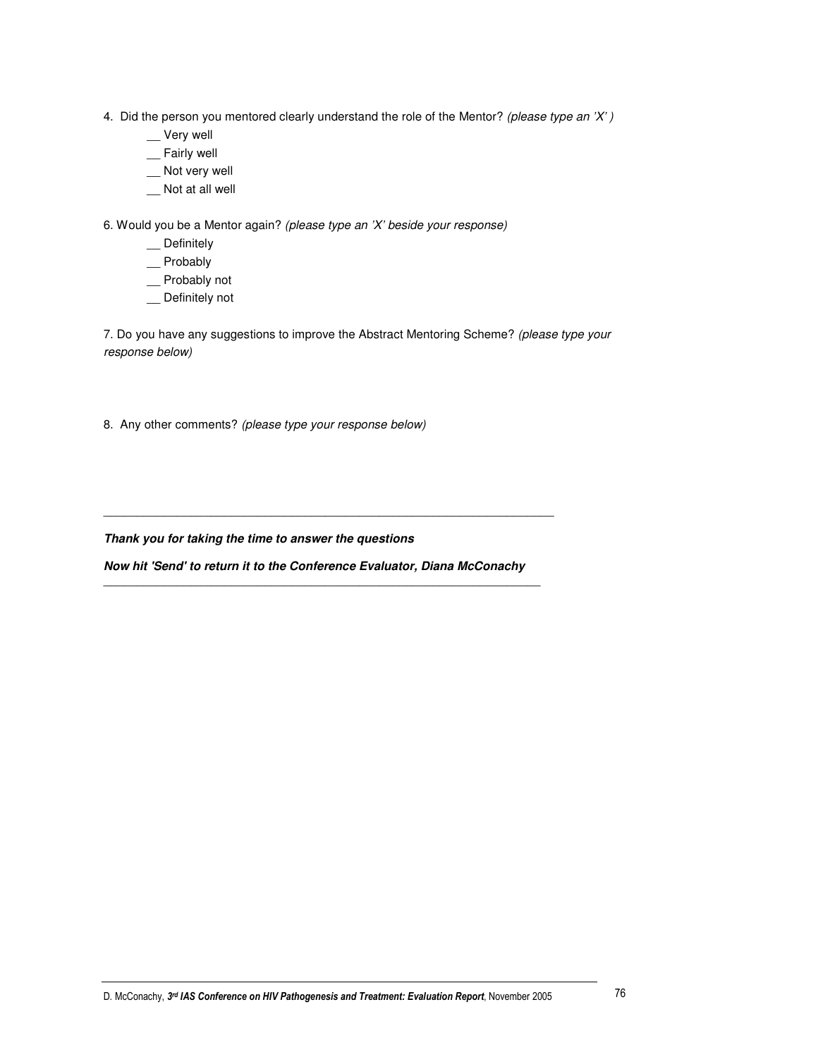4. Did the person you mentored clearly understand the role of the Mentor? *(please type an 'X' )*

__ Very well
__ Fairly well
__ Not very well
__ Not at all well

6. Would you be a Mentor again? *(please type an 'X' beside your response)*

__ Definitely
__ Probably
__ Probably not
__ Definitely not

7. Do you have any suggestions to improve the Abstract Mentoring Scheme? *(please type your response below)*

8. Any other comments? *(please type your response below)*

---

***Thank you for taking the time to answer the questions***

***Now hit 'Send' to return it to the Conference Evaluator, Diana McConachy***

---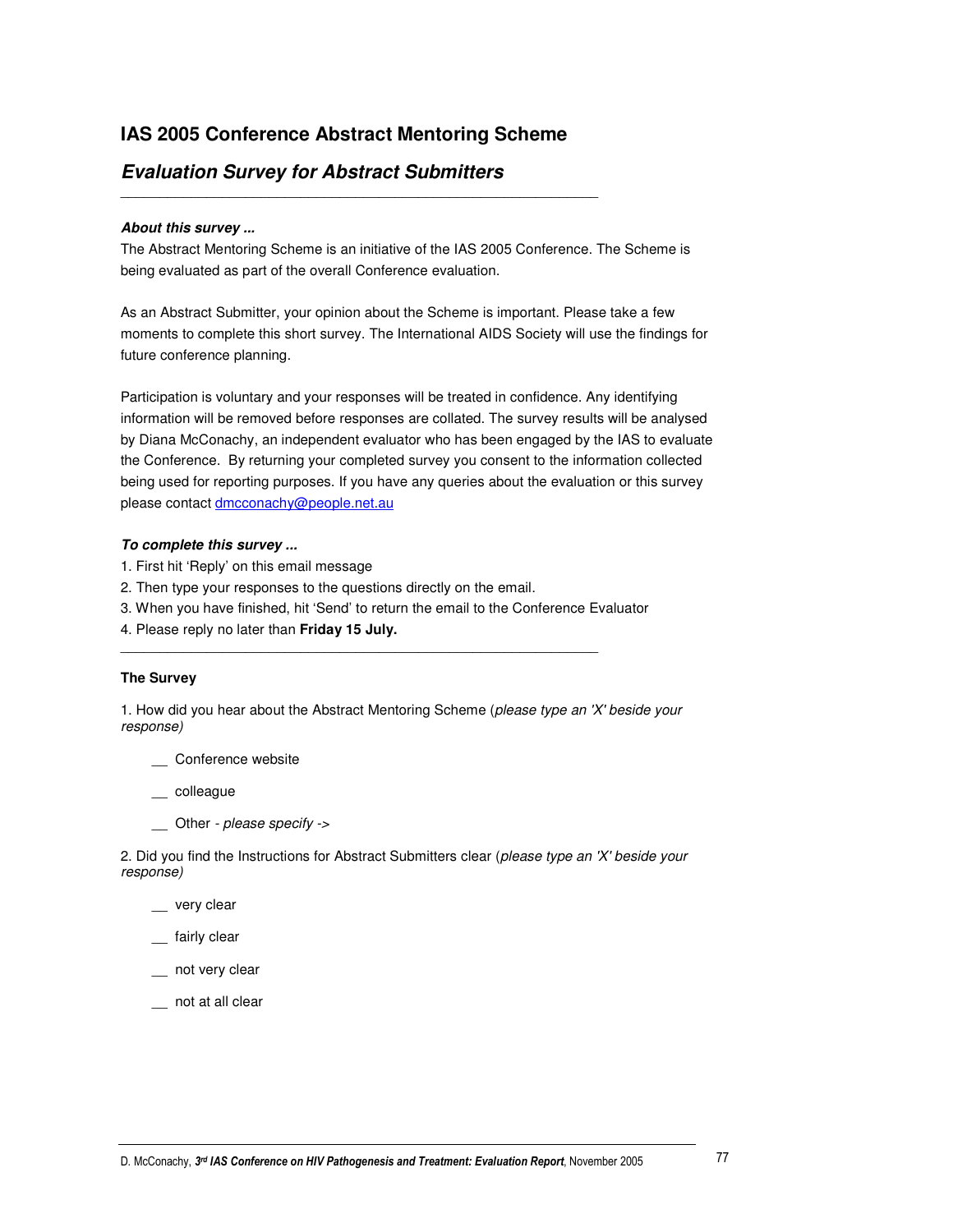## IAS 2005 Conference Abstract Mentoring Scheme

### *Evaluation Survey for Abstract Submitters*

---

***About this survey ...***

The Abstract Mentoring Scheme is an initiative of the IAS 2005 Conference. The Scheme is being evaluated as part of the overall Conference evaluation.

As an Abstract Submitter, your opinion about the Scheme is important. Please take a few moments to complete this short survey. The International AIDS Society will use the findings for future conference planning.

Participation is voluntary and your responses will be treated in confidence. Any identifying information will be removed before responses are collated. The survey results will be analysed by Diana McConachy, an independent evaluator who has been engaged by the IAS to evaluate the Conference. By returning your completed survey you consent to the information collected being used for reporting purposes. If you have any queries about the evaluation or this survey please contact dmcconachy@people.net.au

***To complete this survey ...***

1. First hit 'Reply' on this email message
2. Then type your responses to the questions directly on the email.
3. When you have finished, hit 'Send' to return the email to the Conference Evaluator
4. Please reply no later than **Friday 15 July.**

---

**The Survey**

1. How did you hear about the Abstract Mentoring Scheme (*please type an 'X' beside your response)*

   __ Conference website

   __ colleague

   __ Other - *please specify ->*

2. Did you find the Instructions for Abstract Submitters clear (*please type an 'X' beside your response)*

   __ very clear

   __ fairly clear

   __ not very clear

   __ not at all clear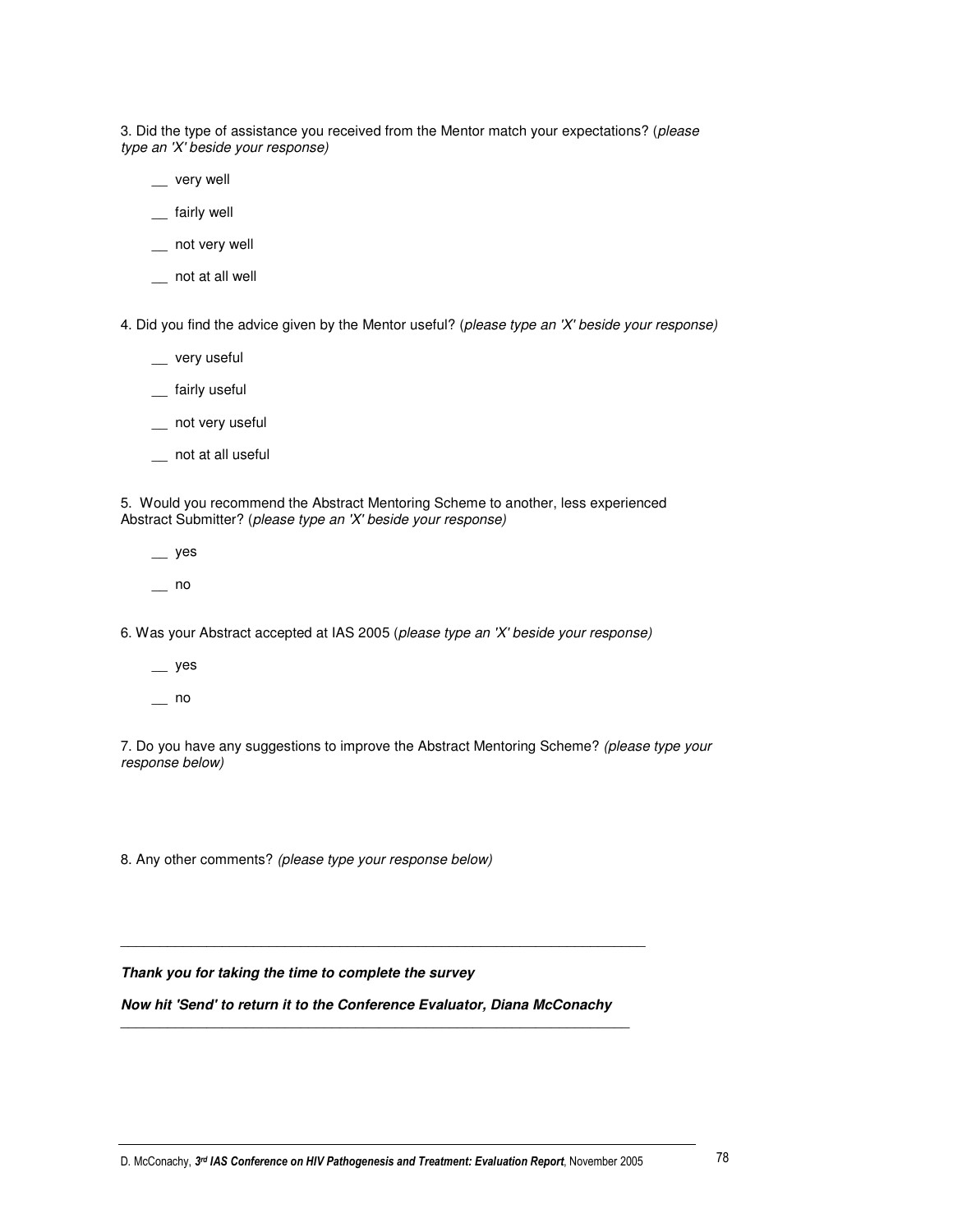3. Did the type of assistance you received from the Mentor match your expectations? (*please type an 'X' beside your response)*

__ very well

__ fairly well

__ not very well

__ not at all well

4. Did you find the advice given by the Mentor useful? (*please type an 'X' beside your response)*

__ very useful

__ fairly useful

__ not very useful

__ not at all useful

5. Would you recommend the Abstract Mentoring Scheme to another, less experienced Abstract Submitter? (*please type an 'X' beside your response)*

__ yes

__ no

6. Was your Abstract accepted at IAS 2005 (*please type an 'X' beside your response)*

__ yes

__ no

7. Do you have any suggestions to improve the Abstract Mentoring Scheme? *(please type your response below)*

8. Any other comments? *(please type your response below)*

---

***Thank you for taking the time to complete the survey***

***Now hit 'Send' to return it to the Conference Evaluator, Diana McConachy***

---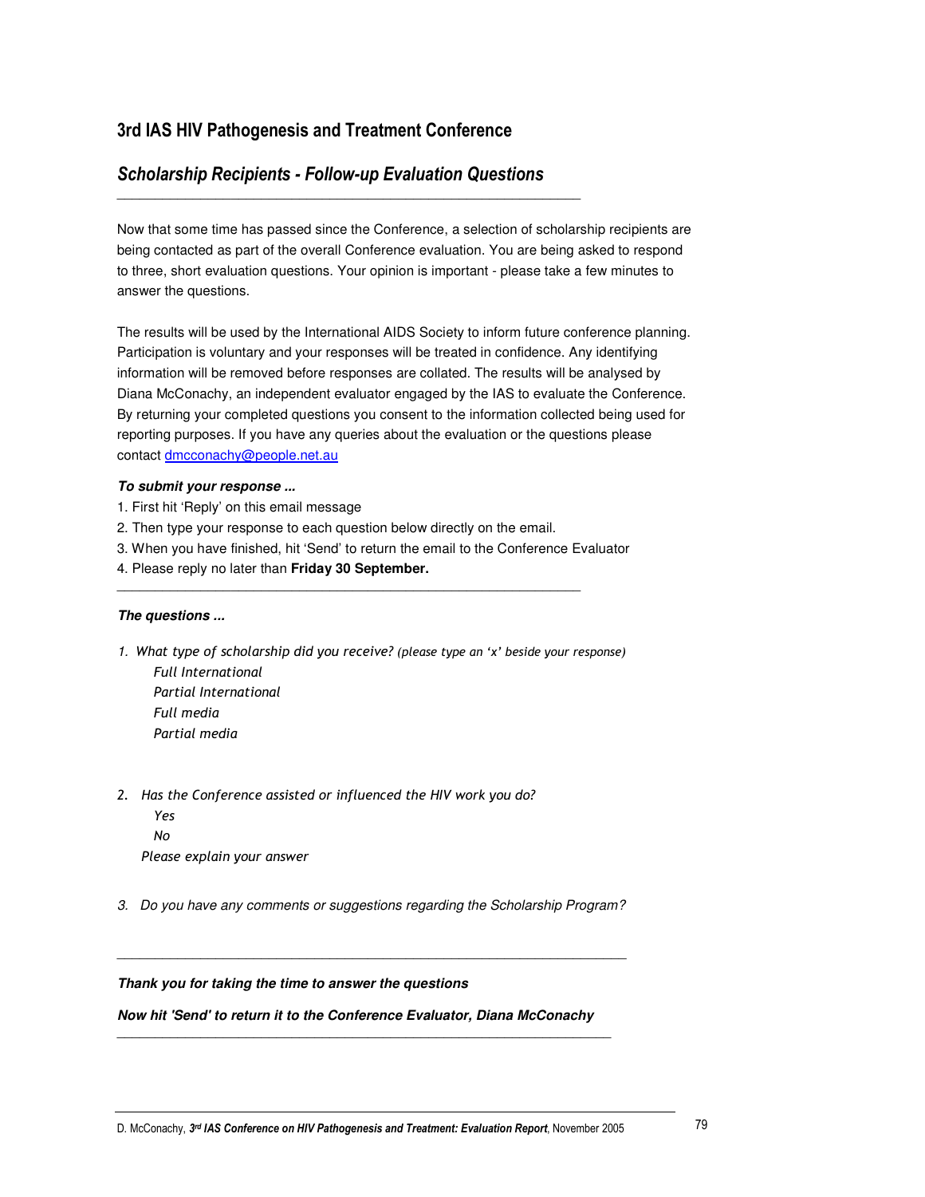## 3rd IAS HIV Pathogenesis and Treatment Conference

### *Scholarship Recipients - Follow-up Evaluation Questions*

---

Now that some time has passed since the Conference, a selection of scholarship recipients are being contacted as part of the overall Conference evaluation. You are being asked to respond to three, short evaluation questions. Your opinion is important - please take a few minutes to answer the questions.

The results will be used by the International AIDS Society to inform future conference planning. Participation is voluntary and your responses will be treated in confidence. Any identifying information will be removed before responses are collated. The results will be analysed by Diana McConachy, an independent evaluator engaged by the IAS to evaluate the Conference. By returning your completed questions you consent to the information collected being used for reporting purposes. If you have any queries about the evaluation or the questions please contact dmcconachy@people.net.au

***To submit your response ...***

1. First hit 'Reply' on this email message
2. Then type your response to each question below directly on the email.
3. When you have finished, hit 'Send' to return the email to the Conference Evaluator
4. Please reply no later than **Friday 30 September.**

---

***The questions ...***

1. *What type of scholarship did you receive? (please type an 'x' beside your response)*
   - *Full International*
   - *Partial International*
   - *Full media*
   - *Partial media*

2. *Has the Conference assisted or influenced the HIV work you do?*
   - *Yes*
   - *No*

   *Please explain your answer*

3. *Do you have any comments or suggestions regarding the Scholarship Program?*

---

***Thank you for taking the time to answer the questions***

***Now hit 'Send' to return it to the Conference Evaluator, Diana McConachy***

---